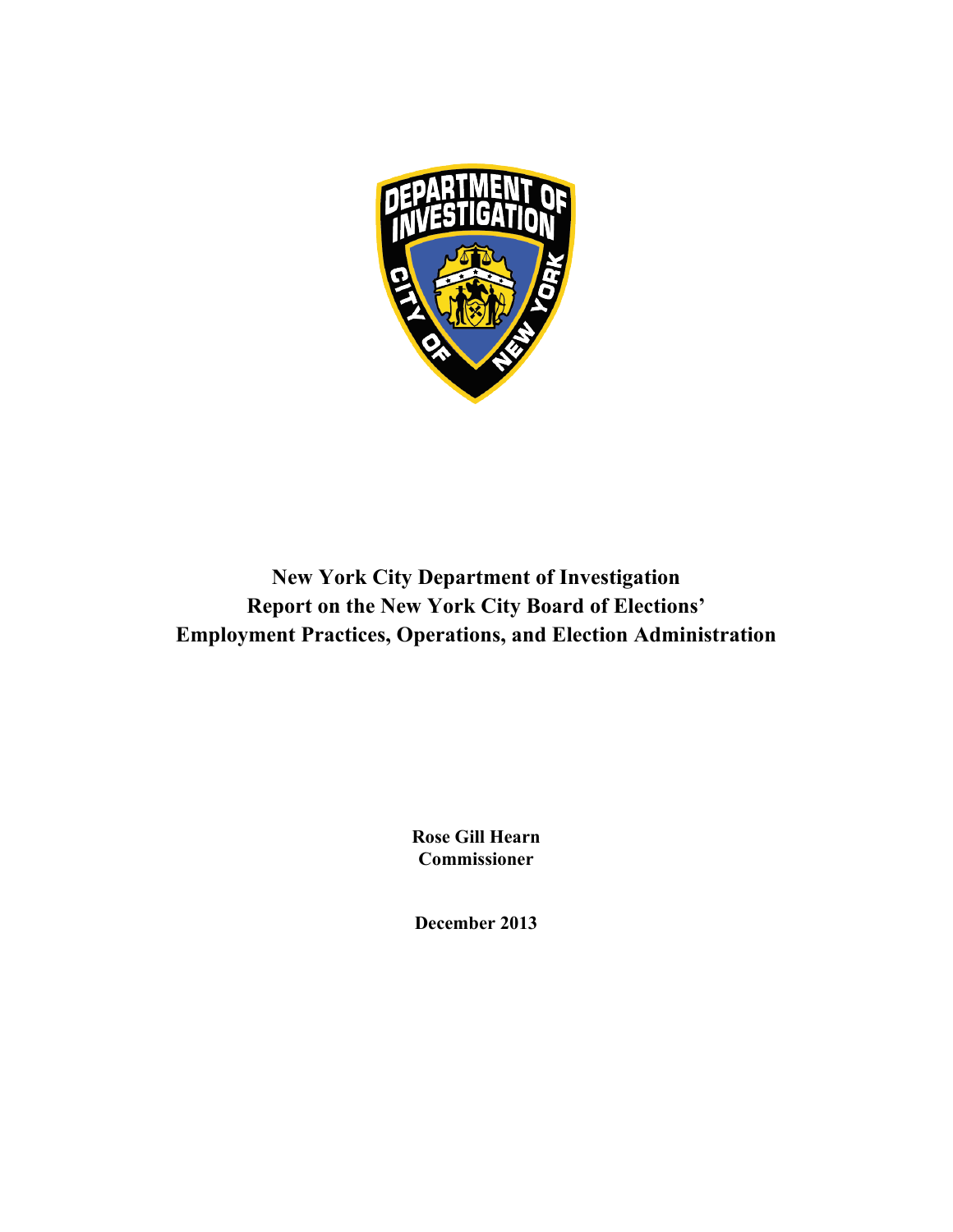# New York City Department of Investigation
# Report on the New York City Board of Elections' Employment Practices, Operations, and Election Administration

**Rose Gill Hearn**
**Commissioner**

**December 2013**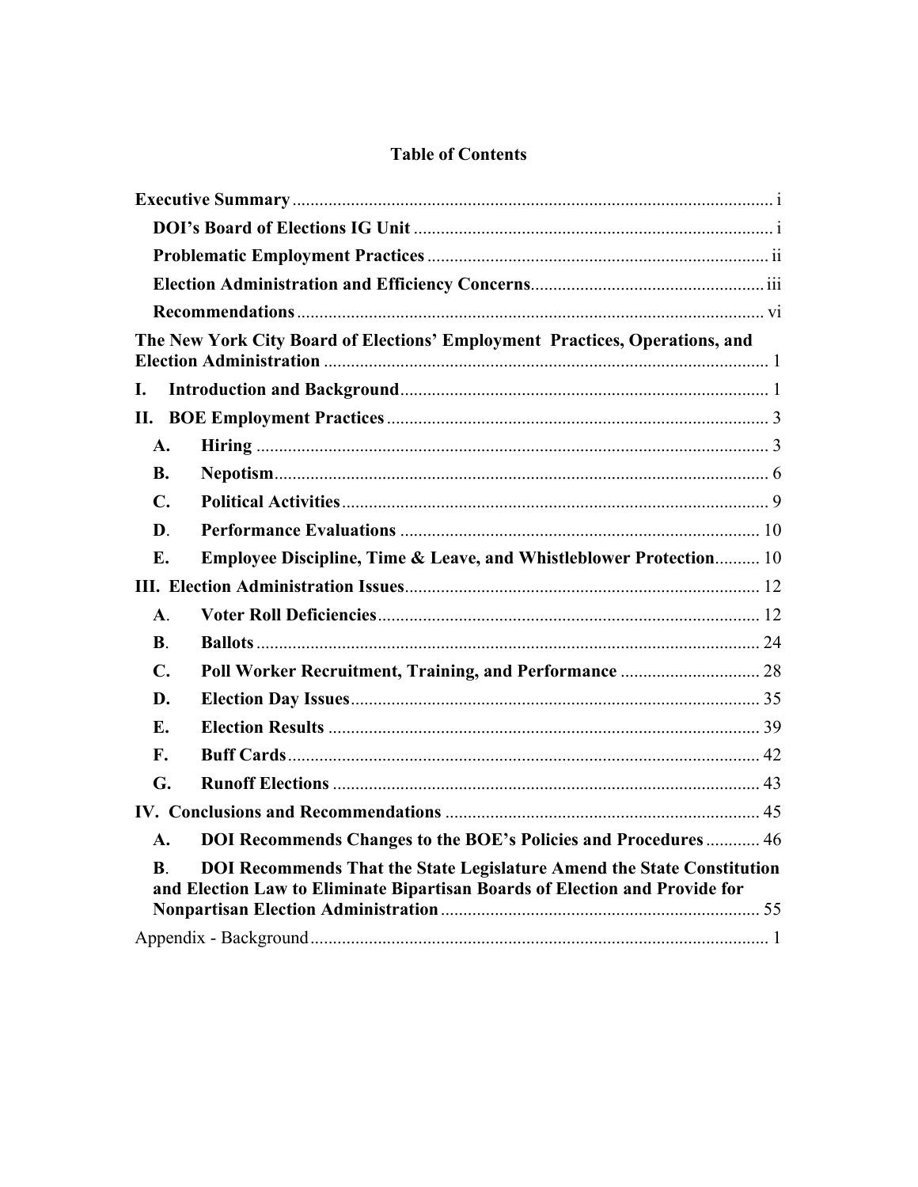# Table of Contents

**Executive Summary** ..... i

**DOI's Board of Elections IG Unit** ..... i

**Problematic Employment Practices** ..... ii

**Election Administration and Efficiency Concerns** ..... iii

**Recommendations** ..... vi

**The New York City Board of Elections' Employment Practices, Operations, and Election Administration** ..... 1

**I. Introduction and Background** ..... 1

**II. BOE Employment Practices** ..... 3

**A. Hiring** ..... 3

**B. Nepotism** ..... 6

**C. Political Activities** ..... 9

**D. Performance Evaluations** ..... 10

**E. Employee Discipline, Time & Leave, and Whistleblower Protection** ..... 10

**III. Election Administration Issues** ..... 12

**A. Voter Roll Deficiencies** ..... 12

**B. Ballots** ..... 24

**C. Poll Worker Recruitment, Training, and Performance** ..... 28

**D. Election Day Issues** ..... 35

**E. Election Results** ..... 39

**F. Buff Cards** ..... 42

**G. Runoff Elections** ..... 43

**IV. Conclusions and Recommendations** ..... 45

**A. DOI Recommends Changes to the BOE's Policies and Procedures** ..... 46

**B. DOI Recommends That the State Legislature Amend the State Constitution and Election Law to Eliminate Bipartisan Boards of Election and Provide for Nonpartisan Election Administration** ..... 55

Appendix - Background ..... 1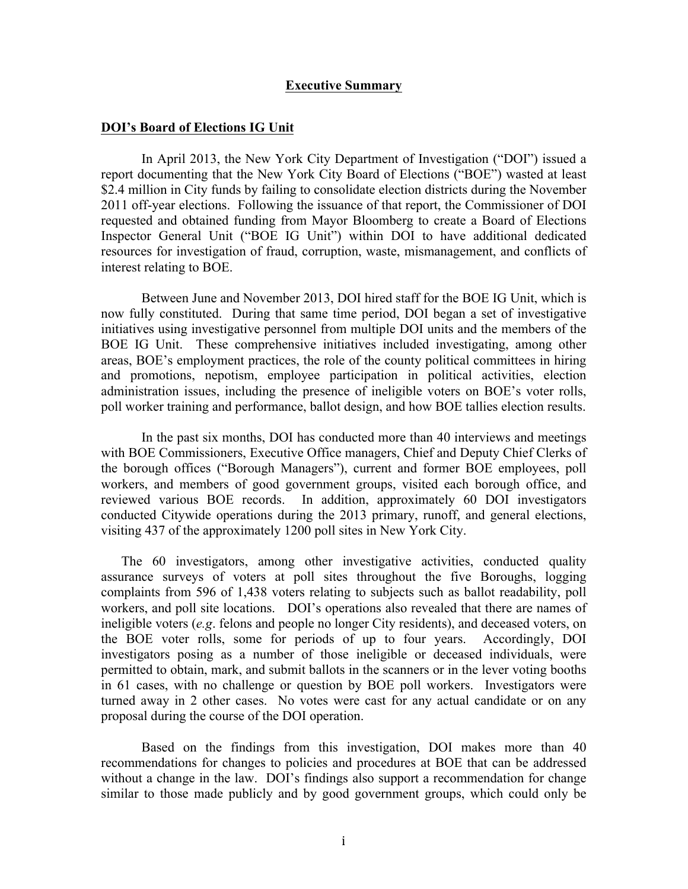# Executive Summary

## DOI's Board of Elections IG Unit

In April 2013, the New York City Department of Investigation ("DOI") issued a report documenting that the New York City Board of Elections ("BOE") wasted at least $2.4 million in City funds by failing to consolidate election districts during the November 2011 off-year elections. Following the issuance of that report, the Commissioner of DOI requested and obtained funding from Mayor Bloomberg to create a Board of Elections Inspector General Unit ("BOE IG Unit") within DOI to have additional dedicated resources for investigation of fraud, corruption, waste, mismanagement, and conflicts of interest relating to BOE.

Between June and November 2013, DOI hired staff for the BOE IG Unit, which is now fully constituted. During that same time period, DOI began a set of investigative initiatives using investigative personnel from multiple DOI units and the members of the BOE IG Unit. These comprehensive initiatives included investigating, among other areas, BOE's employment practices, the role of the county political committees in hiring and promotions, nepotism, employee participation in political activities, election administration issues, including the presence of ineligible voters on BOE's voter rolls, poll worker training and performance, ballot design, and how BOE tallies election results.

In the past six months, DOI has conducted more than 40 interviews and meetings with BOE Commissioners, Executive Office managers, Chief and Deputy Chief Clerks of the borough offices ("Borough Managers"), current and former BOE employees, poll workers, and members of good government groups, visited each borough office, and reviewed various BOE records. In addition, approximately 60 DOI investigators conducted Citywide operations during the 2013 primary, runoff, and general elections, visiting 437 of the approximately 1200 poll sites in New York City.

The 60 investigators, among other investigative activities, conducted quality assurance surveys of voters at poll sites throughout the five Boroughs, logging complaints from 596 of 1,438 voters relating to subjects such as ballot readability, poll workers, and poll site locations. DOI's operations also revealed that there are names of ineligible voters (*e.g.* felons and people no longer City residents), and deceased voters, on the BOE voter rolls, some for periods of up to four years. Accordingly, DOI investigators posing as a number of those ineligible or deceased individuals, were permitted to obtain, mark, and submit ballots in the scanners or in the lever voting booths in 61 cases, with no challenge or question by BOE poll workers. Investigators were turned away in 2 other cases. No votes were cast for any actual candidate or on any proposal during the course of the DOI operation.

Based on the findings from this investigation, DOI makes more than 40 recommendations for changes to policies and procedures at BOE that can be addressed without a change in the law. DOI's findings also support a recommendation for change similar to those made publicly and by good government groups, which could only be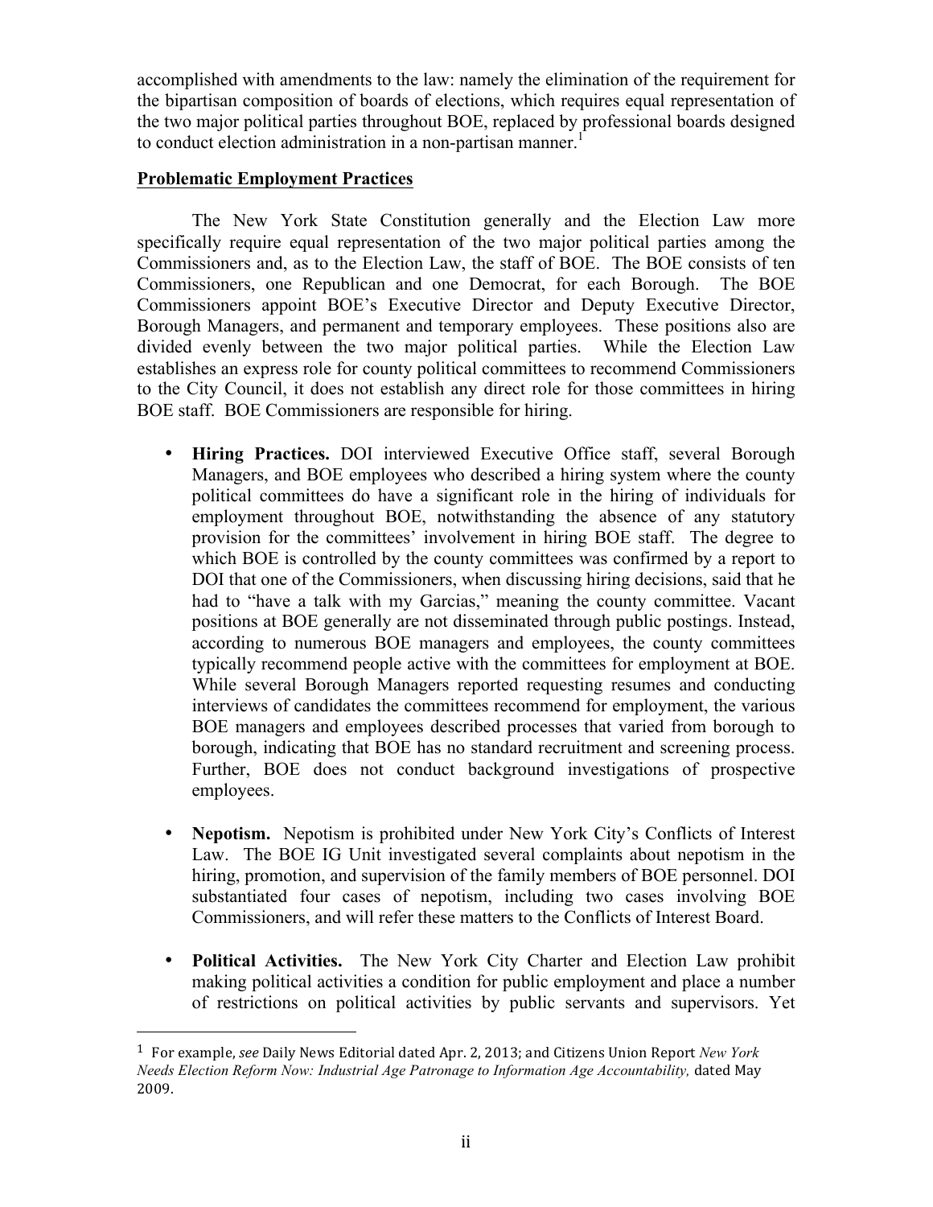accomplished with amendments to the law: namely the elimination of the requirement for the bipartisan composition of boards of elections, which requires equal representation of the two major political parties throughout BOE, replaced by professional boards designed to conduct election administration in a non-partisan manner.[1]

**Problematic Employment Practices**

The New York State Constitution generally and the Election Law more specifically require equal representation of the two major political parties among the Commissioners and, as to the Election Law, the staff of BOE. The BOE consists of ten Commissioners, one Republican and one Democrat, for each Borough. The BOE Commissioners appoint BOE's Executive Director and Deputy Executive Director, Borough Managers, and permanent and temporary employees. These positions also are divided evenly between the two major political parties. While the Election Law establishes an express role for county political committees to recommend Commissioners to the City Council, it does not establish any direct role for those committees in hiring BOE staff. BOE Commissioners are responsible for hiring.

- **Hiring Practices.** DOI interviewed Executive Office staff, several Borough Managers, and BOE employees who described a hiring system where the county political committees do have a significant role in the hiring of individuals for employment throughout BOE, notwithstanding the absence of any statutory provision for the committees' involvement in hiring BOE staff. The degree to which BOE is controlled by the county committees was confirmed by a report to DOI that one of the Commissioners, when discussing hiring decisions, said that he had to "have a talk with my Garcias," meaning the county committee. Vacant positions at BOE generally are not disseminated through public postings. Instead, according to numerous BOE managers and employees, the county committees typically recommend people active with the committees for employment at BOE. While several Borough Managers reported requesting resumes and conducting interviews of candidates the committees recommend for employment, the various BOE managers and employees described processes that varied from borough to borough, indicating that BOE has no standard recruitment and screening process. Further, BOE does not conduct background investigations of prospective employees.

- **Nepotism.** Nepotism is prohibited under New York City's Conflicts of Interest Law. The BOE IG Unit investigated several complaints about nepotism in the hiring, promotion, and supervision of the family members of BOE personnel. DOI substantiated four cases of nepotism, including two cases involving BOE Commissioners, and will refer these matters to the Conflicts of Interest Board.

- **Political Activities.** The New York City Charter and Election Law prohibit making political activities a condition for public employment and place a number of restrictions on political activities by public servants and supervisors. Yet

---

[1] For example, *see* Daily News Editorial dated Apr. 2, 2013; and Citizens Union Report *New York Needs Election Reform Now: Industrial Age Patronage to Information Age Accountability,* dated May 2009.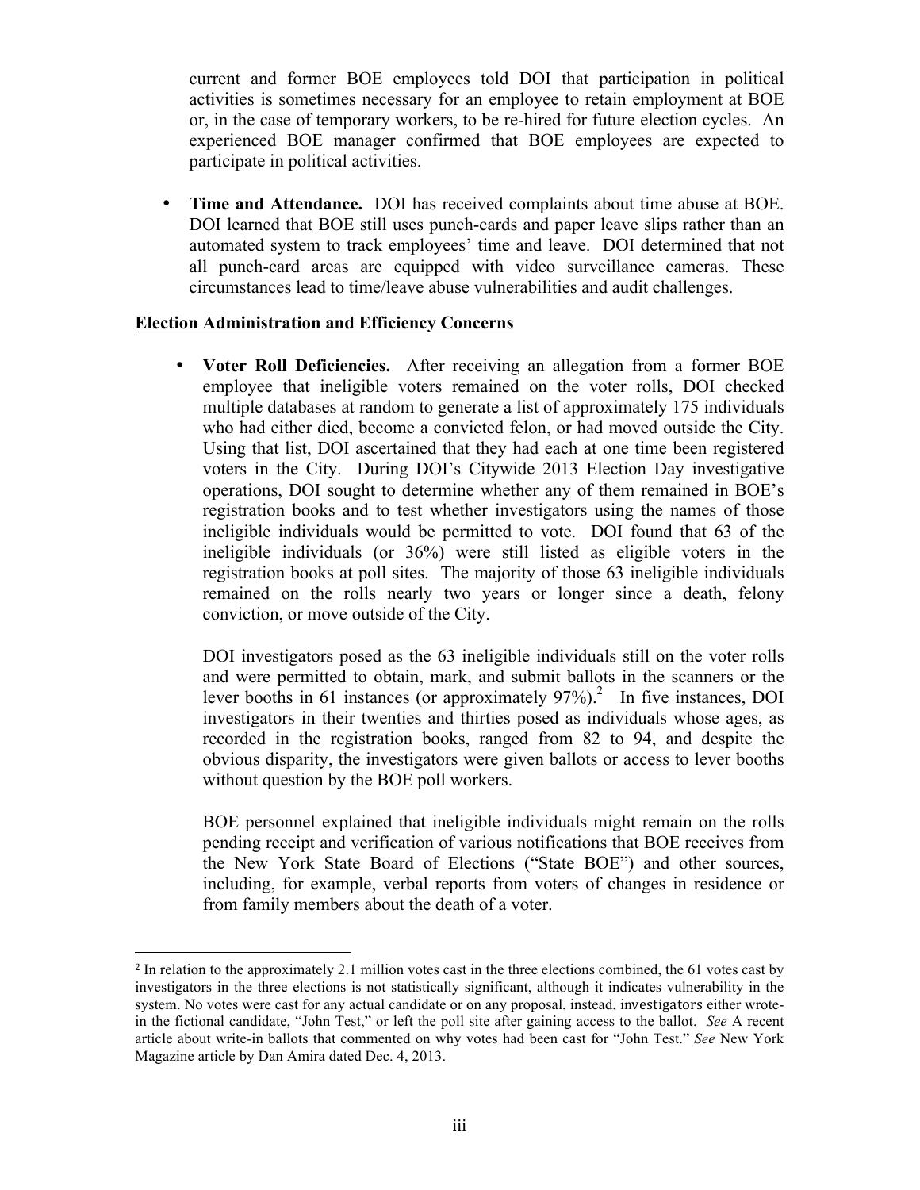current and former BOE employees told DOI that participation in political activities is sometimes necessary for an employee to retain employment at BOE or, in the case of temporary workers, to be re-hired for future election cycles. An experienced BOE manager confirmed that BOE employees are expected to participate in political activities.

- **Time and Attendance.** DOI has received complaints about time abuse at BOE. DOI learned that BOE still uses punch-cards and paper leave slips rather than an automated system to track employees' time and leave. DOI determined that not all punch-card areas are equipped with video surveillance cameras. These circumstances lead to time/leave abuse vulnerabilities and audit challenges.

**Election Administration and Efficiency Concerns**

- **Voter Roll Deficiencies.** After receiving an allegation from a former BOE employee that ineligible voters remained on the voter rolls, DOI checked multiple databases at random to generate a list of approximately 175 individuals who had either died, become a convicted felon, or had moved outside the City. Using that list, DOI ascertained that they had each at one time been registered voters in the City. During DOI's Citywide 2013 Election Day investigative operations, DOI sought to determine whether any of them remained in BOE's registration books and to test whether investigators using the names of those ineligible individuals would be permitted to vote. DOI found that 63 of the ineligible individuals (or 36%) were still listed as eligible voters in the registration books at poll sites. The majority of those 63 ineligible individuals remained on the rolls nearly two years or longer since a death, felony conviction, or move outside of the City.

  DOI investigators posed as the 63 ineligible individuals still on the voter rolls and were permitted to obtain, mark, and submit ballots in the scanners or the lever booths in 61 instances (or approximately 97%).[2] In five instances, DOI investigators in their twenties and thirties posed as individuals whose ages, as recorded in the registration books, ranged from 82 to 94, and despite the obvious disparity, the investigators were given ballots or access to lever booths without question by the BOE poll workers.

  BOE personnel explained that ineligible individuals might remain on the rolls pending receipt and verification of various notifications that BOE receives from the New York State Board of Elections ("State BOE") and other sources, including, for example, verbal reports from voters of changes in residence or from family members about the death of a voter.

---

[2] In relation to the approximately 2.1 million votes cast in the three elections combined, the 61 votes cast by investigators in the three elections is not statistically significant, although it indicates vulnerability in the system. No votes were cast for any actual candidate or on any proposal, instead, investigators either wrote-in the fictional candidate, "John Test," or left the poll site after gaining access to the ballot. *See* A recent article about write-in ballots that commented on why votes had been cast for "John Test." *See* New York Magazine article by Dan Amira dated Dec. 4, 2013.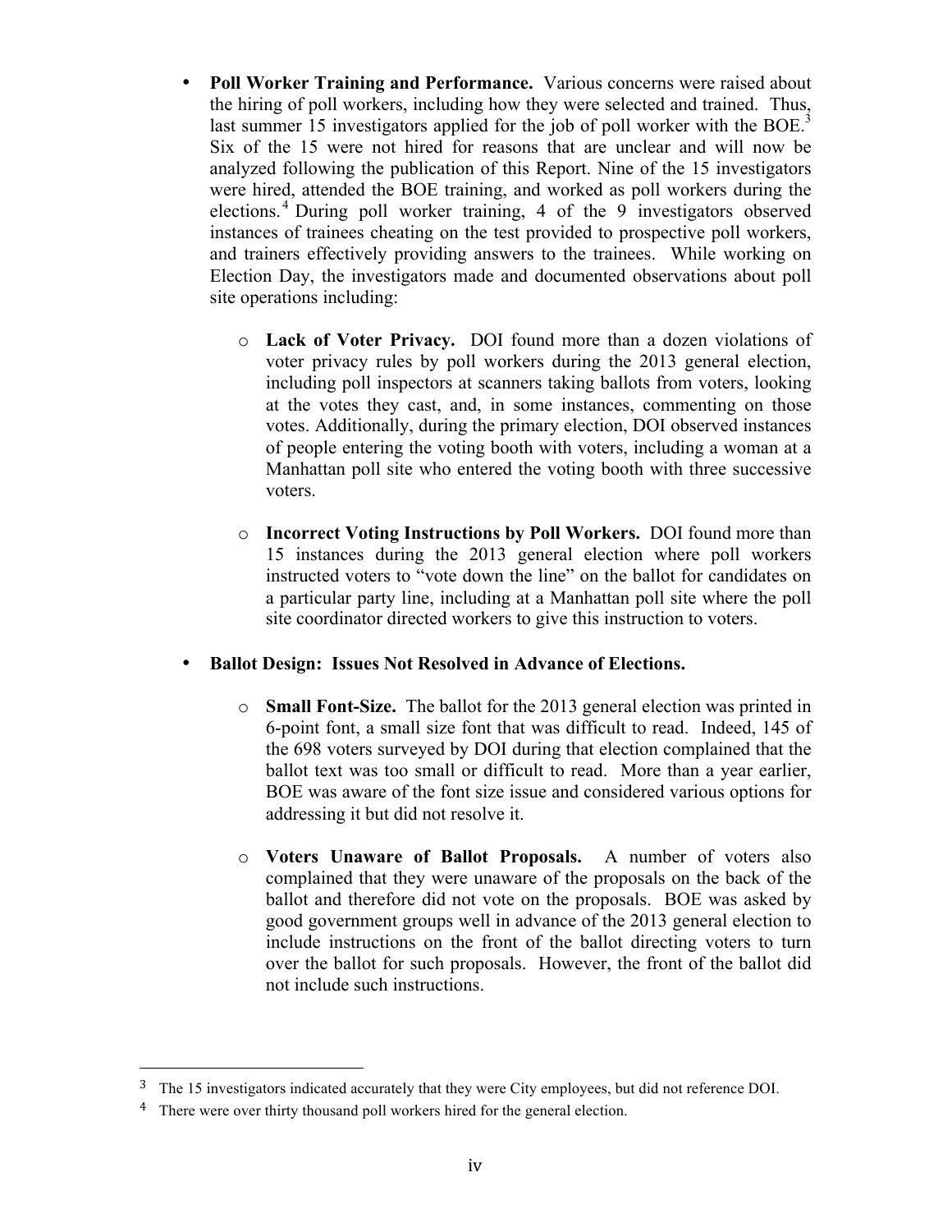- **Poll Worker Training and Performance.** Various concerns were raised about the hiring of poll workers, including how they were selected and trained. Thus, last summer 15 investigators applied for the job of poll worker with the BOE.[3] Six of the 15 were not hired for reasons that are unclear and will now be analyzed following the publication of this Report. Nine of the 15 investigators were hired, attended the BOE training, and worked as poll workers during the elections.[4] During poll worker training, 4 of the 9 investigators observed instances of trainees cheating on the test provided to prospective poll workers, and trainers effectively providing answers to the trainees. While working on Election Day, the investigators made and documented observations about poll site operations including:

    - **Lack of Voter Privacy.** DOI found more than a dozen violations of voter privacy rules by poll workers during the 2013 general election, including poll inspectors at scanners taking ballots from voters, looking at the votes they cast, and, in some instances, commenting on those votes. Additionally, during the primary election, DOI observed instances of people entering the voting booth with voters, including a woman at a Manhattan poll site who entered the voting booth with three successive voters.

    - **Incorrect Voting Instructions by Poll Workers.** DOI found more than 15 instances during the 2013 general election where poll workers instructed voters to "vote down the line" on the ballot for candidates on a particular party line, including at a Manhattan poll site where the poll site coordinator directed workers to give this instruction to voters.

- **Ballot Design: Issues Not Resolved in Advance of Elections.**

    - **Small Font-Size.** The ballot for the 2013 general election was printed in 6-point font, a small size font that was difficult to read. Indeed, 145 of the 698 voters surveyed by DOI during that election complained that the ballot text was too small or difficult to read. More than a year earlier, BOE was aware of the font size issue and considered various options for addressing it but did not resolve it.

    - **Voters Unaware of Ballot Proposals.** A number of voters also complained that they were unaware of the proposals on the back of the ballot and therefore did not vote on the proposals. BOE was asked by good government groups well in advance of the 2013 general election to include instructions on the front of the ballot directing voters to turn over the ballot for such proposals. However, the front of the ballot did not include such instructions.

---

[3] The 15 investigators indicated accurately that they were City employees, but did not reference DOI.

[4] There were over thirty thousand poll workers hired for the general election.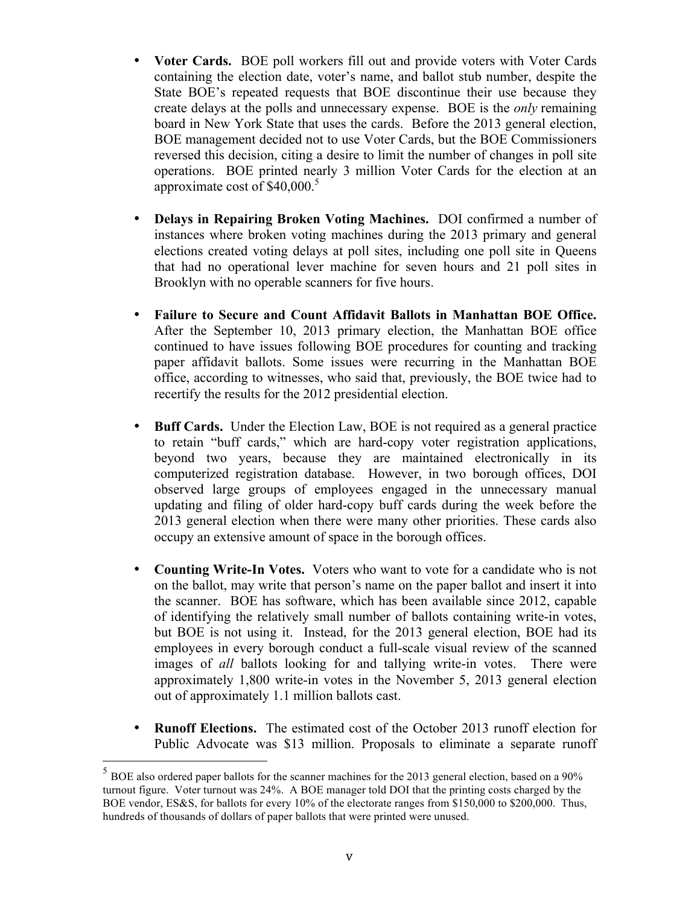- **Voter Cards.** BOE poll workers fill out and provide voters with Voter Cards containing the election date, voter's name, and ballot stub number, despite the State BOE's repeated requests that BOE discontinue their use because they create delays at the polls and unnecessary expense. BOE is the *only* remaining board in New York State that uses the cards. Before the 2013 general election, BOE management decided not to use Voter Cards, but the BOE Commissioners reversed this decision, citing a desire to limit the number of changes in poll site operations. BOE printed nearly 3 million Voter Cards for the election at an approximate cost of $40,000.[5]

- **Delays in Repairing Broken Voting Machines.** DOI confirmed a number of instances where broken voting machines during the 2013 primary and general elections created voting delays at poll sites, including one poll site in Queens that had no operational lever machine for seven hours and 21 poll sites in Brooklyn with no operable scanners for five hours.

- **Failure to Secure and Count Affidavit Ballots in Manhattan BOE Office.** After the September 10, 2013 primary election, the Manhattan BOE office continued to have issues following BOE procedures for counting and tracking paper affidavit ballots. Some issues were recurring in the Manhattan BOE office, according to witnesses, who said that, previously, the BOE twice had to recertify the results for the 2012 presidential election.

- **Buff Cards.** Under the Election Law, BOE is not required as a general practice to retain "buff cards," which are hard-copy voter registration applications, beyond two years, because they are maintained electronically in its computerized registration database. However, in two borough offices, DOI observed large groups of employees engaged in the unnecessary manual updating and filing of older hard-copy buff cards during the week before the 2013 general election when there were many other priorities. These cards also occupy an extensive amount of space in the borough offices.

- **Counting Write-In Votes.** Voters who want to vote for a candidate who is not on the ballot, may write that person's name on the paper ballot and insert it into the scanner. BOE has software, which has been available since 2012, capable of identifying the relatively small number of ballots containing write-in votes, but BOE is not using it. Instead, for the 2013 general election, BOE had its employees in every borough conduct a full-scale visual review of the scanned images of *all* ballots looking for and tallying write-in votes. There were approximately 1,800 write-in votes in the November 5, 2013 general election out of approximately 1.1 million ballots cast.

- **Runoff Elections.** The estimated cost of the October 2013 runoff election for Public Advocate was $13 million. Proposals to eliminate a separate runoff

---

[5] BOE also ordered paper ballots for the scanner machines for the 2013 general election, based on a 90% turnout figure. Voter turnout was 24%. A BOE manager told DOI that the printing costs charged by the BOE vendor, ES&S, for ballots for every 10% of the electorate ranges from $150,000 to $200,000. Thus, hundreds of thousands of dollars of paper ballots that were printed were unused.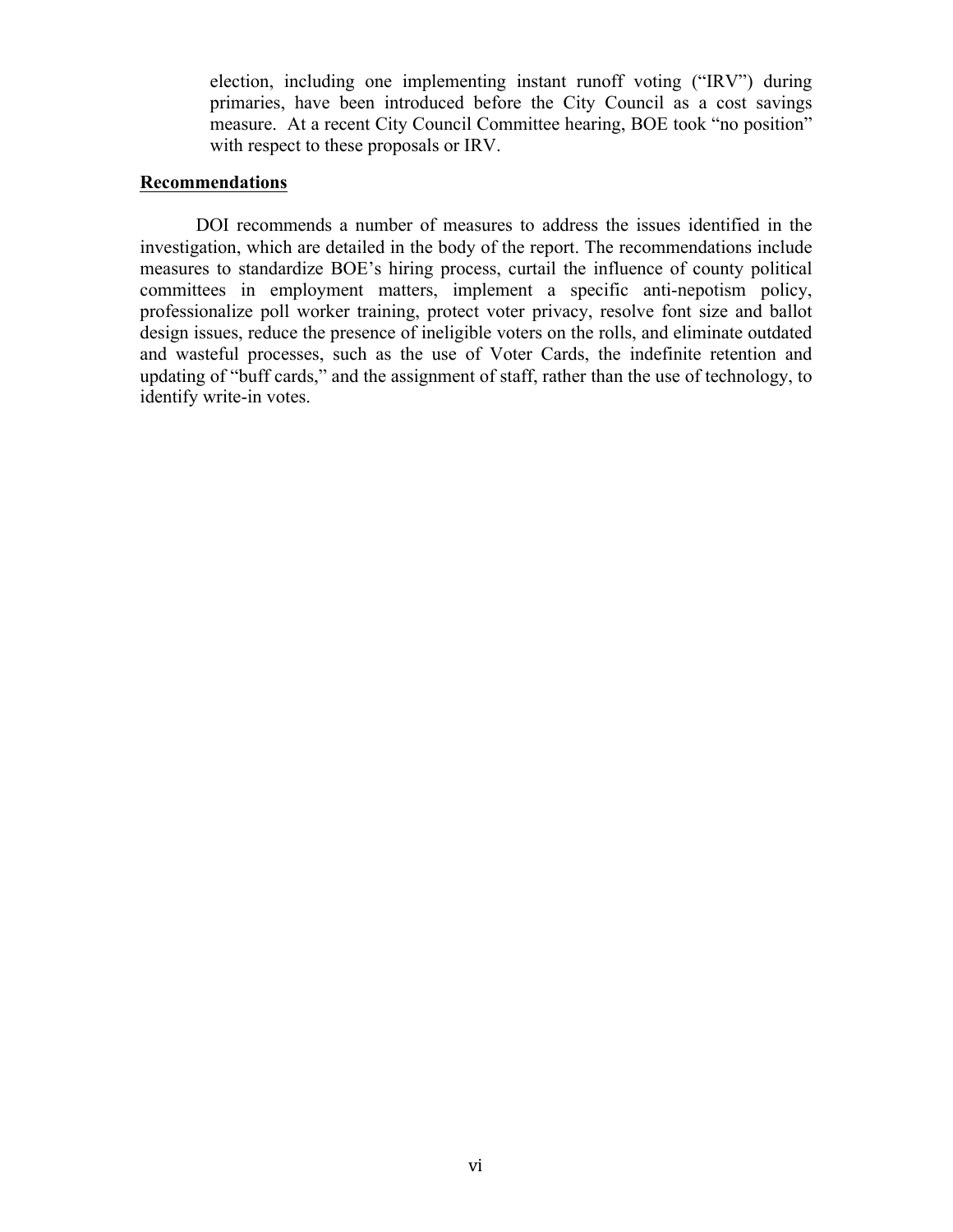election, including one implementing instant runoff voting ("IRV") during primaries, have been introduced before the City Council as a cost savings measure. At a recent City Council Committee hearing, BOE took "no position" with respect to these proposals or IRV.

**Recommendations**

DOI recommends a number of measures to address the issues identified in the investigation, which are detailed in the body of the report. The recommendations include measures to standardize BOE's hiring process, curtail the influence of county political committees in employment matters, implement a specific anti-nepotism policy, professionalize poll worker training, protect voter privacy, resolve font size and ballot design issues, reduce the presence of ineligible voters on the rolls, and eliminate outdated and wasteful processes, such as the use of Voter Cards, the indefinite retention and updating of "buff cards," and the assignment of staff, rather than the use of technology, to identify write-in votes.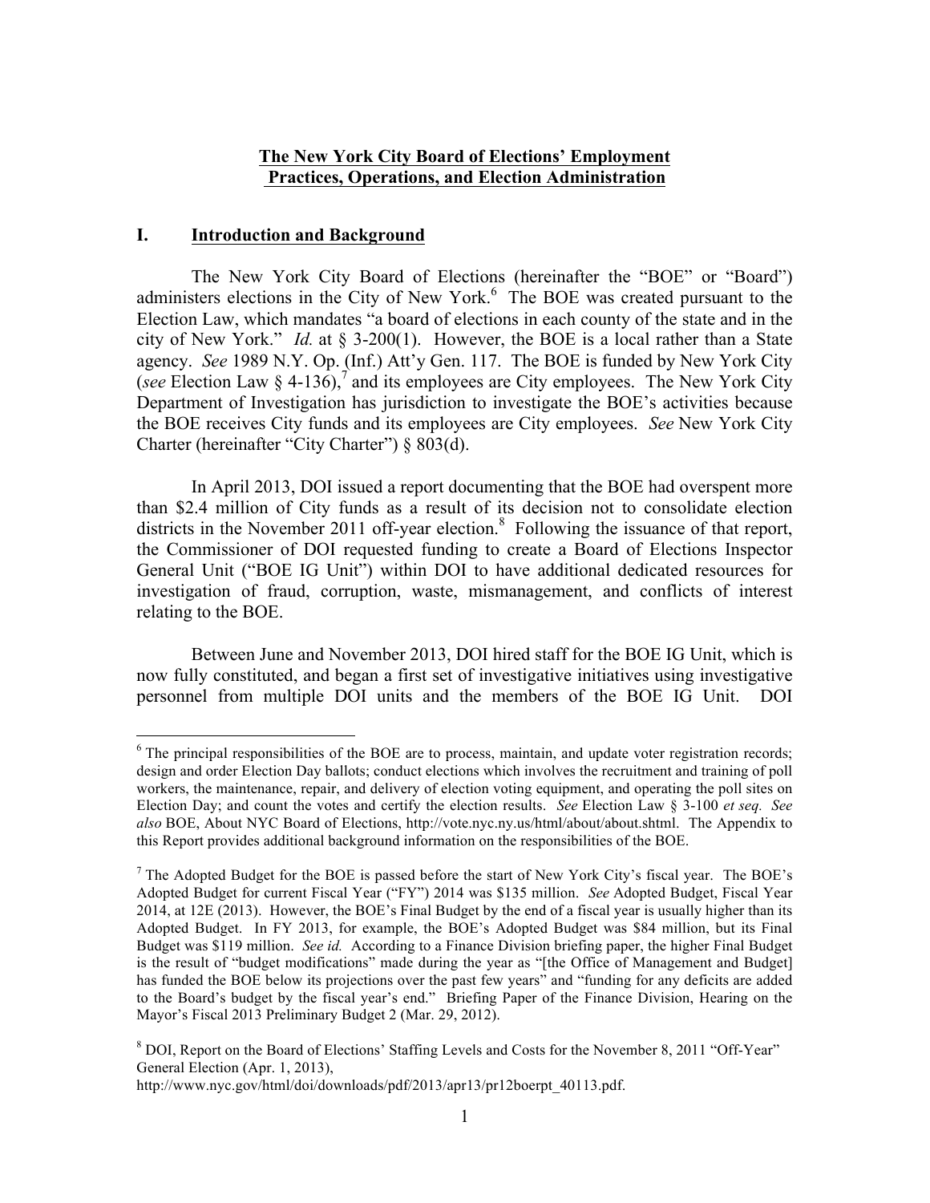**The New York City Board of Elections' Employment Practices, Operations, and Election Administration**

## I. Introduction and Background

The New York City Board of Elections (hereinafter the "BOE" or "Board") administers elections in the City of New York.[6] The BOE was created pursuant to the Election Law, which mandates "a board of elections in each county of the state and in the city of New York." *Id.* at § 3-200(1). However, the BOE is a local rather than a State agency. *See* 1989 N.Y. Op. (Inf.) Att'y Gen. 117. The BOE is funded by New York City (*see* Election Law § 4-136),[7] and its employees are City employees. The New York City Department of Investigation has jurisdiction to investigate the BOE's activities because the BOE receives City funds and its employees are City employees. *See* New York City Charter (hereinafter "City Charter") § 803(d).

In April 2013, DOI issued a report documenting that the BOE had overspent more than $2.4 million of City funds as a result of its decision not to consolidate election districts in the November 2011 off-year election.[8] Following the issuance of that report, the Commissioner of DOI requested funding to create a Board of Elections Inspector General Unit ("BOE IG Unit") within DOI to have additional dedicated resources for investigation of fraud, corruption, waste, mismanagement, and conflicts of interest relating to the BOE.

Between June and November 2013, DOI hired staff for the BOE IG Unit, which is now fully constituted, and began a first set of investigative initiatives using investigative personnel from multiple DOI units and the members of the BOE IG Unit. DOI

---

[6] The principal responsibilities of the BOE are to process, maintain, and update voter registration records; design and order Election Day ballots; conduct elections which involves the recruitment and training of poll workers, the maintenance, repair, and delivery of election voting equipment, and operating the poll sites on Election Day; and count the votes and certify the election results. *See* Election Law § 3-100 *et seq.* *See also* BOE, About NYC Board of Elections, http://vote.nyc.ny.us/html/about/about.shtml. The Appendix to this Report provides additional background information on the responsibilities of the BOE.

[7] The Adopted Budget for the BOE is passed before the start of New York City's fiscal year. The BOE's Adopted Budget for current Fiscal Year ("FY") 2014 was $135 million. *See* Adopted Budget, Fiscal Year 2014, at 12E (2013). However, the BOE's Final Budget by the end of a fiscal year is usually higher than its Adopted Budget. In FY 2013, for example, the BOE's Adopted Budget was $84 million, but its Final Budget was $119 million. *See id.* According to a Finance Division briefing paper, the higher Final Budget is the result of "budget modifications" made during the year as "[the Office of Management and Budget] has funded the BOE below its projections over the past few years" and "funding for any deficits are added to the Board's budget by the fiscal year's end." Briefing Paper of the Finance Division, Hearing on the Mayor's Fiscal 2013 Preliminary Budget 2 (Mar. 29, 2012).

[8] DOI, Report on the Board of Elections' Staffing Levels and Costs for the November 8, 2011 "Off-Year" General Election (Apr. 1, 2013), http://www.nyc.gov/html/doi/downloads/pdf/2013/apr13/pr12boerpt_40113.pdf.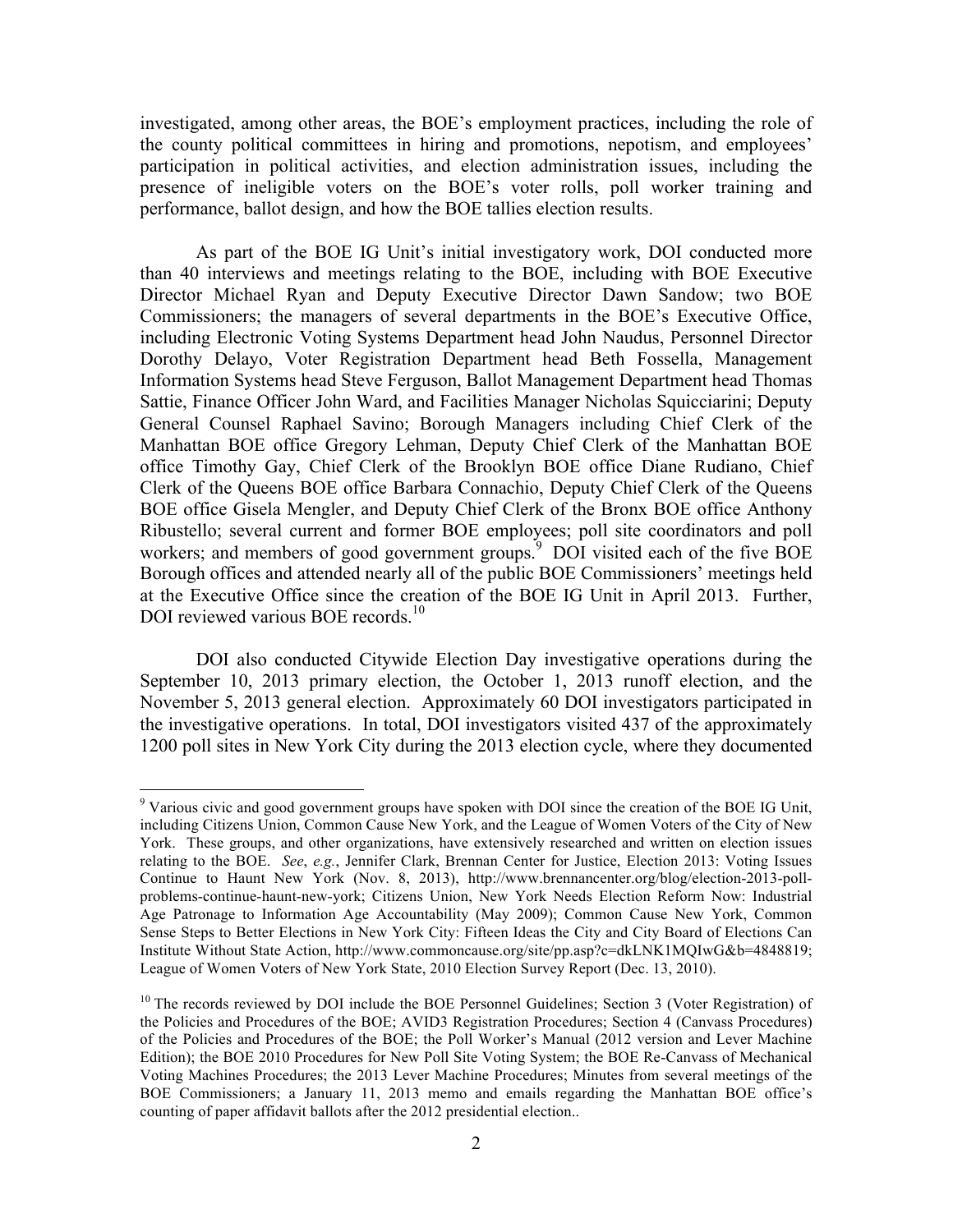investigated, among other areas, the BOE's employment practices, including the role of the county political committees in hiring and promotions, nepotism, and employees' participation in political activities, and election administration issues, including the presence of ineligible voters on the BOE's voter rolls, poll worker training and performance, ballot design, and how the BOE tallies election results.

As part of the BOE IG Unit's initial investigatory work, DOI conducted more than 40 interviews and meetings relating to the BOE, including with BOE Executive Director Michael Ryan and Deputy Executive Director Dawn Sandow; two BOE Commissioners; the managers of several departments in the BOE's Executive Office, including Electronic Voting Systems Department head John Naudus, Personnel Director Dorothy Delayo, Voter Registration Department head Beth Fossella, Management Information Systems head Steve Ferguson, Ballot Management Department head Thomas Sattie, Finance Officer John Ward, and Facilities Manager Nicholas Squicciarini; Deputy General Counsel Raphael Savino; Borough Managers including Chief Clerk of the Manhattan BOE office Gregory Lehman, Deputy Chief Clerk of the Manhattan BOE office Timothy Gay, Chief Clerk of the Brooklyn BOE office Diane Rudiano, Chief Clerk of the Queens BOE office Barbara Connachio, Deputy Chief Clerk of the Queens BOE office Gisela Mengler, and Deputy Chief Clerk of the Bronx BOE office Anthony Ribustello; several current and former BOE employees; poll site coordinators and poll workers; and members of good government groups.[9] DOI visited each of the five BOE Borough offices and attended nearly all of the public BOE Commissioners' meetings held at the Executive Office since the creation of the BOE IG Unit in April 2013. Further, DOI reviewed various BOE records.[10]

DOI also conducted Citywide Election Day investigative operations during the September 10, 2013 primary election, the October 1, 2013 runoff election, and the November 5, 2013 general election. Approximately 60 DOI investigators participated in the investigative operations. In total, DOI investigators visited 437 of the approximately 1200 poll sites in New York City during the 2013 election cycle, where they documented

---

[9] Various civic and good government groups have spoken with DOI since the creation of the BOE IG Unit, including Citizens Union, Common Cause New York, and the League of Women Voters of the City of New York. These groups, and other organizations, have extensively researched and written on election issues relating to the BOE. *See*, *e.g.*, Jennifer Clark, Brennan Center for Justice, Election 2013: Voting Issues Continue to Haunt New York (Nov. 8, 2013), http://www.brennancenter.org/blog/election-2013-poll-problems-continue-haunt-new-york; Citizens Union, New York Needs Election Reform Now: Industrial Age Patronage to Information Age Accountability (May 2009); Common Cause New York, Common Sense Steps to Better Elections in New York City: Fifteen Ideas the City and City Board of Elections Can Institute Without State Action, http://www.commoncause.org/site/pp.asp?c=dkLNK1MQIwG&b=4848819; League of Women Voters of New York State, 2010 Election Survey Report (Dec. 13, 2010).

[10] The records reviewed by DOI include the BOE Personnel Guidelines; Section 3 (Voter Registration) of the Policies and Procedures of the BOE; AVID3 Registration Procedures; Section 4 (Canvass Procedures) of the Policies and Procedures of the BOE; the Poll Worker's Manual (2012 version and Lever Machine Edition); the BOE 2010 Procedures for New Poll Site Voting System; the BOE Re-Canvass of Mechanical Voting Machines Procedures; the 2013 Lever Machine Procedures; Minutes from several meetings of the BOE Commissioners; a January 11, 2013 memo and emails regarding the Manhattan BOE office's counting of paper affidavit ballots after the 2012 presidential election..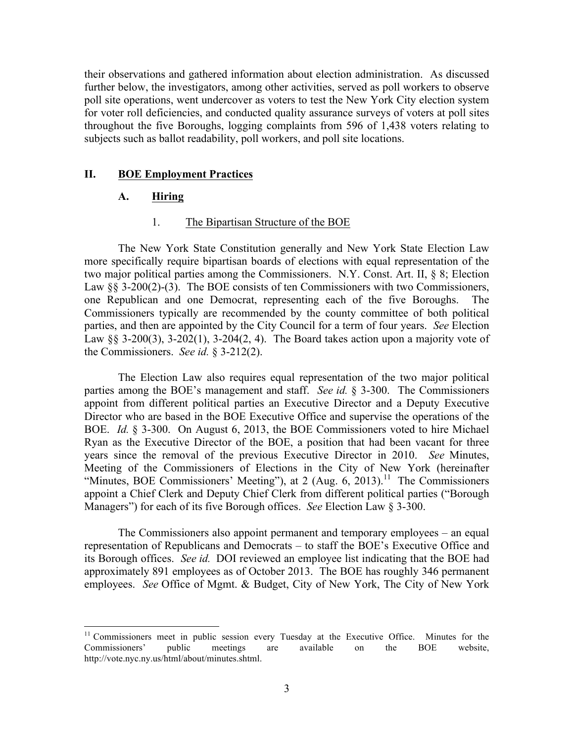their observations and gathered information about election administration. As discussed further below, the investigators, among other activities, served as poll workers to observe poll site operations, went undercover as voters to test the New York City election system for voter roll deficiencies, and conducted quality assurance surveys of voters at poll sites throughout the five Boroughs, logging complaints from 596 of 1,438 voters relating to subjects such as ballot readability, poll workers, and poll site locations.

## II. <u>BOE Employment Practices</u>

### A. <u>Hiring</u>

#### 1. <u>The Bipartisan Structure of the BOE</u>

The New York State Constitution generally and New York State Election Law more specifically require bipartisan boards of elections with equal representation of the two major political parties among the Commissioners. N.Y. Const. Art. II, § 8; Election Law §§ 3-200(2)-(3). The BOE consists of ten Commissioners with two Commissioners, one Republican and one Democrat, representing each of the five Boroughs. The Commissioners typically are recommended by the county committee of both political parties, and then are appointed by the City Council for a term of four years. *See* Election Law §§ 3-200(3), 3-202(1), 3-204(2, 4). The Board takes action upon a majority vote of the Commissioners. *See id.* § 3-212(2).

The Election Law also requires equal representation of the two major political parties among the BOE's management and staff. *See id.* § 3-300. The Commissioners appoint from different political parties an Executive Director and a Deputy Executive Director who are based in the BOE Executive Office and supervise the operations of the BOE. *Id.* § 3-300. On August 6, 2013, the BOE Commissioners voted to hire Michael Ryan as the Executive Director of the BOE, a position that had been vacant for three years since the removal of the previous Executive Director in 2010. *See* Minutes, Meeting of the Commissioners of Elections in the City of New York (hereinafter "Minutes, BOE Commissioners' Meeting"), at 2 (Aug. 6, 2013).[11] The Commissioners appoint a Chief Clerk and Deputy Chief Clerk from different political parties ("Borough Managers") for each of its five Borough offices. *See* Election Law § 3-300.

The Commissioners also appoint permanent and temporary employees – an equal representation of Republicans and Democrats – to staff the BOE's Executive Office and its Borough offices. *See id.* DOI reviewed an employee list indicating that the BOE had approximately 891 employees as of October 2013. The BOE has roughly 346 permanent employees. *See* Office of Mgmt. & Budget, City of New York, The City of New York

---

[11] Commissioners meet in public session every Tuesday at the Executive Office. Minutes for the Commissioners' public meetings are available on the BOE website, http://vote.nyc.ny.us/html/about/minutes.shtml.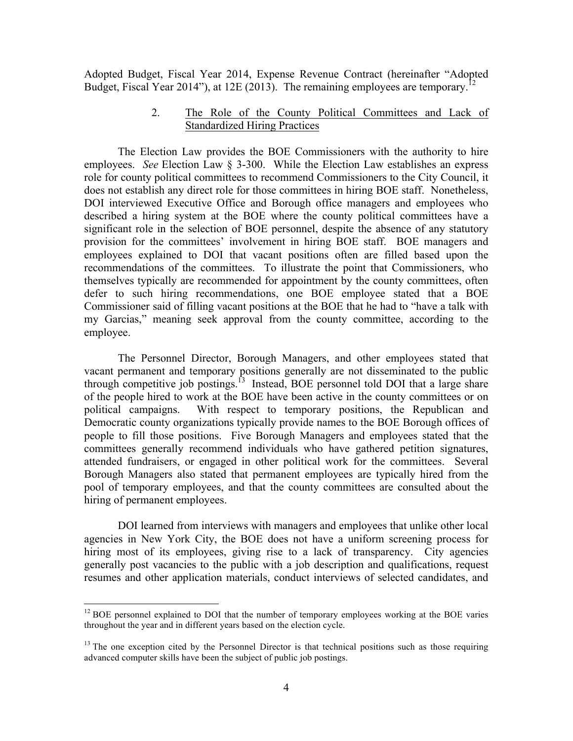Adopted Budget, Fiscal Year 2014, Expense Revenue Contract (hereinafter "Adopted Budget, Fiscal Year 2014"), at 12E (2013). The remaining employees are temporary.[12]

### 2. The Role of the County Political Committees and Lack of Standardized Hiring Practices

The Election Law provides the BOE Commissioners with the authority to hire employees. *See* Election Law § 3-300. While the Election Law establishes an express role for county political committees to recommend Commissioners to the City Council, it does not establish any direct role for those committees in hiring BOE staff. Nonetheless, DOI interviewed Executive Office and Borough office managers and employees who described a hiring system at the BOE where the county political committees have a significant role in the selection of BOE personnel, despite the absence of any statutory provision for the committees' involvement in hiring BOE staff. BOE managers and employees explained to DOI that vacant positions often are filled based upon the recommendations of the committees. To illustrate the point that Commissioners, who themselves typically are recommended for appointment by the county committees, often defer to such hiring recommendations, one BOE employee stated that a BOE Commissioner said of filling vacant positions at the BOE that he had to "have a talk with my Garcias," meaning seek approval from the county committee, according to the employee.

The Personnel Director, Borough Managers, and other employees stated that vacant permanent and temporary positions generally are not disseminated to the public through competitive job postings.[13] Instead, BOE personnel told DOI that a large share of the people hired to work at the BOE have been active in the county committees or on political campaigns. With respect to temporary positions, the Republican and Democratic county organizations typically provide names to the BOE Borough offices of people to fill those positions. Five Borough Managers and employees stated that the committees generally recommend individuals who have gathered petition signatures, attended fundraisers, or engaged in other political work for the committees. Several Borough Managers also stated that permanent employees are typically hired from the pool of temporary employees, and that the county committees are consulted about the hiring of permanent employees.

DOI learned from interviews with managers and employees that unlike other local agencies in New York City, the BOE does not have a uniform screening process for hiring most of its employees, giving rise to a lack of transparency. City agencies generally post vacancies to the public with a job description and qualifications, request resumes and other application materials, conduct interviews of selected candidates, and

---

[12] BOE personnel explained to DOI that the number of temporary employees working at the BOE varies throughout the year and in different years based on the election cycle.

[13] The one exception cited by the Personnel Director is that technical positions such as those requiring advanced computer skills have been the subject of public job postings.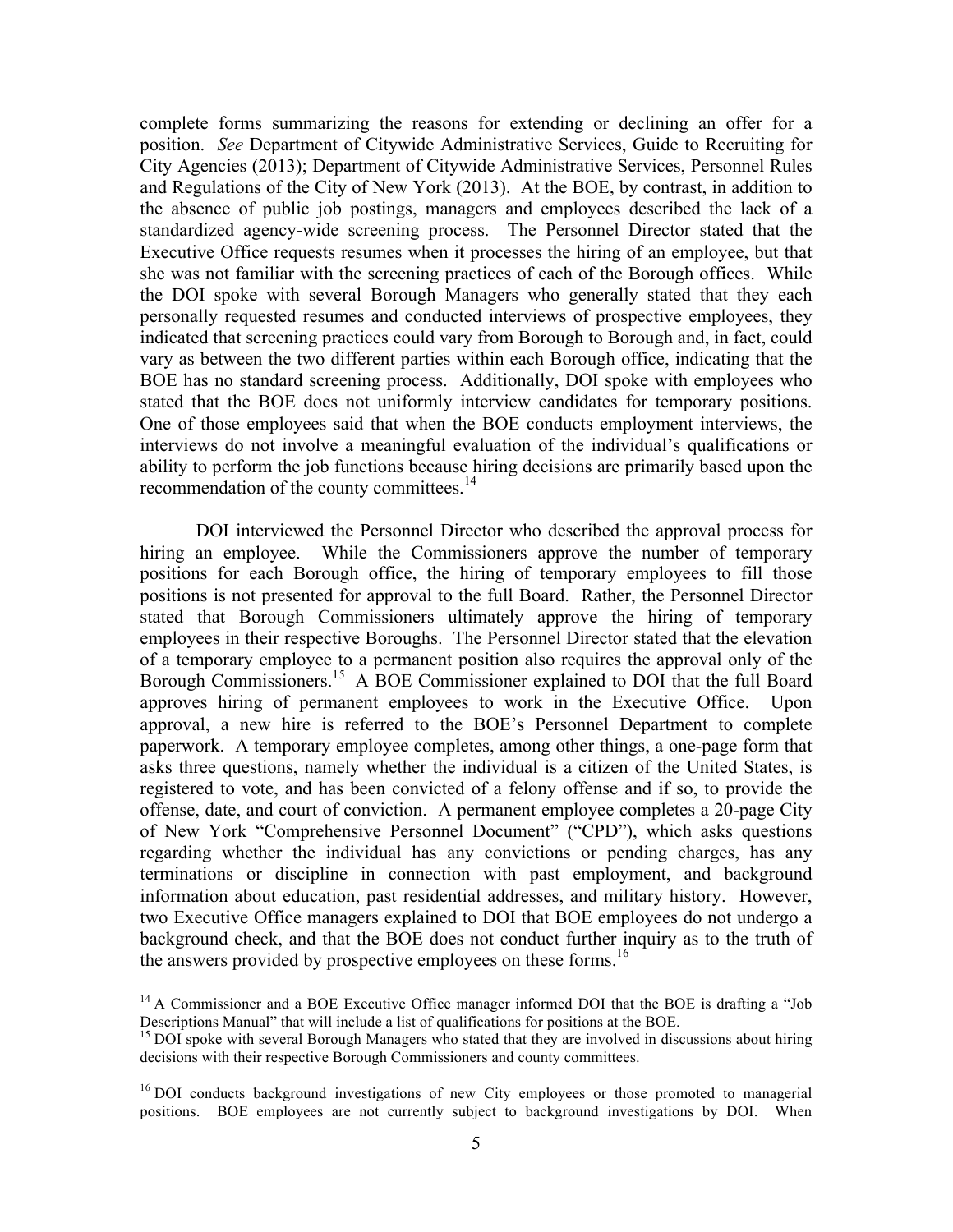complete forms summarizing the reasons for extending or declining an offer for a position. *See* Department of Citywide Administrative Services, Guide to Recruiting for City Agencies (2013); Department of Citywide Administrative Services, Personnel Rules and Regulations of the City of New York (2013). At the BOE, by contrast, in addition to the absence of public job postings, managers and employees described the lack of a standardized agency-wide screening process. The Personnel Director stated that the Executive Office requests resumes when it processes the hiring of an employee, but that she was not familiar with the screening practices of each of the Borough offices. While the DOI spoke with several Borough Managers who generally stated that they each personally requested resumes and conducted interviews of prospective employees, they indicated that screening practices could vary from Borough to Borough and, in fact, could vary as between the two different parties within each Borough office, indicating that the BOE has no standard screening process. Additionally, DOI spoke with employees who stated that the BOE does not uniformly interview candidates for temporary positions. One of those employees said that when the BOE conducts employment interviews, the interviews do not involve a meaningful evaluation of the individual's qualifications or ability to perform the job functions because hiring decisions are primarily based upon the recommendation of the county committees.[14]

DOI interviewed the Personnel Director who described the approval process for hiring an employee. While the Commissioners approve the number of temporary positions for each Borough office, the hiring of temporary employees to fill those positions is not presented for approval to the full Board. Rather, the Personnel Director stated that Borough Commissioners ultimately approve the hiring of temporary employees in their respective Boroughs. The Personnel Director stated that the elevation of a temporary employee to a permanent position also requires the approval only of the Borough Commissioners.[15] A BOE Commissioner explained to DOI that the full Board approves hiring of permanent employees to work in the Executive Office. Upon approval, a new hire is referred to the BOE's Personnel Department to complete paperwork. A temporary employee completes, among other things, a one-page form that asks three questions, namely whether the individual is a citizen of the United States, is registered to vote, and has been convicted of a felony offense and if so, to provide the offense, date, and court of conviction. A permanent employee completes a 20-page City of New York "Comprehensive Personnel Document" ("CPD"), which asks questions regarding whether the individual has any convictions or pending charges, has any terminations or discipline in connection with past employment, and background information about education, past residential addresses, and military history. However, two Executive Office managers explained to DOI that BOE employees do not undergo a background check, and that the BOE does not conduct further inquiry as to the truth of the answers provided by prospective employees on these forms.[16]

---

[14] A Commissioner and a BOE Executive Office manager informed DOI that the BOE is drafting a "Job Descriptions Manual" that will include a list of qualifications for positions at the BOE.

[15] DOI spoke with several Borough Managers who stated that they are involved in discussions about hiring decisions with their respective Borough Commissioners and county committees.

[16] DOI conducts background investigations of new City employees or those promoted to managerial positions. BOE employees are not currently subject to background investigations by DOI. When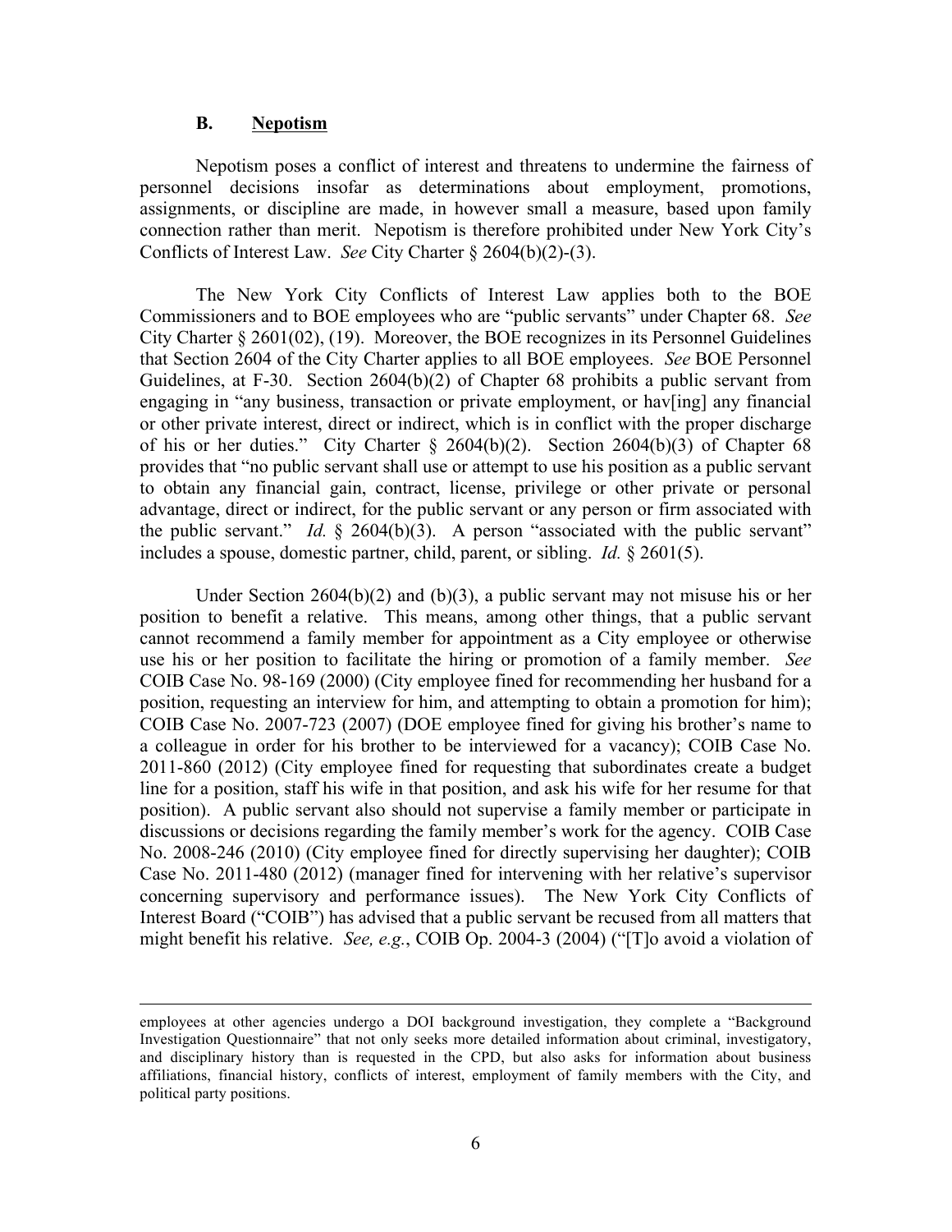### B. Nepotism

Nepotism poses a conflict of interest and threatens to undermine the fairness of personnel decisions insofar as determinations about employment, promotions, assignments, or discipline are made, in however small a measure, based upon family connection rather than merit. Nepotism is therefore prohibited under New York City's Conflicts of Interest Law. *See* City Charter § 2604(b)(2)-(3).

The New York City Conflicts of Interest Law applies both to the BOE Commissioners and to BOE employees who are "public servants" under Chapter 68. *See* City Charter § 2601(02), (19). Moreover, the BOE recognizes in its Personnel Guidelines that Section 2604 of the City Charter applies to all BOE employees. *See* BOE Personnel Guidelines, at F-30. Section 2604(b)(2) of Chapter 68 prohibits a public servant from engaging in "any business, transaction or private employment, or hav[ing] any financial or other private interest, direct or indirect, which is in conflict with the proper discharge of his or her duties." City Charter § 2604(b)(2). Section 2604(b)(3) of Chapter 68 provides that "no public servant shall use or attempt to use his position as a public servant to obtain any financial gain, contract, license, privilege or other private or personal advantage, direct or indirect, for the public servant or any person or firm associated with the public servant." *Id.* § 2604(b)(3). A person "associated with the public servant" includes a spouse, domestic partner, child, parent, or sibling. *Id.* § 2601(5).

Under Section 2604(b)(2) and (b)(3), a public servant may not misuse his or her position to benefit a relative. This means, among other things, that a public servant cannot recommend a family member for appointment as a City employee or otherwise use his or her position to facilitate the hiring or promotion of a family member. *See* COIB Case No. 98-169 (2000) (City employee fined for recommending her husband for a position, requesting an interview for him, and attempting to obtain a promotion for him); COIB Case No. 2007-723 (2007) (DOE employee fined for giving his brother's name to a colleague in order for his brother to be interviewed for a vacancy); COIB Case No. 2011-860 (2012) (City employee fined for requesting that subordinates create a budget line for a position, staff his wife in that position, and ask his wife for her resume for that position). A public servant also should not supervise a family member or participate in discussions or decisions regarding the family member's work for the agency. COIB Case No. 2008-246 (2010) (City employee fined for directly supervising her daughter); COIB Case No. 2011-480 (2012) (manager fined for intervening with her relative's supervisor concerning supervisory and performance issues). The New York City Conflicts of Interest Board ("COIB") has advised that a public servant be recused from all matters that might benefit his relative. *See, e.g.*, COIB Op. 2004-3 (2004) ("[T]o avoid a violation of

---

employees at other agencies undergo a DOI background investigation, they complete a "Background Investigation Questionnaire" that not only seeks more detailed information about criminal, investigatory, and disciplinary history than is requested in the CPD, but also asks for information about business affiliations, financial history, conflicts of interest, employment of family members with the City, and political party positions.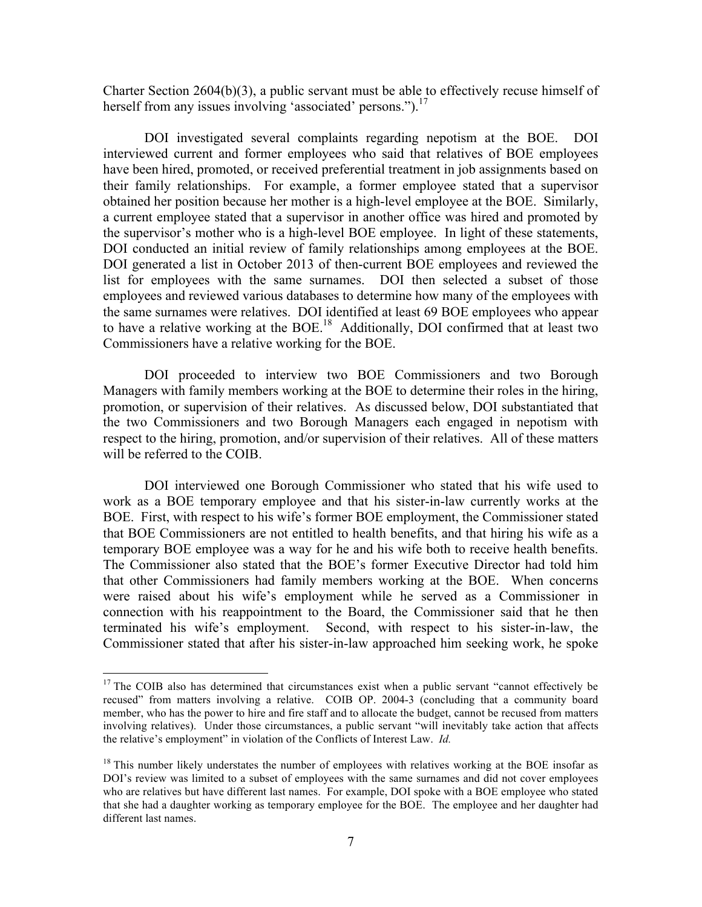Charter Section 2604(b)(3), a public servant must be able to effectively recuse himself of herself from any issues involving 'associated' persons.").[17]

DOI investigated several complaints regarding nepotism at the BOE. DOI interviewed current and former employees who said that relatives of BOE employees have been hired, promoted, or received preferential treatment in job assignments based on their family relationships. For example, a former employee stated that a supervisor obtained her position because her mother is a high-level employee at the BOE. Similarly, a current employee stated that a supervisor in another office was hired and promoted by the supervisor's mother who is a high-level BOE employee. In light of these statements, DOI conducted an initial review of family relationships among employees at the BOE. DOI generated a list in October 2013 of then-current BOE employees and reviewed the list for employees with the same surnames. DOI then selected a subset of those employees and reviewed various databases to determine how many of the employees with the same surnames were relatives. DOI identified at least 69 BOE employees who appear to have a relative working at the BOE.[18] Additionally, DOI confirmed that at least two Commissioners have a relative working for the BOE.

DOI proceeded to interview two BOE Commissioners and two Borough Managers with family members working at the BOE to determine their roles in the hiring, promotion, or supervision of their relatives. As discussed below, DOI substantiated that the two Commissioners and two Borough Managers each engaged in nepotism with respect to the hiring, promotion, and/or supervision of their relatives. All of these matters will be referred to the COIB.

DOI interviewed one Borough Commissioner who stated that his wife used to work as a BOE temporary employee and that his sister-in-law currently works at the BOE. First, with respect to his wife's former BOE employment, the Commissioner stated that BOE Commissioners are not entitled to health benefits, and that hiring his wife as a temporary BOE employee was a way for he and his wife both to receive health benefits. The Commissioner also stated that the BOE's former Executive Director had told him that other Commissioners had family members working at the BOE. When concerns were raised about his wife's employment while he served as a Commissioner in connection with his reappointment to the Board, the Commissioner said that he then terminated his wife's employment. Second, with respect to his sister-in-law, the Commissioner stated that after his sister-in-law approached him seeking work, he spoke

---

[17] The COIB also has determined that circumstances exist when a public servant "cannot effectively be recused" from matters involving a relative. COIB OP. 2004-3 (concluding that a community board member, who has the power to hire and fire staff and to allocate the budget, cannot be recused from matters involving relatives). Under those circumstances, a public servant "will inevitably take action that affects the relative's employment" in violation of the Conflicts of Interest Law. *Id.*

[18] This number likely understates the number of employees with relatives working at the BOE insofar as DOI's review was limited to a subset of employees with the same surnames and did not cover employees who are relatives but have different last names. For example, DOI spoke with a BOE employee who stated that she had a daughter working as temporary employee for the BOE. The employee and her daughter had different last names.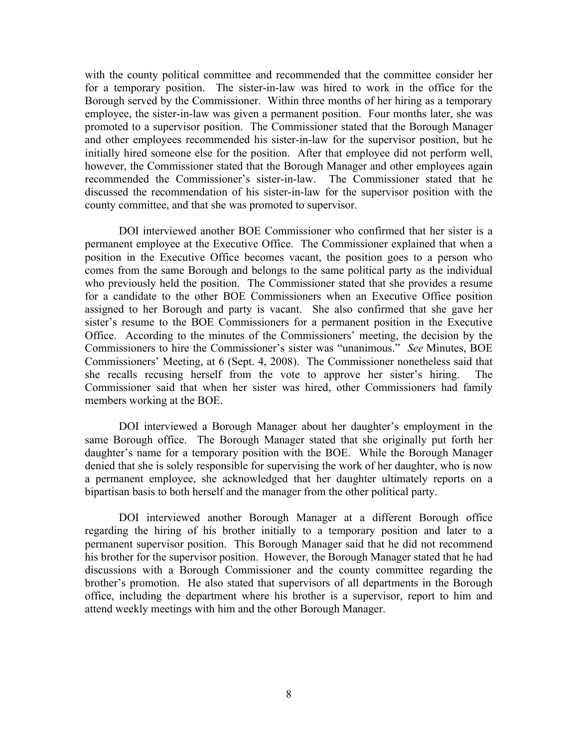with the county political committee and recommended that the committee consider her for a temporary position. The sister-in-law was hired to work in the office for the Borough served by the Commissioner. Within three months of her hiring as a temporary employee, the sister-in-law was given a permanent position. Four months later, she was promoted to a supervisor position. The Commissioner stated that the Borough Manager and other employees recommended his sister-in-law for the supervisor position, but he initially hired someone else for the position. After that employee did not perform well, however, the Commissioner stated that the Borough Manager and other employees again recommended the Commissioner's sister-in-law. The Commissioner stated that he discussed the recommendation of his sister-in-law for the supervisor position with the county committee, and that she was promoted to supervisor.

DOI interviewed another BOE Commissioner who confirmed that her sister is a permanent employee at the Executive Office. The Commissioner explained that when a position in the Executive Office becomes vacant, the position goes to a person who comes from the same Borough and belongs to the same political party as the individual who previously held the position. The Commissioner stated that she provides a resume for a candidate to the other BOE Commissioners when an Executive Office position assigned to her Borough and party is vacant. She also confirmed that she gave her sister's resume to the BOE Commissioners for a permanent position in the Executive Office. According to the minutes of the Commissioners' meeting, the decision by the Commissioners to hire the Commissioner's sister was "unanimous." *See* Minutes, BOE Commissioners' Meeting, at 6 (Sept. 4, 2008). The Commissioner nonetheless said that she recalls recusing herself from the vote to approve her sister's hiring. The Commissioner said that when her sister was hired, other Commissioners had family members working at the BOE.

DOI interviewed a Borough Manager about her daughter's employment in the same Borough office. The Borough Manager stated that she originally put forth her daughter's name for a temporary position with the BOE. While the Borough Manager denied that she is solely responsible for supervising the work of her daughter, who is now a permanent employee, she acknowledged that her daughter ultimately reports on a bipartisan basis to both herself and the manager from the other political party.

DOI interviewed another Borough Manager at a different Borough office regarding the hiring of his brother initially to a temporary position and later to a permanent supervisor position. This Borough Manager said that he did not recommend his brother for the supervisor position. However, the Borough Manager stated that he had discussions with a Borough Commissioner and the county committee regarding the brother's promotion. He also stated that supervisors of all departments in the Borough office, including the department where his brother is a supervisor, report to him and attend weekly meetings with him and the other Borough Manager.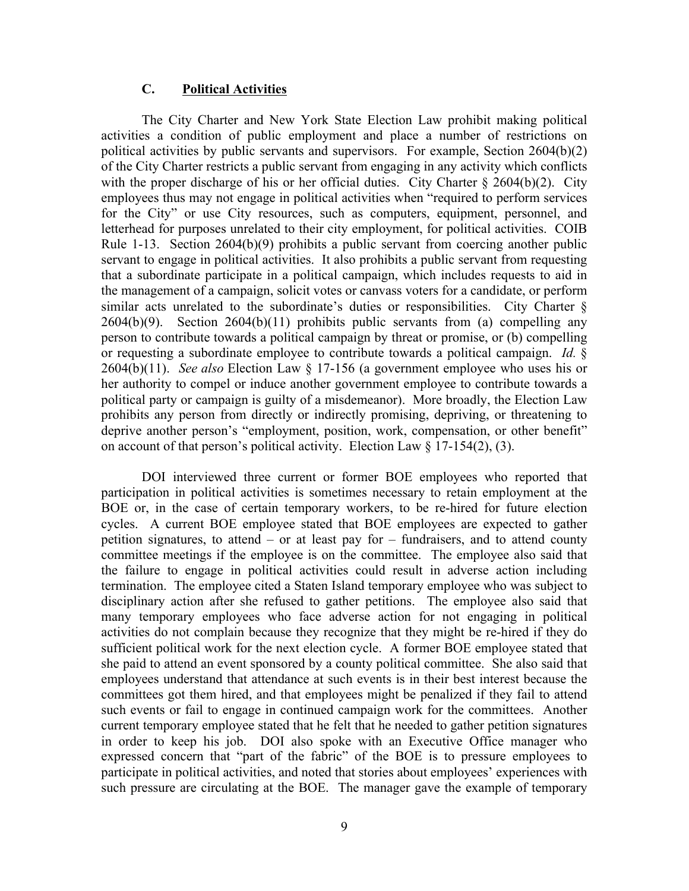### C. **Political Activities**

The City Charter and New York State Election Law prohibit making political activities a condition of public employment and place a number of restrictions on political activities by public servants and supervisors. For example, Section 2604(b)(2) of the City Charter restricts a public servant from engaging in any activity which conflicts with the proper discharge of his or her official duties. City Charter § 2604(b)(2). City employees thus may not engage in political activities when "required to perform services for the City" or use City resources, such as computers, equipment, personnel, and letterhead for purposes unrelated to their city employment, for political activities. COIB Rule 1-13. Section 2604(b)(9) prohibits a public servant from coercing another public servant to engage in political activities. It also prohibits a public servant from requesting that a subordinate participate in a political campaign, which includes requests to aid in the management of a campaign, solicit votes or canvass voters for a candidate, or perform similar acts unrelated to the subordinate's duties or responsibilities. City Charter § 2604(b)(9). Section 2604(b)(11) prohibits public servants from (a) compelling any person to contribute towards a political campaign by threat or promise, or (b) compelling or requesting a subordinate employee to contribute towards a political campaign. *Id.* § 2604(b)(11). *See also* Election Law § 17-156 (a government employee who uses his or her authority to compel or induce another government employee to contribute towards a political party or campaign is guilty of a misdemeanor). More broadly, the Election Law prohibits any person from directly or indirectly promising, depriving, or threatening to deprive another person's "employment, position, work, compensation, or other benefit" on account of that person's political activity. Election Law § 17-154(2), (3).

DOI interviewed three current or former BOE employees who reported that participation in political activities is sometimes necessary to retain employment at the BOE or, in the case of certain temporary workers, to be re-hired for future election cycles. A current BOE employee stated that BOE employees are expected to gather petition signatures, to attend – or at least pay for – fundraisers, and to attend county committee meetings if the employee is on the committee. The employee also said that the failure to engage in political activities could result in adverse action including termination. The employee cited a Staten Island temporary employee who was subject to disciplinary action after she refused to gather petitions. The employee also said that many temporary employees who face adverse action for not engaging in political activities do not complain because they recognize that they might be re-hired if they do sufficient political work for the next election cycle. A former BOE employee stated that she paid to attend an event sponsored by a county political committee. She also said that employees understand that attendance at such events is in their best interest because the committees got them hired, and that employees might be penalized if they fail to attend such events or fail to engage in continued campaign work for the committees. Another current temporary employee stated that he felt that he needed to gather petition signatures in order to keep his job. DOI also spoke with an Executive Office manager who expressed concern that "part of the fabric" of the BOE is to pressure employees to participate in political activities, and noted that stories about employees' experiences with such pressure are circulating at the BOE. The manager gave the example of temporary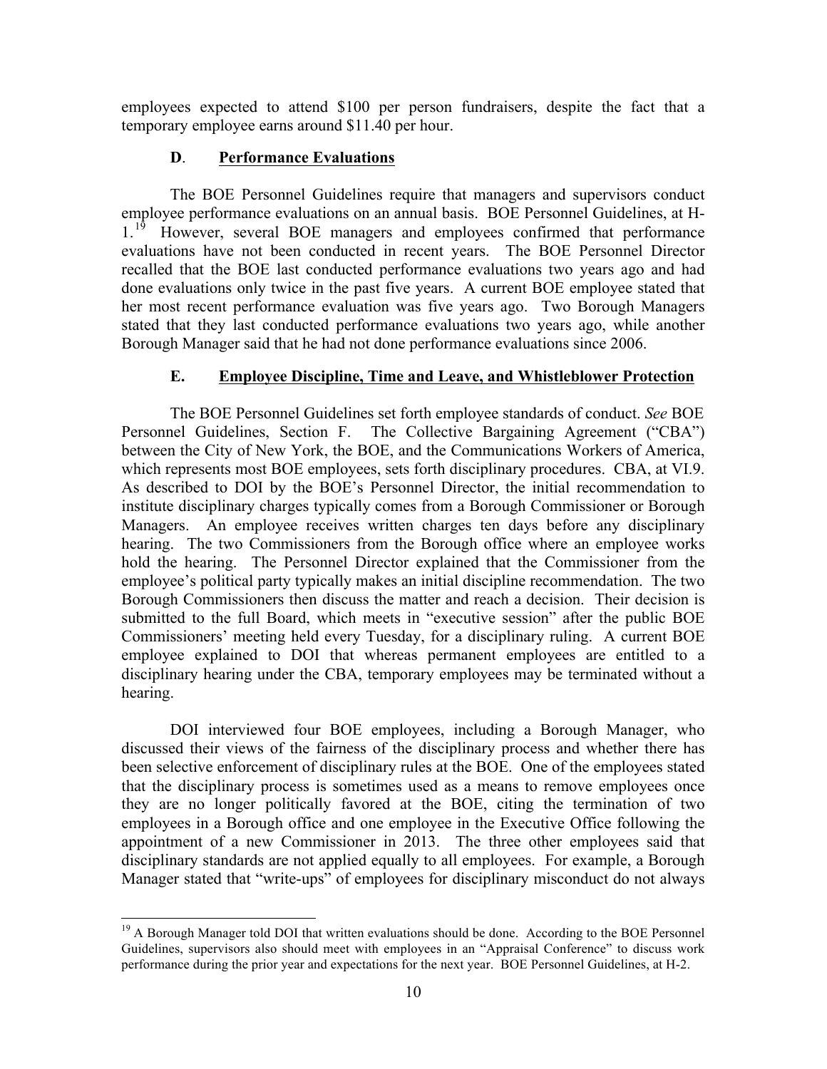employees expected to attend $100 per person fundraisers, despite the fact that a temporary employee earns around $11.40 per hour.

### D. Performance Evaluations

The BOE Personnel Guidelines require that managers and supervisors conduct employee performance evaluations on an annual basis. BOE Personnel Guidelines, at H-1.[19] However, several BOE managers and employees confirmed that performance evaluations have not been conducted in recent years. The BOE Personnel Director recalled that the BOE last conducted performance evaluations two years ago and had done evaluations only twice in the past five years. A current BOE employee stated that her most recent performance evaluation was five years ago. Two Borough Managers stated that they last conducted performance evaluations two years ago, while another Borough Manager said that he had not done performance evaluations since 2006.

### E. Employee Discipline, Time and Leave, and Whistleblower Protection

The BOE Personnel Guidelines set forth employee standards of conduct. *See* BOE Personnel Guidelines, Section F. The Collective Bargaining Agreement ("CBA") between the City of New York, the BOE, and the Communications Workers of America, which represents most BOE employees, sets forth disciplinary procedures. CBA, at VI.9. As described to DOI by the BOE's Personnel Director, the initial recommendation to institute disciplinary charges typically comes from a Borough Commissioner or Borough Managers. An employee receives written charges ten days before any disciplinary hearing. The two Commissioners from the Borough office where an employee works hold the hearing. The Personnel Director explained that the Commissioner from the employee's political party typically makes an initial discipline recommendation. The two Borough Commissioners then discuss the matter and reach a decision. Their decision is submitted to the full Board, which meets in "executive session" after the public BOE Commissioners' meeting held every Tuesday, for a disciplinary ruling. A current BOE employee explained to DOI that whereas permanent employees are entitled to a disciplinary hearing under the CBA, temporary employees may be terminated without a hearing.

DOI interviewed four BOE employees, including a Borough Manager, who discussed their views of the fairness of the disciplinary process and whether there has been selective enforcement of disciplinary rules at the BOE. One of the employees stated that the disciplinary process is sometimes used as a means to remove employees once they are no longer politically favored at the BOE, citing the termination of two employees in a Borough office and one employee in the Executive Office following the appointment of a new Commissioner in 2013. The three other employees said that disciplinary standards are not applied equally to all employees. For example, a Borough Manager stated that "write-ups" of employees for disciplinary misconduct do not always

---

[19] A Borough Manager told DOI that written evaluations should be done. According to the BOE Personnel Guidelines, supervisors also should meet with employees in an "Appraisal Conference" to discuss work performance during the prior year and expectations for the next year. BOE Personnel Guidelines, at H-2.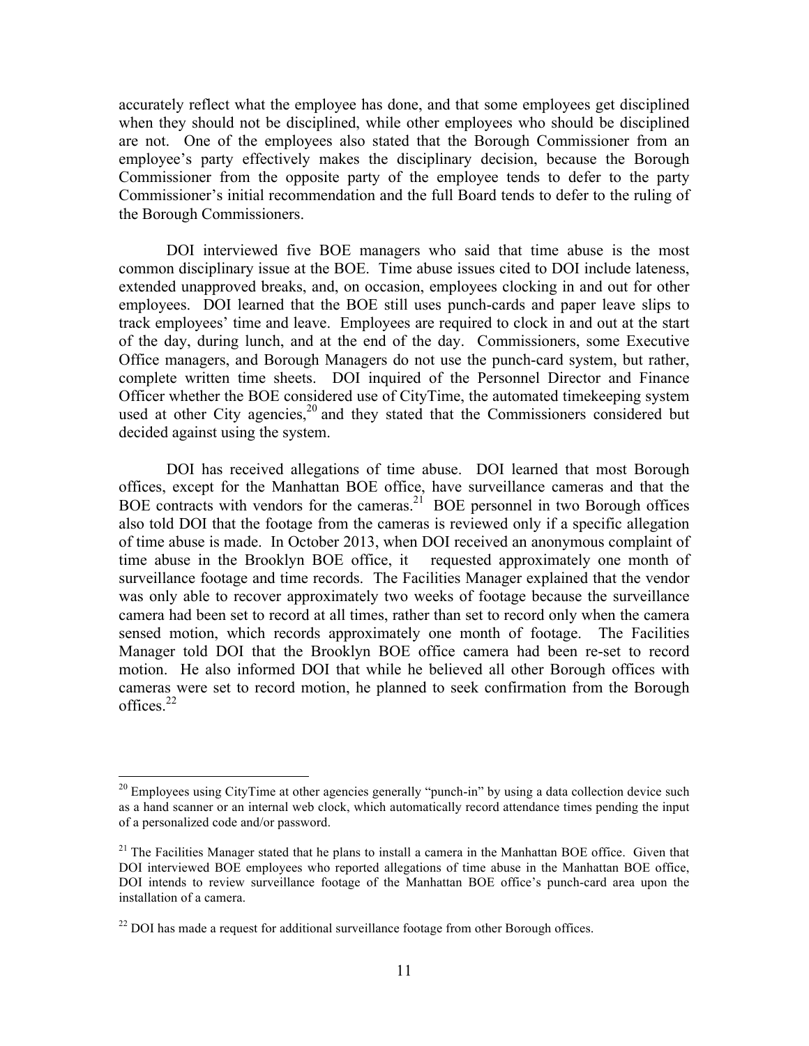accurately reflect what the employee has done, and that some employees get disciplined when they should not be disciplined, while other employees who should be disciplined are not. One of the employees also stated that the Borough Commissioner from an employee's party effectively makes the disciplinary decision, because the Borough Commissioner from the opposite party of the employee tends to defer to the party Commissioner's initial recommendation and the full Board tends to defer to the ruling of the Borough Commissioners.

DOI interviewed five BOE managers who said that time abuse is the most common disciplinary issue at the BOE. Time abuse issues cited to DOI include lateness, extended unapproved breaks, and, on occasion, employees clocking in and out for other employees. DOI learned that the BOE still uses punch-cards and paper leave slips to track employees' time and leave. Employees are required to clock in and out at the start of the day, during lunch, and at the end of the day. Commissioners, some Executive Office managers, and Borough Managers do not use the punch-card system, but rather, complete written time sheets. DOI inquired of the Personnel Director and Finance Officer whether the BOE considered use of CityTime, the automated timekeeping system used at other City agencies,[20] and they stated that the Commissioners considered but decided against using the system.

DOI has received allegations of time abuse. DOI learned that most Borough offices, except for the Manhattan BOE office, have surveillance cameras and that the BOE contracts with vendors for the cameras.[21] BOE personnel in two Borough offices also told DOI that the footage from the cameras is reviewed only if a specific allegation of time abuse is made. In October 2013, when DOI received an anonymous complaint of time abuse in the Brooklyn BOE office, it requested approximately one month of surveillance footage and time records. The Facilities Manager explained that the vendor was only able to recover approximately two weeks of footage because the surveillance camera had been set to record at all times, rather than set to record only when the camera sensed motion, which records approximately one month of footage. The Facilities Manager told DOI that the Brooklyn BOE office camera had been re-set to record motion. He also informed DOI that while he believed all other Borough offices with cameras were set to record motion, he planned to seek confirmation from the Borough offices.[22]

---

[20] Employees using CityTime at other agencies generally "punch-in" by using a data collection device such as a hand scanner or an internal web clock, which automatically record attendance times pending the input of a personalized code and/or password.

[21] The Facilities Manager stated that he plans to install a camera in the Manhattan BOE office. Given that DOI interviewed BOE employees who reported allegations of time abuse in the Manhattan BOE office, DOI intends to review surveillance footage of the Manhattan BOE office's punch-card area upon the installation of a camera.

[22] DOI has made a request for additional surveillance footage from other Borough offices.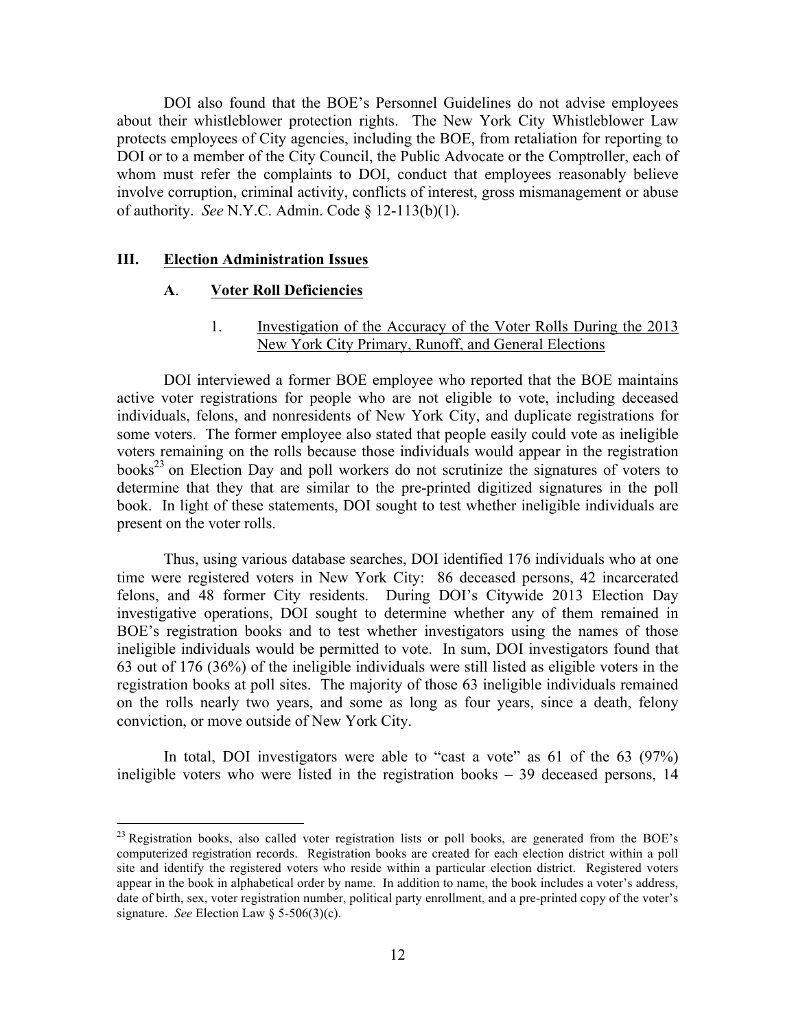DOI also found that the BOE's Personnel Guidelines do not advise employees about their whistleblower protection rights. The New York City Whistleblower Law protects employees of City agencies, including the BOE, from retaliation for reporting to DOI or to a member of the City Council, the Public Advocate or the Comptroller, each of whom must refer the complaints to DOI, conduct that employees reasonably believe involve corruption, criminal activity, conflicts of interest, gross mismanagement or abuse of authority. *See* N.Y.C. Admin. Code § 12-113(b)(1).

## III. Election Administration Issues

### A. Voter Roll Deficiencies

#### 1. Investigation of the Accuracy of the Voter Rolls During the 2013 New York City Primary, Runoff, and General Elections

DOI interviewed a former BOE employee who reported that the BOE maintains active voter registrations for people who are not eligible to vote, including deceased individuals, felons, and nonresidents of New York City, and duplicate registrations for some voters. The former employee also stated that people easily could vote as ineligible voters remaining on the rolls because those individuals would appear in the registration books[23] on Election Day and poll workers do not scrutinize the signatures of voters to determine that they that are similar to the pre-printed digitized signatures in the poll book. In light of these statements, DOI sought to test whether ineligible individuals are present on the voter rolls.

Thus, using various database searches, DOI identified 176 individuals who at one time were registered voters in New York City: 86 deceased persons, 42 incarcerated felons, and 48 former City residents. During DOI's Citywide 2013 Election Day investigative operations, DOI sought to determine whether any of them remained in BOE's registration books and to test whether investigators using the names of those ineligible individuals would be permitted to vote. In sum, DOI investigators found that 63 out of 176 (36%) of the ineligible individuals were still listed as eligible voters in the registration books at poll sites. The majority of those 63 ineligible individuals remained on the rolls nearly two years, and some as long as four years, since a death, felony conviction, or move outside of New York City.

In total, DOI investigators were able to "cast a vote" as 61 of the 63 (97%) ineligible voters who were listed in the registration books – 39 deceased persons, 14

---

[23] Registration books, also called voter registration lists or poll books, are generated from the BOE's computerized registration records. Registration books are created for each election district within a poll site and identify the registered voters who reside within a particular election district. Registered voters appear in the book in alphabetical order by name. In addition to name, the book includes a voter's address, date of birth, sex, voter registration number, political party enrollment, and a pre-printed copy of the voter's signature. *See* Election Law § 5-506(3)(c).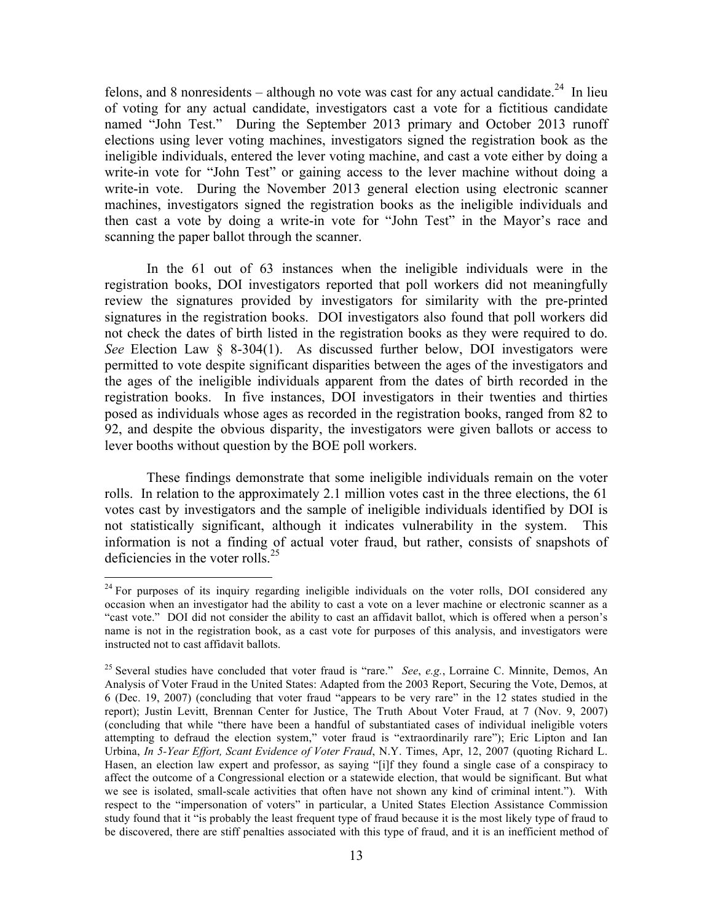felons, and 8 nonresidents – although no vote was cast for any actual candidate.[24] In lieu of voting for any actual candidate, investigators cast a vote for a fictitious candidate named "John Test." During the September 2013 primary and October 2013 runoff elections using lever voting machines, investigators signed the registration book as the ineligible individuals, entered the lever voting machine, and cast a vote either by doing a write-in vote for "John Test" or gaining access to the lever machine without doing a write-in vote. During the November 2013 general election using electronic scanner machines, investigators signed the registration books as the ineligible individuals and then cast a vote by doing a write-in vote for "John Test" in the Mayor's race and scanning the paper ballot through the scanner.

In the 61 out of 63 instances when the ineligible individuals were in the registration books, DOI investigators reported that poll workers did not meaningfully review the signatures provided by investigators for similarity with the pre-printed signatures in the registration books. DOI investigators also found that poll workers did not check the dates of birth listed in the registration books as they were required to do. *See* Election Law § 8-304(1). As discussed further below, DOI investigators were permitted to vote despite significant disparities between the ages of the investigators and the ages of the ineligible individuals apparent from the dates of birth recorded in the registration books. In five instances, DOI investigators in their twenties and thirties posed as individuals whose ages as recorded in the registration books, ranged from 82 to 92, and despite the obvious disparity, the investigators were given ballots or access to lever booths without question by the BOE poll workers.

These findings demonstrate that some ineligible individuals remain on the voter rolls. In relation to the approximately 2.1 million votes cast in the three elections, the 61 votes cast by investigators and the sample of ineligible individuals identified by DOI is not statistically significant, although it indicates vulnerability in the system. This information is not a finding of actual voter fraud, but rather, consists of snapshots of deficiencies in the voter rolls.[25]

---

[24] For purposes of its inquiry regarding ineligible individuals on the voter rolls, DOI considered any occasion when an investigator had the ability to cast a vote on a lever machine or electronic scanner as a "cast vote." DOI did not consider the ability to cast an affidavit ballot, which is offered when a person's name is not in the registration book, as a cast vote for purposes of this analysis, and investigators were instructed not to cast affidavit ballots.

[25] Several studies have concluded that voter fraud is "rare." *See*, *e.g.*, Lorraine C. Minnite, Demos, An Analysis of Voter Fraud in the United States: Adapted from the 2003 Report, Securing the Vote, Demos, at 6 (Dec. 19, 2007) (concluding that voter fraud "appears to be very rare" in the 12 states studied in the report); Justin Levitt, Brennan Center for Justice, The Truth About Voter Fraud, at 7 (Nov. 9, 2007) (concluding that while "there have been a handful of substantiated cases of individual ineligible voters attempting to defraud the election system," voter fraud is "extraordinarily rare"); Eric Lipton and Ian Urbina, *In 5-Year Effort, Scant Evidence of Voter Fraud*, N.Y. Times, Apr, 12, 2007 (quoting Richard L. Hasen, an election law expert and professor, as saying "[i]f they found a single case of a conspiracy to affect the outcome of a Congressional election or a statewide election, that would be significant. But what we see is isolated, small-scale activities that often have not shown any kind of criminal intent."). With respect to the "impersonation of voters" in particular, a United States Election Assistance Commission study found that it "is probably the least frequent type of fraud because it is the most likely type of fraud to be discovered, there are stiff penalties associated with this type of fraud, and it is an inefficient method of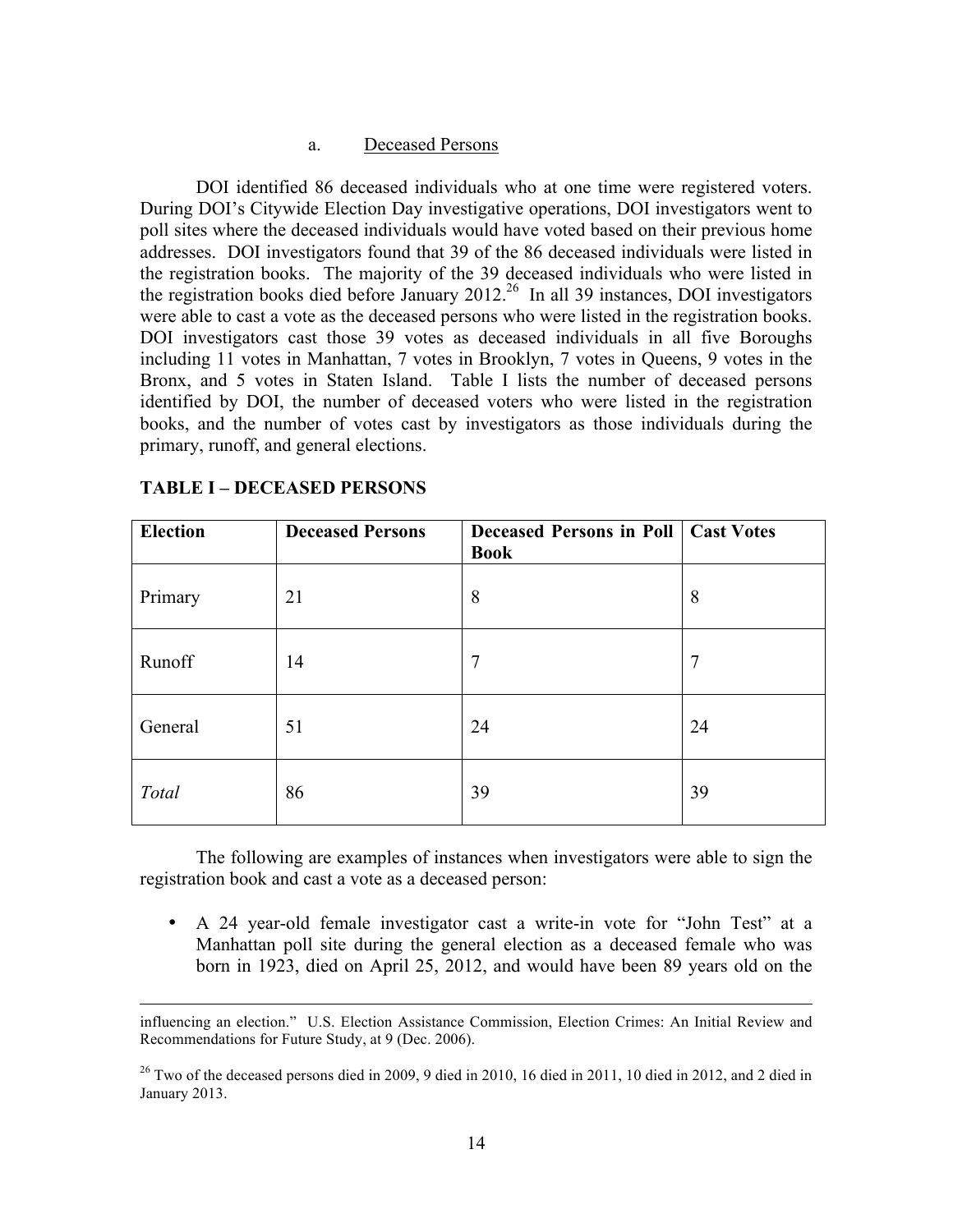a. Deceased Persons

DOI identified 86 deceased individuals who at one time were registered voters. During DOI's Citywide Election Day investigative operations, DOI investigators went to poll sites where the deceased individuals would have voted based on their previous home addresses. DOI investigators found that 39 of the 86 deceased individuals were listed in the registration books. The majority of the 39 deceased individuals who were listed in the registration books died before January 2012.[26] In all 39 instances, DOI investigators were able to cast a vote as the deceased persons who were listed in the registration books. DOI investigators cast those 39 votes as deceased individuals in all five Boroughs including 11 votes in Manhattan, 7 votes in Brooklyn, 7 votes in Queens, 9 votes in the Bronx, and 5 votes in Staten Island. Table I lists the number of deceased persons identified by DOI, the number of deceased voters who were listed in the registration books, and the number of votes cast by investigators as those individuals during the primary, runoff, and general elections.

**TABLE I – DECEASED PERSONS**

| **Election** | **Deceased Persons** | **Deceased Persons in Poll Book** | **Cast Votes** |
| --- | --- | --- | --- |
| Primary | 21 | 8 | 8 |
| Runoff | 14 | 7 | 7 |
| General | 51 | 24 | 24 |
| *Total* | 86 | 39 | 39 |

The following are examples of instances when investigators were able to sign the registration book and cast a vote as a deceased person:

- A 24 year-old female investigator cast a write-in vote for "John Test" at a Manhattan poll site during the general election as a deceased female who was born in 1923, died on April 25, 2012, and would have been 89 years old on the

influencing an election." U.S. Election Assistance Commission, Election Crimes: An Initial Review and Recommendations for Future Study, at 9 (Dec. 2006).

[26] Two of the deceased persons died in 2009, 9 died in 2010, 16 died in 2011, 10 died in 2012, and 2 died in January 2013.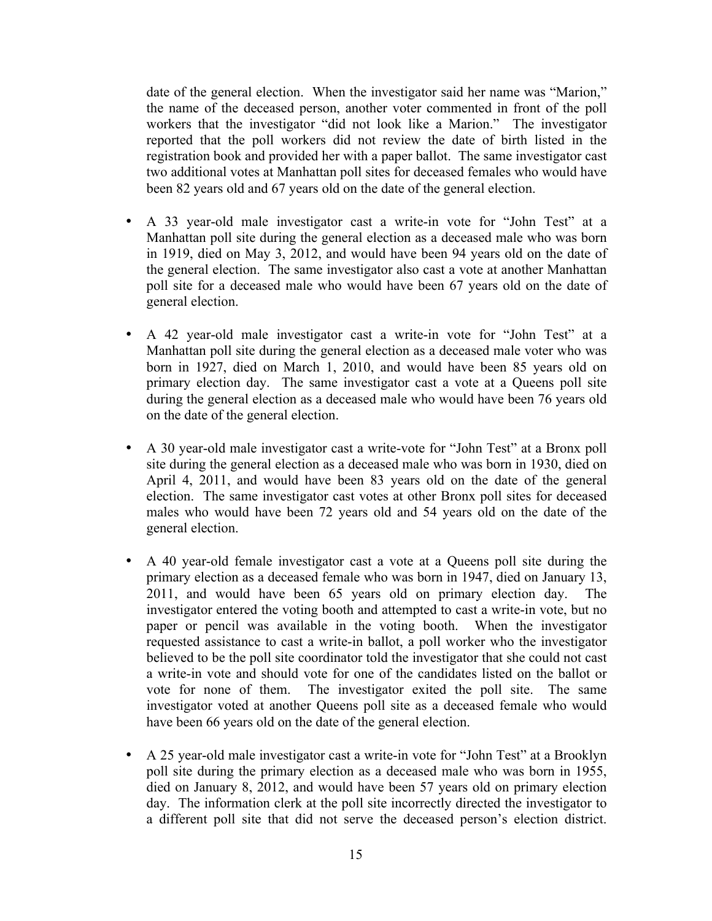date of the general election. When the investigator said her name was "Marion," the name of the deceased person, another voter commented in front of the poll workers that the investigator "did not look like a Marion." The investigator reported that the poll workers did not review the date of birth listed in the registration book and provided her with a paper ballot. The same investigator cast two additional votes at Manhattan poll sites for deceased females who would have been 82 years old and 67 years old on the date of the general election.

- A 33 year-old male investigator cast a write-in vote for "John Test" at a Manhattan poll site during the general election as a deceased male who was born in 1919, died on May 3, 2012, and would have been 94 years old on the date of the general election. The same investigator also cast a vote at another Manhattan poll site for a deceased male who would have been 67 years old on the date of general election.

- A 42 year-old male investigator cast a write-in vote for "John Test" at a Manhattan poll site during the general election as a deceased male voter who was born in 1927, died on March 1, 2010, and would have been 85 years old on primary election day. The same investigator cast a vote at a Queens poll site during the general election as a deceased male who would have been 76 years old on the date of the general election.

- A 30 year-old male investigator cast a write-vote for "John Test" at a Bronx poll site during the general election as a deceased male who was born in 1930, died on April 4, 2011, and would have been 83 years old on the date of the general election. The same investigator cast votes at other Bronx poll sites for deceased males who would have been 72 years old and 54 years old on the date of the general election.

- A 40 year-old female investigator cast a vote at a Queens poll site during the primary election as a deceased female who was born in 1947, died on January 13, 2011, and would have been 65 years old on primary election day. The investigator entered the voting booth and attempted to cast a write-in vote, but no paper or pencil was available in the voting booth. When the investigator requested assistance to cast a write-in ballot, a poll worker who the investigator believed to be the poll site coordinator told the investigator that she could not cast a write-in vote and should vote for one of the candidates listed on the ballot or vote for none of them. The investigator exited the poll site. The same investigator voted at another Queens poll site as a deceased female who would have been 66 years old on the date of the general election.

- A 25 year-old male investigator cast a write-in vote for "John Test" at a Brooklyn poll site during the primary election as a deceased male who was born in 1955, died on January 8, 2012, and would have been 57 years old on primary election day. The information clerk at the poll site incorrectly directed the investigator to a different poll site that did not serve the deceased person's election district.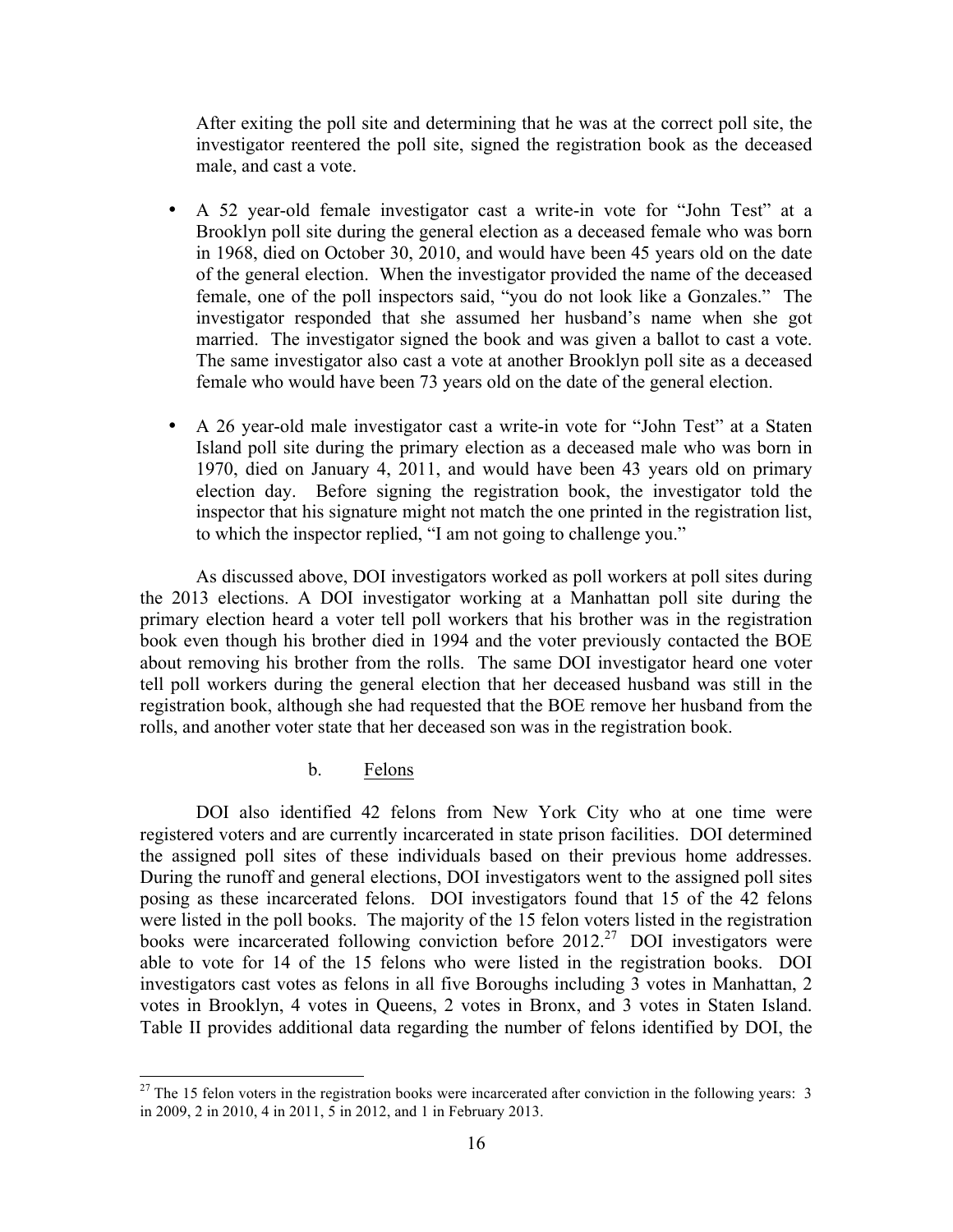After exiting the poll site and determining that he was at the correct poll site, the investigator reentered the poll site, signed the registration book as the deceased male, and cast a vote.

- A 52 year-old female investigator cast a write-in vote for "John Test" at a Brooklyn poll site during the general election as a deceased female who was born in 1968, died on October 30, 2010, and would have been 45 years old on the date of the general election. When the investigator provided the name of the deceased female, one of the poll inspectors said, "you do not look like a Gonzales." The investigator responded that she assumed her husband's name when she got married. The investigator signed the book and was given a ballot to cast a vote. The same investigator also cast a vote at another Brooklyn poll site as a deceased female who would have been 73 years old on the date of the general election.

- A 26 year-old male investigator cast a write-in vote for "John Test" at a Staten Island poll site during the primary election as a deceased male who was born in 1970, died on January 4, 2011, and would have been 43 years old on primary election day. Before signing the registration book, the investigator told the inspector that his signature might not match the one printed in the registration list, to which the inspector replied, "I am not going to challenge you."

As discussed above, DOI investigators worked as poll workers at poll sites during the 2013 elections. A DOI investigator working at a Manhattan poll site during the primary election heard a voter tell poll workers that his brother was in the registration book even though his brother died in 1994 and the voter previously contacted the BOE about removing his brother from the rolls. The same DOI investigator heard one voter tell poll workers during the general election that her deceased husband was still in the registration book, although she had requested that the BOE remove her husband from the rolls, and another voter state that her deceased son was in the registration book.

#### b. Felons

DOI also identified 42 felons from New York City who at one time were registered voters and are currently incarcerated in state prison facilities. DOI determined the assigned poll sites of these individuals based on their previous home addresses. During the runoff and general elections, DOI investigators went to the assigned poll sites posing as these incarcerated felons. DOI investigators found that 15 of the 42 felons were listed in the poll books. The majority of the 15 felon voters listed in the registration books were incarcerated following conviction before 2012.[27] DOI investigators were able to vote for 14 of the 15 felons who were listed in the registration books. DOI investigators cast votes as felons in all five Boroughs including 3 votes in Manhattan, 2 votes in Brooklyn, 4 votes in Queens, 2 votes in Bronx, and 3 votes in Staten Island. Table II provides additional data regarding the number of felons identified by DOI, the

[27] The 15 felon voters in the registration books were incarcerated after conviction in the following years: 3 in 2009, 2 in 2010, 4 in 2011, 5 in 2012, and 1 in February 2013.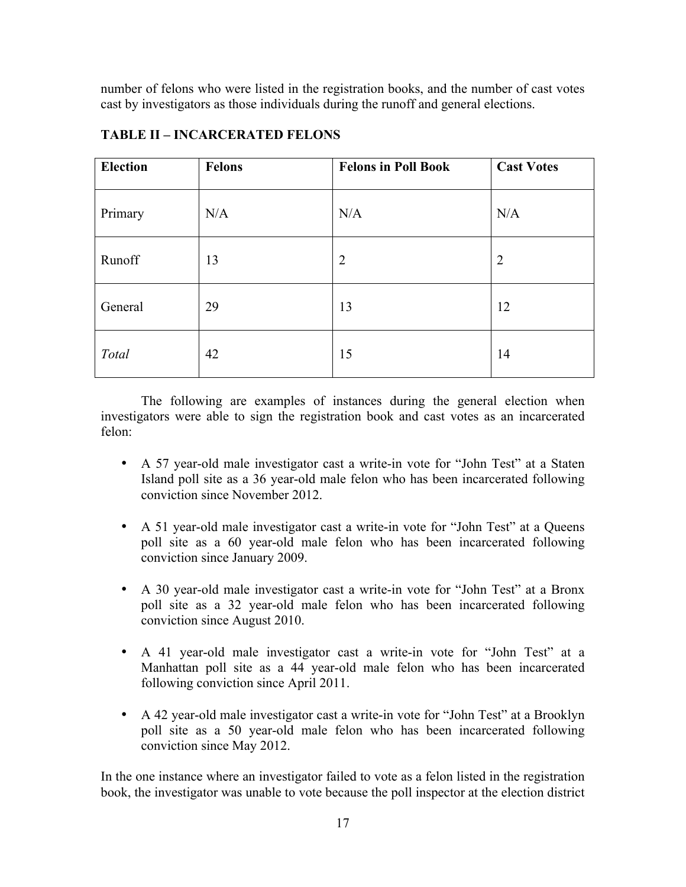number of felons who were listed in the registration books, and the number of cast votes cast by investigators as those individuals during the runoff and general elections.

**TABLE II – INCARCERATED FELONS**

| Election | Felons | Felons in Poll Book | Cast Votes |
|---|---|---|---|
| Primary | N/A | N/A | N/A |
| Runoff | 13 | 2 | 2 |
| General | 29 | 13 | 12 |
| *Total* | 42 | 15 | 14 |

The following are examples of instances during the general election when investigators were able to sign the registration book and cast votes as an incarcerated felon:

- A 57 year-old male investigator cast a write-in vote for "John Test" at a Staten Island poll site as a 36 year-old male felon who has been incarcerated following conviction since November 2012.
- A 51 year-old male investigator cast a write-in vote for "John Test" at a Queens poll site as a 60 year-old male felon who has been incarcerated following conviction since January 2009.
- A 30 year-old male investigator cast a write-in vote for "John Test" at a Bronx poll site as a 32 year-old male felon who has been incarcerated following conviction since August 2010.
- A 41 year-old male investigator cast a write-in vote for "John Test" at a Manhattan poll site as a 44 year-old male felon who has been incarcerated following conviction since April 2011.
- A 42 year-old male investigator cast a write-in vote for "John Test" at a Brooklyn poll site as a 50 year-old male felon who has been incarcerated following conviction since May 2012.

In the one instance where an investigator failed to vote as a felon listed in the registration book, the investigator was unable to vote because the poll inspector at the election district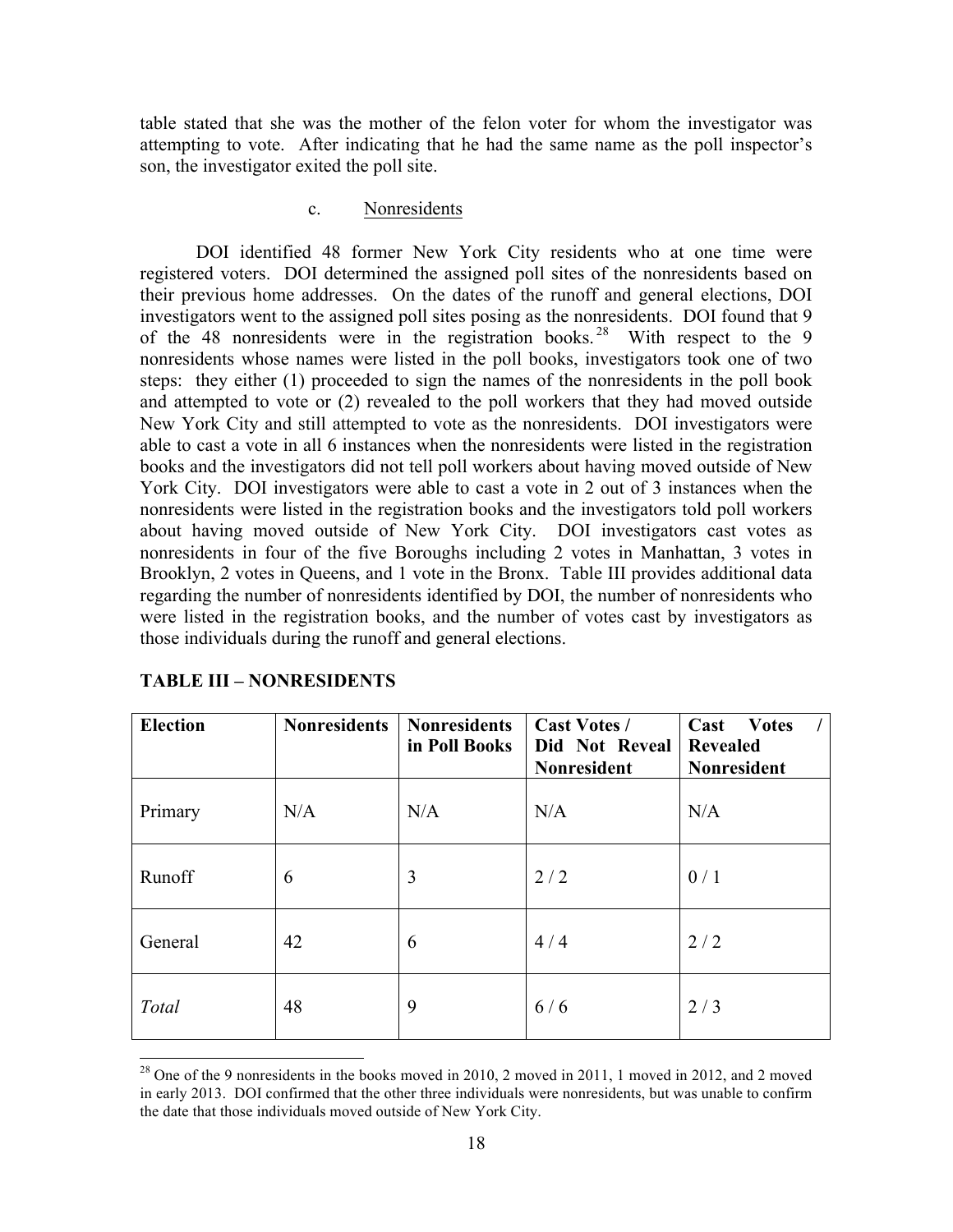table stated that she was the mother of the felon voter for whom the investigator was attempting to vote. After indicating that he had the same name as the poll inspector's son, the investigator exited the poll site.

c. Nonresidents

DOI identified 48 former New York City residents who at one time were registered voters. DOI determined the assigned poll sites of the nonresidents based on their previous home addresses. On the dates of the runoff and general elections, DOI investigators went to the assigned poll sites posing as the nonresidents. DOI found that 9 of the 48 nonresidents were in the registration books.[28] With respect to the 9 nonresidents whose names were listed in the poll books, investigators took one of two steps: they either (1) proceeded to sign the names of the nonresidents in the poll book and attempted to vote or (2) revealed to the poll workers that they had moved outside New York City and still attempted to vote as the nonresidents. DOI investigators were able to cast a vote in all 6 instances when the nonresidents were listed in the registration books and the investigators did not tell poll workers about having moved outside of New York City. DOI investigators were able to cast a vote in 2 out of 3 instances when the nonresidents were listed in the registration books and the investigators told poll workers about having moved outside of New York City. DOI investigators cast votes as nonresidents in four of the five Boroughs including 2 votes in Manhattan, 3 votes in Brooklyn, 2 votes in Queens, and 1 vote in the Bronx. Table III provides additional data regarding the number of nonresidents identified by DOI, the number of nonresidents who were listed in the registration books, and the number of votes cast by investigators as those individuals during the runoff and general elections.

**TABLE III – NONRESIDENTS**

| Election | Nonresidents | Nonresidents in Poll Books | Cast Votes / Did Not Reveal Nonresident | Cast Votes / Revealed Nonresident |
|---|---|---|---|---|
| Primary | N/A | N/A | N/A | N/A |
| Runoff | 6 | 3 | 2 / 2 | 0 / 1 |
| General | 42 | 6 | 4 / 4 | 2 / 2 |
| *Total* | 48 | 9 | 6 / 6 | 2 / 3 |

[28] One of the 9 nonresidents in the books moved in 2010, 2 moved in 2011, 1 moved in 2012, and 2 moved in early 2013. DOI confirmed that the other three individuals were nonresidents, but was unable to confirm the date that those individuals moved outside of New York City.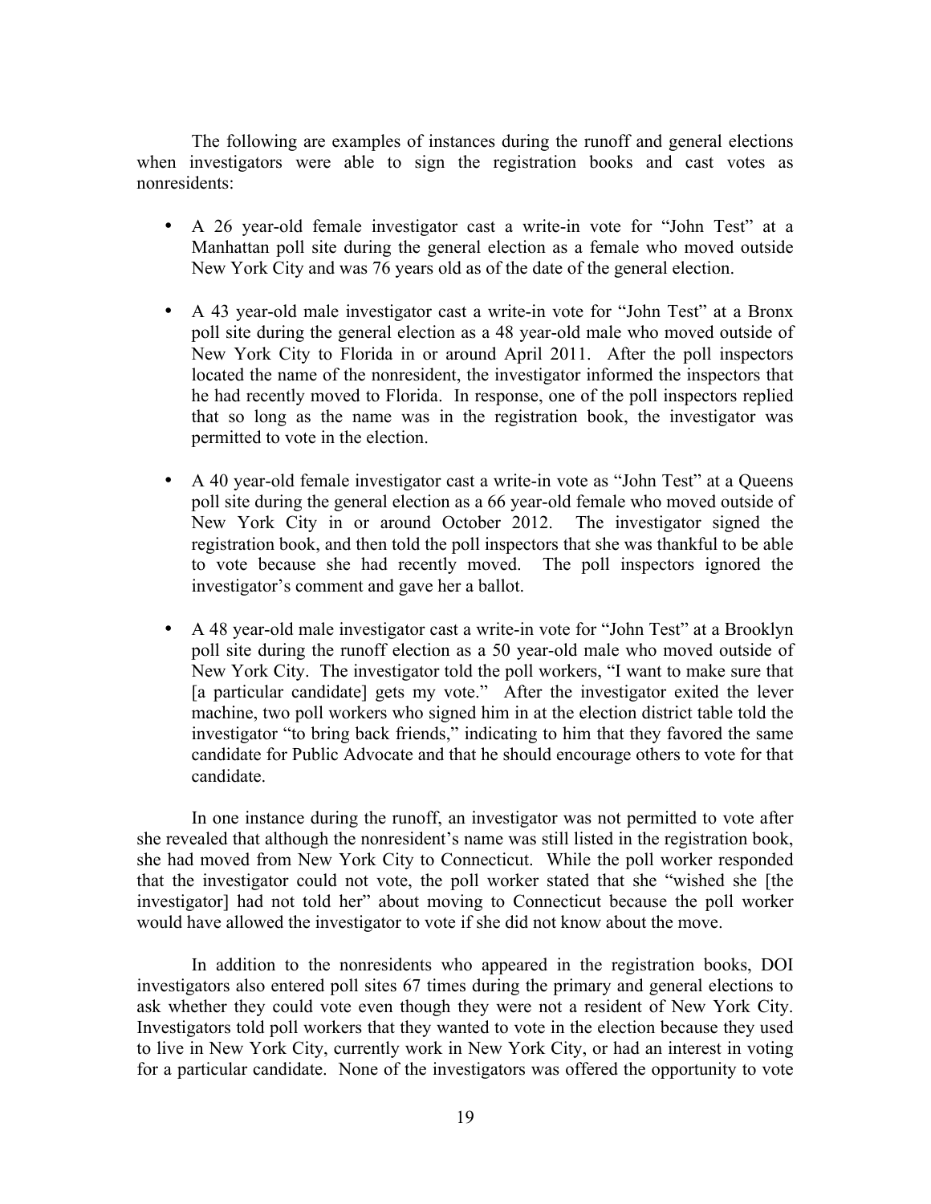The following are examples of instances during the runoff and general elections when investigators were able to sign the registration books and cast votes as nonresidents:

- A 26 year-old female investigator cast a write-in vote for "John Test" at a Manhattan poll site during the general election as a female who moved outside New York City and was 76 years old as of the date of the general election.

- A 43 year-old male investigator cast a write-in vote for "John Test" at a Bronx poll site during the general election as a 48 year-old male who moved outside of New York City to Florida in or around April 2011. After the poll inspectors located the name of the nonresident, the investigator informed the inspectors that he had recently moved to Florida. In response, one of the poll inspectors replied that so long as the name was in the registration book, the investigator was permitted to vote in the election.

- A 40 year-old female investigator cast a write-in vote as "John Test" at a Queens poll site during the general election as a 66 year-old female who moved outside of New York City in or around October 2012. The investigator signed the registration book, and then told the poll inspectors that she was thankful to be able to vote because she had recently moved. The poll inspectors ignored the investigator's comment and gave her a ballot.

- A 48 year-old male investigator cast a write-in vote for "John Test" at a Brooklyn poll site during the runoff election as a 50 year-old male who moved outside of New York City. The investigator told the poll workers, "I want to make sure that [a particular candidate] gets my vote." After the investigator exited the lever machine, two poll workers who signed him in at the election district table told the investigator "to bring back friends," indicating to him that they favored the same candidate for Public Advocate and that he should encourage others to vote for that candidate.

In one instance during the runoff, an investigator was not permitted to vote after she revealed that although the nonresident's name was still listed in the registration book, she had moved from New York City to Connecticut. While the poll worker responded that the investigator could not vote, the poll worker stated that she "wished she [the investigator] had not told her" about moving to Connecticut because the poll worker would have allowed the investigator to vote if she did not know about the move.

In addition to the nonresidents who appeared in the registration books, DOI investigators also entered poll sites 67 times during the primary and general elections to ask whether they could vote even though they were not a resident of New York City. Investigators told poll workers that they wanted to vote in the election because they used to live in New York City, currently work in New York City, or had an interest in voting for a particular candidate. None of the investigators was offered the opportunity to vote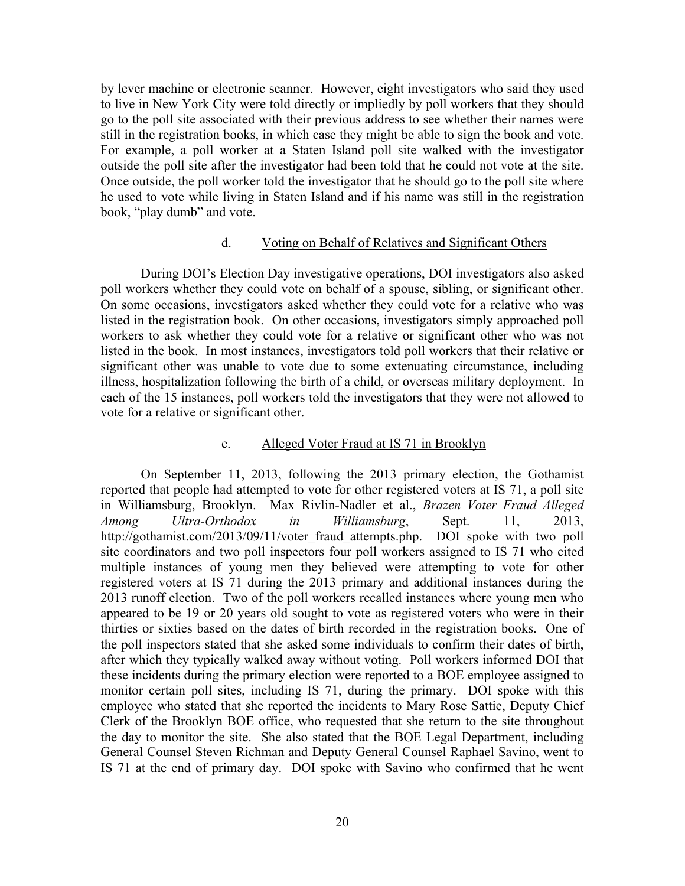by lever machine or electronic scanner. However, eight investigators who said they used to live in New York City were told directly or impliedly by poll workers that they should go to the poll site associated with their previous address to see whether their names were still in the registration books, in which case they might be able to sign the book and vote. For example, a poll worker at a Staten Island poll site walked with the investigator outside the poll site after the investigator had been told that he could not vote at the site. Once outside, the poll worker told the investigator that he should go to the poll site where he used to vote while living in Staten Island and if his name was still in the registration book, "play dumb" and vote.

#### d. Voting on Behalf of Relatives and Significant Others

During DOI's Election Day investigative operations, DOI investigators also asked poll workers whether they could vote on behalf of a spouse, sibling, or significant other. On some occasions, investigators asked whether they could vote for a relative who was listed in the registration book. On other occasions, investigators simply approached poll workers to ask whether they could vote for a relative or significant other who was not listed in the book. In most instances, investigators told poll workers that their relative or significant other was unable to vote due to some extenuating circumstance, including illness, hospitalization following the birth of a child, or overseas military deployment. In each of the 15 instances, poll workers told the investigators that they were not allowed to vote for a relative or significant other.

#### e. Alleged Voter Fraud at IS 71 in Brooklyn

On September 11, 2013, following the 2013 primary election, the Gothamist reported that people had attempted to vote for other registered voters at IS 71, a poll site in Williamsburg, Brooklyn. Max Rivlin-Nadler et al., *Brazen Voter Fraud Alleged Among Ultra-Orthodox in Williamsburg*, Sept. 11, 2013, http://gothamist.com/2013/09/11/voter_fraud_attempts.php. DOI spoke with two poll site coordinators and two poll inspectors four poll workers assigned to IS 71 who cited multiple instances of young men they believed were attempting to vote for other registered voters at IS 71 during the 2013 primary and additional instances during the 2013 runoff election. Two of the poll workers recalled instances where young men who appeared to be 19 or 20 years old sought to vote as registered voters who were in their thirties or sixties based on the dates of birth recorded in the registration books. One of the poll inspectors stated that she asked some individuals to confirm their dates of birth, after which they typically walked away without voting. Poll workers informed DOI that these incidents during the primary election were reported to a BOE employee assigned to monitor certain poll sites, including IS 71, during the primary. DOI spoke with this employee who stated that she reported the incidents to Mary Rose Sattie, Deputy Chief Clerk of the Brooklyn BOE office, who requested that she return to the site throughout the day to monitor the site. She also stated that the BOE Legal Department, including General Counsel Steven Richman and Deputy General Counsel Raphael Savino, went to IS 71 at the end of primary day. DOI spoke with Savino who confirmed that he went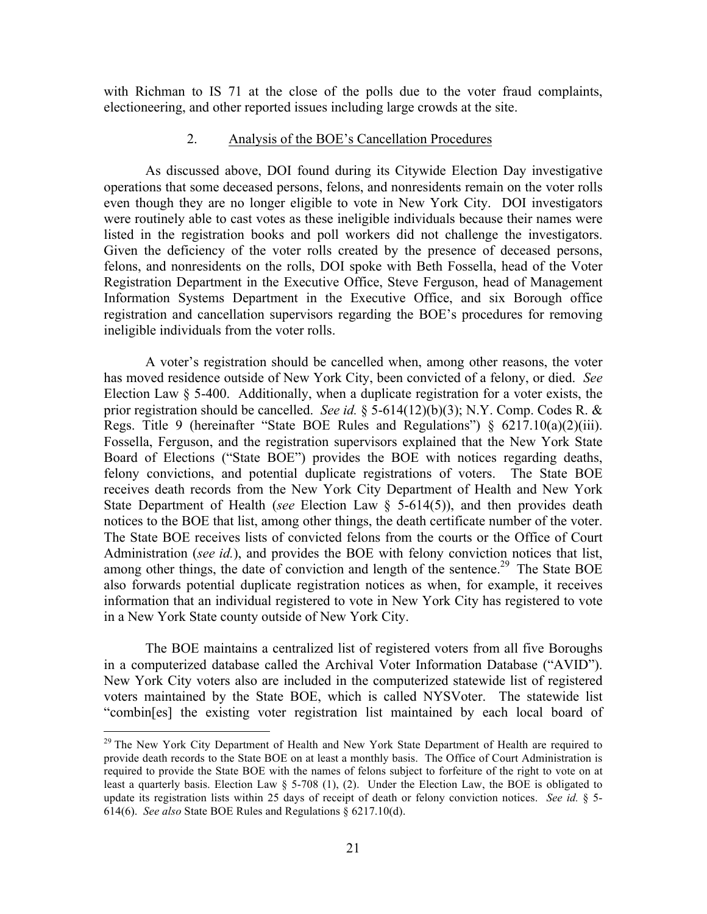with Richman to IS 71 at the close of the polls due to the voter fraud complaints, electioneering, and other reported issues including large crowds at the site.

### 2. Analysis of the BOE's Cancellation Procedures

As discussed above, DOI found during its Citywide Election Day investigative operations that some deceased persons, felons, and nonresidents remain on the voter rolls even though they are no longer eligible to vote in New York City. DOI investigators were routinely able to cast votes as these ineligible individuals because their names were listed in the registration books and poll workers did not challenge the investigators. Given the deficiency of the voter rolls created by the presence of deceased persons, felons, and nonresidents on the rolls, DOI spoke with Beth Fossella, head of the Voter Registration Department in the Executive Office, Steve Ferguson, head of Management Information Systems Department in the Executive Office, and six Borough office registration and cancellation supervisors regarding the BOE's procedures for removing ineligible individuals from the voter rolls.

A voter's registration should be cancelled when, among other reasons, the voter has moved residence outside of New York City, been convicted of a felony, or died. *See* Election Law § 5-400. Additionally, when a duplicate registration for a voter exists, the prior registration should be cancelled. *See id.* § 5-614(12)(b)(3); N.Y. Comp. Codes R. & Regs. Title 9 (hereinafter "State BOE Rules and Regulations") § 6217.10(a)(2)(iii). Fossella, Ferguson, and the registration supervisors explained that the New York State Board of Elections ("State BOE") provides the BOE with notices regarding deaths, felony convictions, and potential duplicate registrations of voters. The State BOE receives death records from the New York City Department of Health and New York State Department of Health (*see* Election Law § 5-614(5)), and then provides death notices to the BOE that list, among other things, the death certificate number of the voter. The State BOE receives lists of convicted felons from the courts or the Office of Court Administration (*see id.*), and provides the BOE with felony conviction notices that list, among other things, the date of conviction and length of the sentence.[29] The State BOE also forwards potential duplicate registration notices as when, for example, it receives information that an individual registered to vote in New York City has registered to vote in a New York State county outside of New York City.

The BOE maintains a centralized list of registered voters from all five Boroughs in a computerized database called the Archival Voter Information Database ("AVID"). New York City voters also are included in the computerized statewide list of registered voters maintained by the State BOE, which is called NYSVoter. The statewide list "combin[es] the existing voter registration list maintained by each local board of

---

[29] The New York City Department of Health and New York State Department of Health are required to provide death records to the State BOE on at least a monthly basis. The Office of Court Administration is required to provide the State BOE with the names of felons subject to forfeiture of the right to vote on at least a quarterly basis. Election Law § 5-708 (1), (2). Under the Election Law, the BOE is obligated to update its registration lists within 25 days of receipt of death or felony conviction notices. *See id.* § 5-614(6). *See also* State BOE Rules and Regulations § 6217.10(d).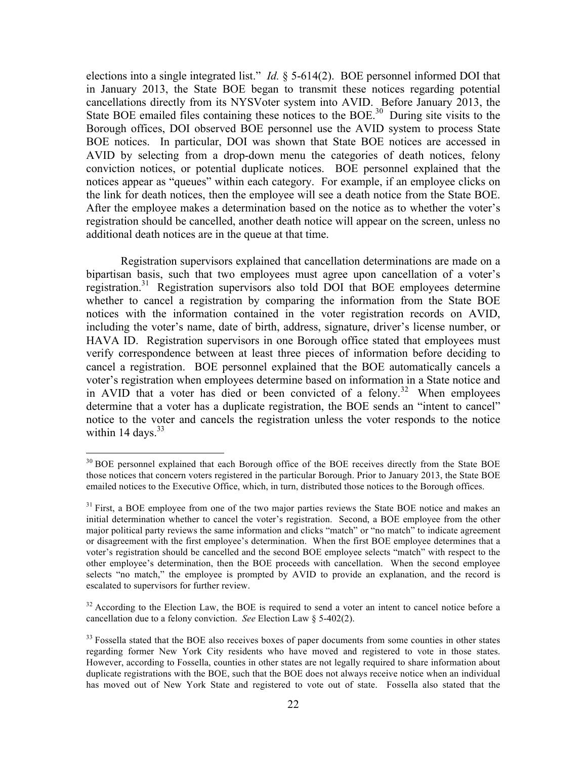elections into a single integrated list." *Id.* § 5-614(2). BOE personnel informed DOI that in January 2013, the State BOE began to transmit these notices regarding potential cancellations directly from its NYSVoter system into AVID. Before January 2013, the State BOE emailed files containing these notices to the BOE.[30] During site visits to the Borough offices, DOI observed BOE personnel use the AVID system to process State BOE notices. In particular, DOI was shown that State BOE notices are accessed in AVID by selecting from a drop-down menu the categories of death notices, felony conviction notices, or potential duplicate notices. BOE personnel explained that the notices appear as "queues" within each category. For example, if an employee clicks on the link for death notices, then the employee will see a death notice from the State BOE. After the employee makes a determination based on the notice as to whether the voter's registration should be cancelled, another death notice will appear on the screen, unless no additional death notices are in the queue at that time.

Registration supervisors explained that cancellation determinations are made on a bipartisan basis, such that two employees must agree upon cancellation of a voter's registration.[31] Registration supervisors also told DOI that BOE employees determine whether to cancel a registration by comparing the information from the State BOE notices with the information contained in the voter registration records on AVID, including the voter's name, date of birth, address, signature, driver's license number, or HAVA ID. Registration supervisors in one Borough office stated that employees must verify correspondence between at least three pieces of information before deciding to cancel a registration. BOE personnel explained that the BOE automatically cancels a voter's registration when employees determine based on information in a State notice and in AVID that a voter has died or been convicted of a felony.[32] When employees determine that a voter has a duplicate registration, the BOE sends an "intent to cancel" notice to the voter and cancels the registration unless the voter responds to the notice within 14 days.[33]

---

[30] BOE personnel explained that each Borough office of the BOE receives directly from the State BOE those notices that concern voters registered in the particular Borough. Prior to January 2013, the State BOE emailed notices to the Executive Office, which, in turn, distributed those notices to the Borough offices.

[31] First, a BOE employee from one of the two major parties reviews the State BOE notice and makes an initial determination whether to cancel the voter's registration. Second, a BOE employee from the other major political party reviews the same information and clicks "match" or "no match" to indicate agreement or disagreement with the first employee's determination. When the first BOE employee determines that a voter's registration should be cancelled and the second BOE employee selects "match" with respect to the other employee's determination, then the BOE proceeds with cancellation. When the second employee selects "no match," the employee is prompted by AVID to provide an explanation, and the record is escalated to supervisors for further review.

[32] According to the Election Law, the BOE is required to send a voter an intent to cancel notice before a cancellation due to a felony conviction. *See* Election Law § 5-402(2).

[33] Fossella stated that the BOE also receives boxes of paper documents from some counties in other states regarding former New York City residents who have moved and registered to vote in those states. However, according to Fossella, counties in other states are not legally required to share information about duplicate registrations with the BOE, such that the BOE does not always receive notice when an individual has moved out of New York State and registered to vote out of state. Fossella also stated that the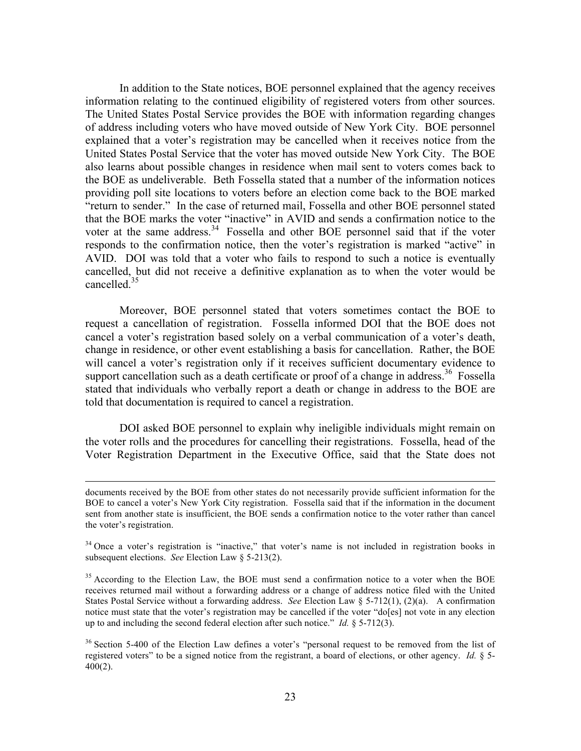In addition to the State notices, BOE personnel explained that the agency receives information relating to the continued eligibility of registered voters from other sources. The United States Postal Service provides the BOE with information regarding changes of address including voters who have moved outside of New York City. BOE personnel explained that a voter's registration may be cancelled when it receives notice from the United States Postal Service that the voter has moved outside New York City. The BOE also learns about possible changes in residence when mail sent to voters comes back to the BOE as undeliverable. Beth Fossella stated that a number of the information notices providing poll site locations to voters before an election come back to the BOE marked "return to sender." In the case of returned mail, Fossella and other BOE personnel stated that the BOE marks the voter "inactive" in AVID and sends a confirmation notice to the voter at the same address.[34] Fossella and other BOE personnel said that if the voter responds to the confirmation notice, then the voter's registration is marked "active" in AVID. DOI was told that a voter who fails to respond to such a notice is eventually cancelled, but did not receive a definitive explanation as to when the voter would be cancelled.[35]

Moreover, BOE personnel stated that voters sometimes contact the BOE to request a cancellation of registration. Fossella informed DOI that the BOE does not cancel a voter's registration based solely on a verbal communication of a voter's death, change in residence, or other event establishing a basis for cancellation. Rather, the BOE will cancel a voter's registration only if it receives sufficient documentary evidence to support cancellation such as a death certificate or proof of a change in address.[36] Fossella stated that individuals who verbally report a death or change in address to the BOE are told that documentation is required to cancel a registration.

DOI asked BOE personnel to explain why ineligible individuals might remain on the voter rolls and the procedures for cancelling their registrations. Fossella, head of the Voter Registration Department in the Executive Office, said that the State does not

---

documents received by the BOE from other states do not necessarily provide sufficient information for the BOE to cancel a voter's New York City registration. Fossella said that if the information in the document sent from another state is insufficient, the BOE sends a confirmation notice to the voter rather than cancel the voter's registration.

[34] Once a voter's registration is "inactive," that voter's name is not included in registration books in subsequent elections. *See* Election Law § 5-213(2).

[35] According to the Election Law, the BOE must send a confirmation notice to a voter when the BOE receives returned mail without a forwarding address or a change of address notice filed with the United States Postal Service without a forwarding address. *See* Election Law § 5-712(1), (2)(a). A confirmation notice must state that the voter's registration may be cancelled if the voter "do[es] not vote in any election up to and including the second federal election after such notice." *Id.* § 5-712(3).

[36] Section 5-400 of the Election Law defines a voter's "personal request to be removed from the list of registered voters" to be a signed notice from the registrant, a board of elections, or other agency. *Id.* § 5-400(2).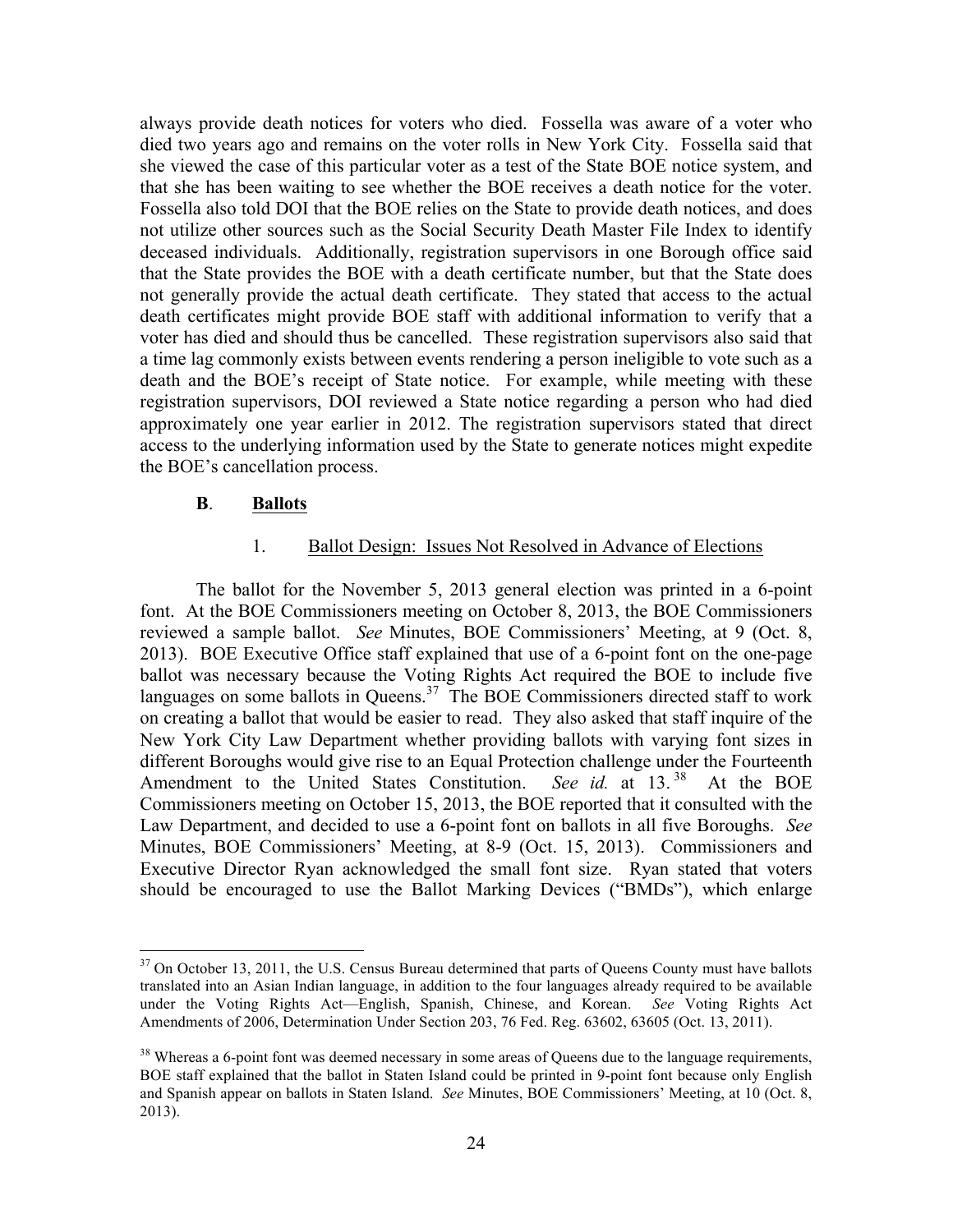always provide death notices for voters who died. Fossella was aware of a voter who died two years ago and remains on the voter rolls in New York City. Fossella said that she viewed the case of this particular voter as a test of the State BOE notice system, and that she has been waiting to see whether the BOE receives a death notice for the voter. Fossella also told DOI that the BOE relies on the State to provide death notices, and does not utilize other sources such as the Social Security Death Master File Index to identify deceased individuals. Additionally, registration supervisors in one Borough office said that the State provides the BOE with a death certificate number, but that the State does not generally provide the actual death certificate. They stated that access to the actual death certificates might provide BOE staff with additional information to verify that a voter has died and should thus be cancelled. These registration supervisors also said that a time lag commonly exists between events rendering a person ineligible to vote such as a death and the BOE's receipt of State notice. For example, while meeting with these registration supervisors, DOI reviewed a State notice regarding a person who had died approximately one year earlier in 2012. The registration supervisors stated that direct access to the underlying information used by the State to generate notices might expedite the BOE's cancellation process.

### B. Ballots

#### 1. Ballot Design: Issues Not Resolved in Advance of Elections

The ballot for the November 5, 2013 general election was printed in a 6-point font. At the BOE Commissioners meeting on October 8, 2013, the BOE Commissioners reviewed a sample ballot. *See* Minutes, BOE Commissioners' Meeting, at 9 (Oct. 8, 2013). BOE Executive Office staff explained that use of a 6-point font on the one-page ballot was necessary because the Voting Rights Act required the BOE to include five languages on some ballots in Queens.[37] The BOE Commissioners directed staff to work on creating a ballot that would be easier to read. They also asked that staff inquire of the New York City Law Department whether providing ballots with varying font sizes in different Boroughs would give rise to an Equal Protection challenge under the Fourteenth Amendment to the United States Constitution. *See id.* at 13.[38] At the BOE Commissioners meeting on October 15, 2013, the BOE reported that it consulted with the Law Department, and decided to use a 6-point font on ballots in all five Boroughs. *See* Minutes, BOE Commissioners' Meeting, at 8-9 (Oct. 15, 2013). Commissioners and Executive Director Ryan acknowledged the small font size. Ryan stated that voters should be encouraged to use the Ballot Marking Devices ("BMDs"), which enlarge

---

[37] On October 13, 2011, the U.S. Census Bureau determined that parts of Queens County must have ballots translated into an Asian Indian language, in addition to the four languages already required to be available under the Voting Rights Act—English, Spanish, Chinese, and Korean. *See* Voting Rights Act Amendments of 2006, Determination Under Section 203, 76 Fed. Reg. 63602, 63605 (Oct. 13, 2011).

[38] Whereas a 6-point font was deemed necessary in some areas of Queens due to the language requirements, BOE staff explained that the ballot in Staten Island could be printed in 9-point font because only English and Spanish appear on ballots in Staten Island. *See* Minutes, BOE Commissioners' Meeting, at 10 (Oct. 8, 2013).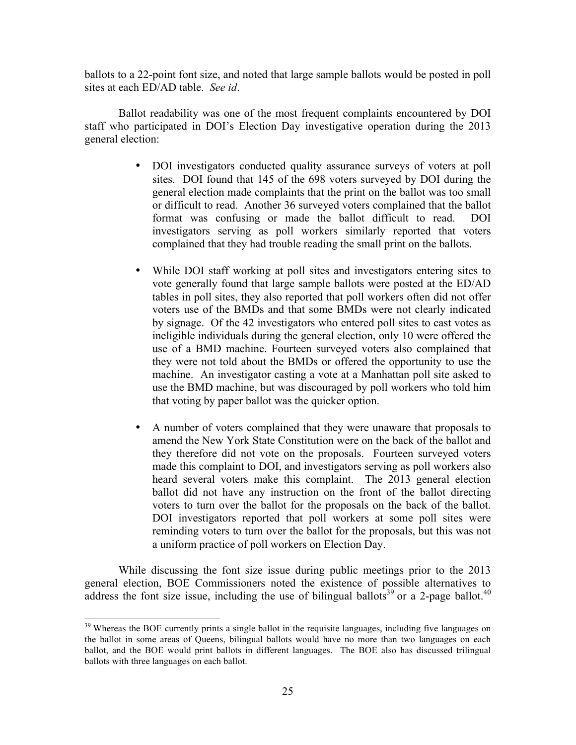ballots to a 22-point font size, and noted that large sample ballots would be posted in poll sites at each ED/AD table. *See id*.

Ballot readability was one of the most frequent complaints encountered by DOI staff who participated in DOI's Election Day investigative operation during the 2013 general election:

- DOI investigators conducted quality assurance surveys of voters at poll sites. DOI found that 145 of the 698 voters surveyed by DOI during the general election made complaints that the print on the ballot was too small or difficult to read. Another 36 surveyed voters complained that the ballot format was confusing or made the ballot difficult to read. DOI investigators serving as poll workers similarly reported that voters complained that they had trouble reading the small print on the ballots.

- While DOI staff working at poll sites and investigators entering sites to vote generally found that large sample ballots were posted at the ED/AD tables in poll sites, they also reported that poll workers often did not offer voters use of the BMDs and that some BMDs were not clearly indicated by signage. Of the 42 investigators who entered poll sites to cast votes as ineligible individuals during the general election, only 10 were offered the use of a BMD machine. Fourteen surveyed voters also complained that they were not told about the BMDs or offered the opportunity to use the machine. An investigator casting a vote at a Manhattan poll site asked to use the BMD machine, but was discouraged by poll workers who told him that voting by paper ballot was the quicker option.

- A number of voters complained that they were unaware that proposals to amend the New York State Constitution were on the back of the ballot and they therefore did not vote on the proposals. Fourteen surveyed voters made this complaint to DOI, and investigators serving as poll workers also heard several voters make this complaint. The 2013 general election ballot did not have any instruction on the front of the ballot directing voters to turn over the ballot for the proposals on the back of the ballot. DOI investigators reported that poll workers at some poll sites were reminding voters to turn over the ballot for the proposals, but this was not a uniform practice of poll workers on Election Day.

While discussing the font size issue during public meetings prior to the 2013 general election, BOE Commissioners noted the existence of possible alternatives to address the font size issue, including the use of bilingual ballots[39] or a 2-page ballot.[40]

[39] Whereas the BOE currently prints a single ballot in the requisite languages, including five languages on the ballot in some areas of Queens, bilingual ballots would have no more than two languages on each ballot, and the BOE would print ballots in different languages. The BOE also has discussed trilingual ballots with three languages on each ballot.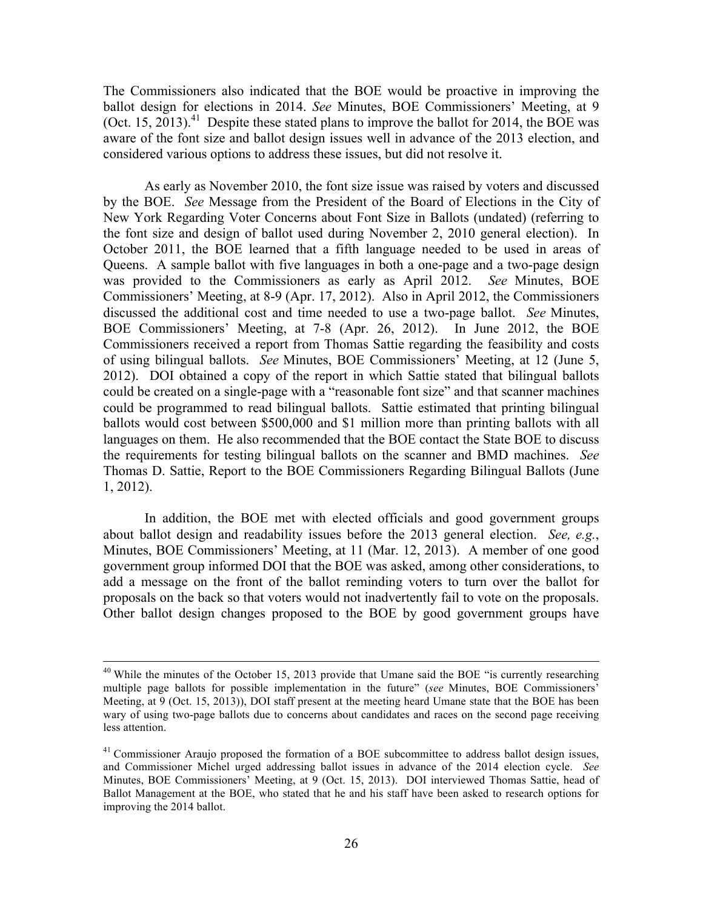The Commissioners also indicated that the BOE would be proactive in improving the ballot design for elections in 2014. *See* Minutes, BOE Commissioners' Meeting, at 9 (Oct. 15, 2013).[41] Despite these stated plans to improve the ballot for 2014, the BOE was aware of the font size and ballot design issues well in advance of the 2013 election, and considered various options to address these issues, but did not resolve it.

As early as November 2010, the font size issue was raised by voters and discussed by the BOE. *See* Message from the President of the Board of Elections in the City of New York Regarding Voter Concerns about Font Size in Ballots (undated) (referring to the font size and design of ballot used during November 2, 2010 general election). In October 2011, the BOE learned that a fifth language needed to be used in areas of Queens. A sample ballot with five languages in both a one-page and a two-page design was provided to the Commissioners as early as April 2012. *See* Minutes, BOE Commissioners' Meeting, at 8-9 (Apr. 17, 2012). Also in April 2012, the Commissioners discussed the additional cost and time needed to use a two-page ballot. *See* Minutes, BOE Commissioners' Meeting, at 7-8 (Apr. 26, 2012). In June 2012, the BOE Commissioners received a report from Thomas Sattie regarding the feasibility and costs of using bilingual ballots. *See* Minutes, BOE Commissioners' Meeting, at 12 (June 5, 2012). DOI obtained a copy of the report in which Sattie stated that bilingual ballots could be created on a single-page with a "reasonable font size" and that scanner machines could be programmed to read bilingual ballots. Sattie estimated that printing bilingual ballots would cost between $500,000 and $1 million more than printing ballots with all languages on them. He also recommended that the BOE contact the State BOE to discuss the requirements for testing bilingual ballots on the scanner and BMD machines. *See* Thomas D. Sattie, Report to the BOE Commissioners Regarding Bilingual Ballots (June 1, 2012).

In addition, the BOE met with elected officials and good government groups about ballot design and readability issues before the 2013 general election. *See, e.g.*, Minutes, BOE Commissioners' Meeting, at 11 (Mar. 12, 2013). A member of one good government group informed DOI that the BOE was asked, among other considerations, to add a message on the front of the ballot reminding voters to turn over the ballot for proposals on the back so that voters would not inadvertently fail to vote on the proposals. Other ballot design changes proposed to the BOE by good government groups have

---

[40] While the minutes of the October 15, 2013 provide that Umane said the BOE "is currently researching multiple page ballots for possible implementation in the future" (*see* Minutes, BOE Commissioners' Meeting, at 9 (Oct. 15, 2013)), DOI staff present at the meeting heard Umane state that the BOE has been wary of using two-page ballots due to concerns about candidates and races on the second page receiving less attention.

[41] Commissioner Araujo proposed the formation of a BOE subcommittee to address ballot design issues, and Commissioner Michel urged addressing ballot issues in advance of the 2014 election cycle. *See* Minutes, BOE Commissioners' Meeting, at 9 (Oct. 15, 2013). DOI interviewed Thomas Sattie, head of Ballot Management at the BOE, who stated that he and his staff have been asked to research options for improving the 2014 ballot.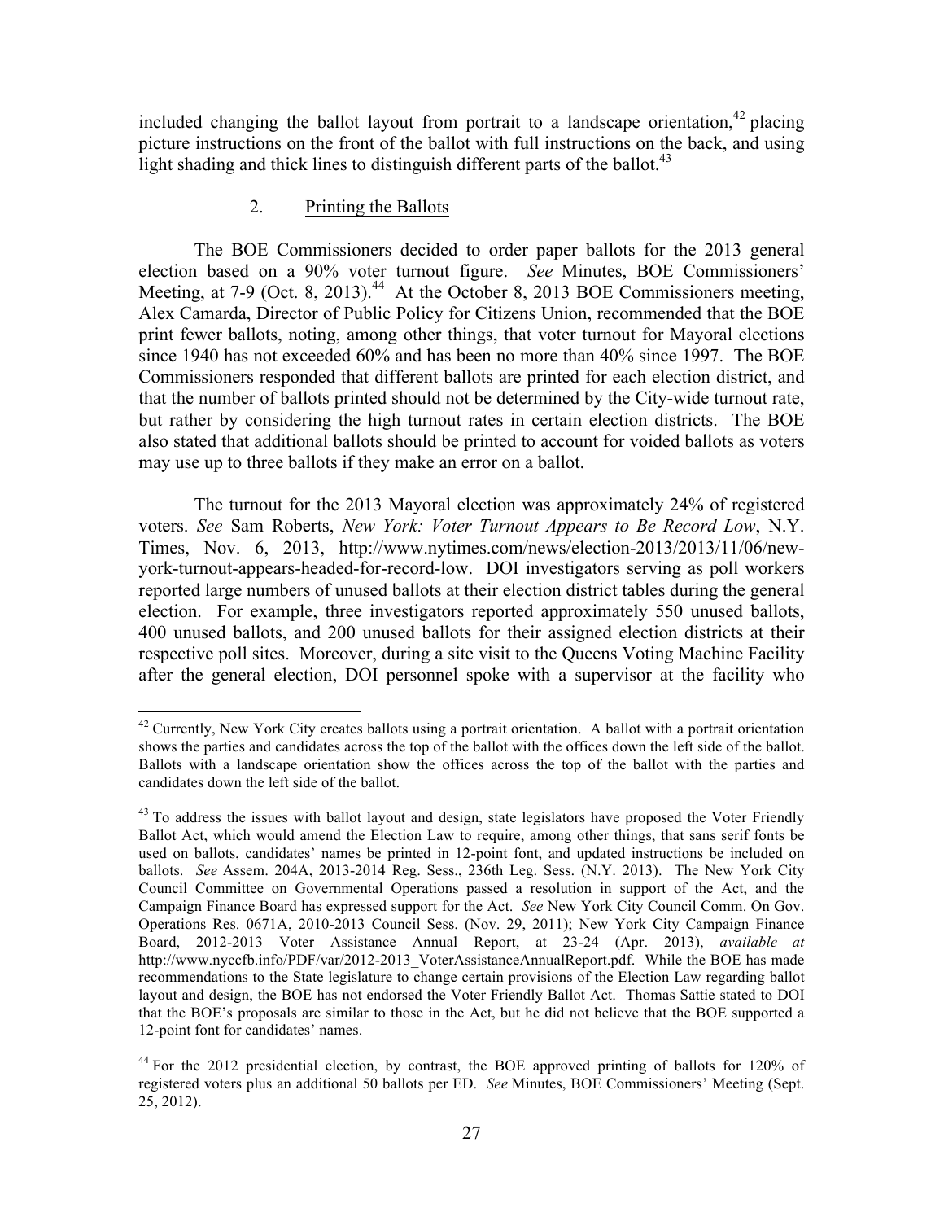included changing the ballot layout from portrait to a landscape orientation,[42] placing picture instructions on the front of the ballot with full instructions on the back, and using light shading and thick lines to distinguish different parts of the ballot.[43]

### 2. Printing the Ballots

The BOE Commissioners decided to order paper ballots for the 2013 general election based on a 90% voter turnout figure. *See* Minutes, BOE Commissioners' Meeting, at 7-9 (Oct. 8, 2013).[44] At the October 8, 2013 BOE Commissioners meeting, Alex Camarda, Director of Public Policy for Citizens Union, recommended that the BOE print fewer ballots, noting, among other things, that voter turnout for Mayoral elections since 1940 has not exceeded 60% and has been no more than 40% since 1997. The BOE Commissioners responded that different ballots are printed for each election district, and that the number of ballots printed should not be determined by the City-wide turnout rate, but rather by considering the high turnout rates in certain election districts. The BOE also stated that additional ballots should be printed to account for voided ballots as voters may use up to three ballots if they make an error on a ballot.

The turnout for the 2013 Mayoral election was approximately 24% of registered voters. *See* Sam Roberts, *New York: Voter Turnout Appears to Be Record Low*, N.Y. Times, Nov. 6, 2013, http://www.nytimes.com/news/election-2013/2013/11/06/new-york-turnout-appears-headed-for-record-low. DOI investigators serving as poll workers reported large numbers of unused ballots at their election district tables during the general election. For example, three investigators reported approximately 550 unused ballots, 400 unused ballots, and 200 unused ballots for their assigned election districts at their respective poll sites. Moreover, during a site visit to the Queens Voting Machine Facility after the general election, DOI personnel spoke with a supervisor at the facility who

---

[42] Currently, New York City creates ballots using a portrait orientation. A ballot with a portrait orientation shows the parties and candidates across the top of the ballot with the offices down the left side of the ballot. Ballots with a landscape orientation show the offices across the top of the ballot with the parties and candidates down the left side of the ballot.

[43] To address the issues with ballot layout and design, state legislators have proposed the Voter Friendly Ballot Act, which would amend the Election Law to require, among other things, that sans serif fonts be used on ballots, candidates' names be printed in 12-point font, and updated instructions be included on ballots. *See* Assem. 204A, 2013-2014 Reg. Sess., 236th Leg. Sess. (N.Y. 2013). The New York City Council Committee on Governmental Operations passed a resolution in support of the Act, and the Campaign Finance Board has expressed support for the Act. *See* New York City Council Comm. On Gov. Operations Res. 0671A, 2010-2013 Council Sess. (Nov. 29, 2011); New York City Campaign Finance Board, 2012-2013 Voter Assistance Annual Report, at 23-24 (Apr. 2013), *available at* http://www.nyccfb.info/PDF/var/2012-2013_VoterAssistanceAnnualReport.pdf. While the BOE has made recommendations to the State legislature to change certain provisions of the Election Law regarding ballot layout and design, the BOE has not endorsed the Voter Friendly Ballot Act. Thomas Sattie stated to DOI that the BOE's proposals are similar to those in the Act, but he did not believe that the BOE supported a 12-point font for candidates' names.

[44] For the 2012 presidential election, by contrast, the BOE approved printing of ballots for 120% of registered voters plus an additional 50 ballots per ED. *See* Minutes, BOE Commissioners' Meeting (Sept. 25, 2012).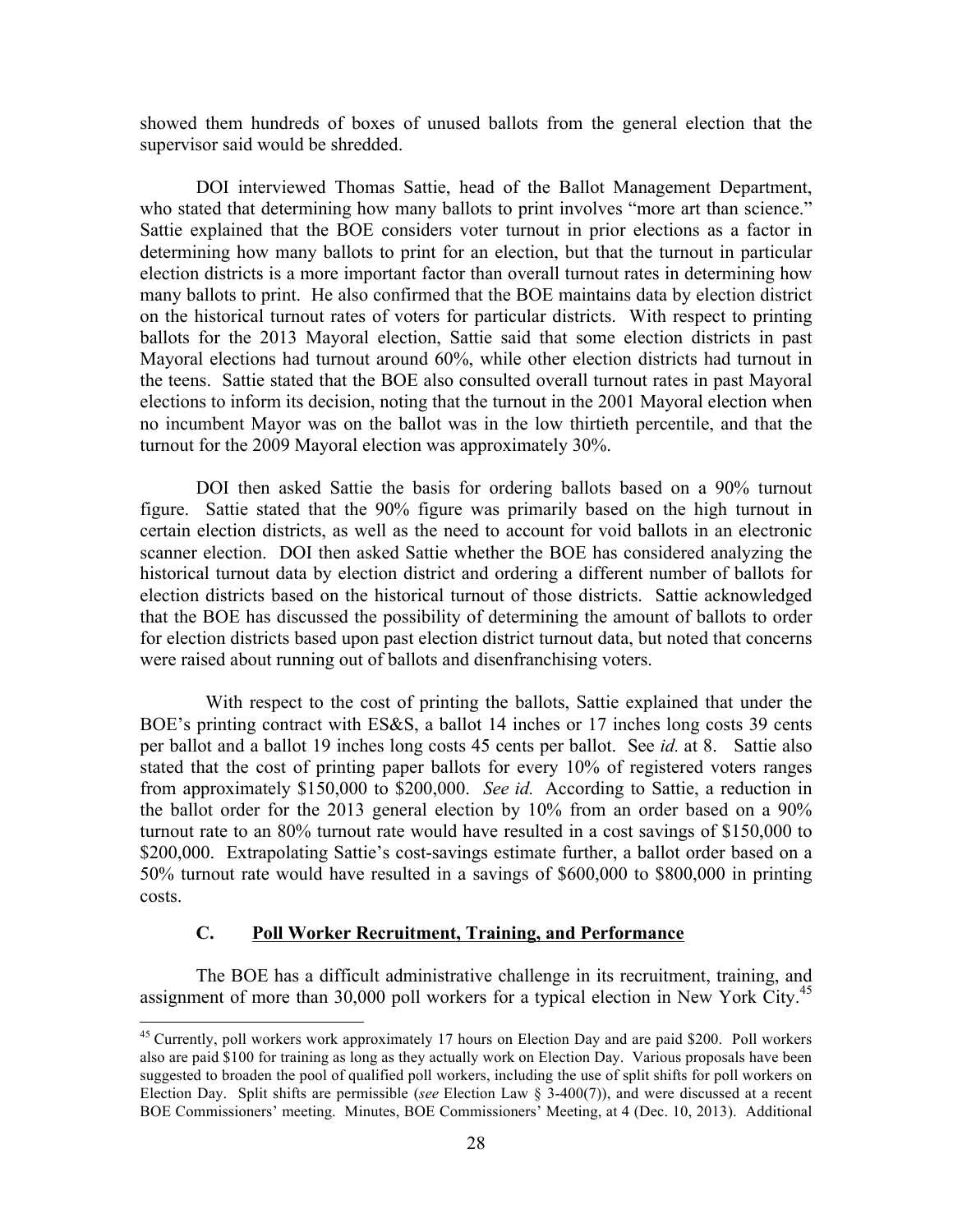showed them hundreds of boxes of unused ballots from the general election that the supervisor said would be shredded.

DOI interviewed Thomas Sattie, head of the Ballot Management Department, who stated that determining how many ballots to print involves "more art than science." Sattie explained that the BOE considers voter turnout in prior elections as a factor in determining how many ballots to print for an election, but that the turnout in particular election districts is a more important factor than overall turnout rates in determining how many ballots to print. He also confirmed that the BOE maintains data by election district on the historical turnout rates of voters for particular districts. With respect to printing ballots for the 2013 Mayoral election, Sattie said that some election districts in past Mayoral elections had turnout around 60%, while other election districts had turnout in the teens. Sattie stated that the BOE also consulted overall turnout rates in past Mayoral elections to inform its decision, noting that the turnout in the 2001 Mayoral election when no incumbent Mayor was on the ballot was in the low thirtieth percentile, and that the turnout for the 2009 Mayoral election was approximately 30%.

DOI then asked Sattie the basis for ordering ballots based on a 90% turnout figure. Sattie stated that the 90% figure was primarily based on the high turnout in certain election districts, as well as the need to account for void ballots in an electronic scanner election. DOI then asked Sattie whether the BOE has considered analyzing the historical turnout data by election district and ordering a different number of ballots for election districts based on the historical turnout of those districts. Sattie acknowledged that the BOE has discussed the possibility of determining the amount of ballots to order for election districts based upon past election district turnout data, but noted that concerns were raised about running out of ballots and disenfranchising voters.

With respect to the cost of printing the ballots, Sattie explained that under the BOE's printing contract with ES&S, a ballot 14 inches or 17 inches long costs 39 cents per ballot and a ballot 19 inches long costs 45 cents per ballot. See *id.* at 8. Sattie also stated that the cost of printing paper ballots for every 10% of registered voters ranges from approximately $150,000 to $200,000. *See id.* According to Sattie, a reduction in the ballot order for the 2013 general election by 10% from an order based on a 90% turnout rate to an 80% turnout rate would have resulted in a cost savings of $150,000 to $200,000. Extrapolating Sattie's cost-savings estimate further, a ballot order based on a 50% turnout rate would have resulted in a savings of $600,000 to $800,000 in printing costs.

### C. Poll Worker Recruitment, Training, and Performance

The BOE has a difficult administrative challenge in its recruitment, training, and assignment of more than 30,000 poll workers for a typical election in New York City.[45]

[45] Currently, poll workers work approximately 17 hours on Election Day and are paid $200. Poll workers also are paid $100 for training as long as they actually work on Election Day. Various proposals have been suggested to broaden the pool of qualified poll workers, including the use of split shifts for poll workers on Election Day. Split shifts are permissible (*see* Election Law § 3-400(7)), and were discussed at a recent BOE Commissioners' meeting. Minutes, BOE Commissioners' Meeting, at 4 (Dec. 10, 2013). Additional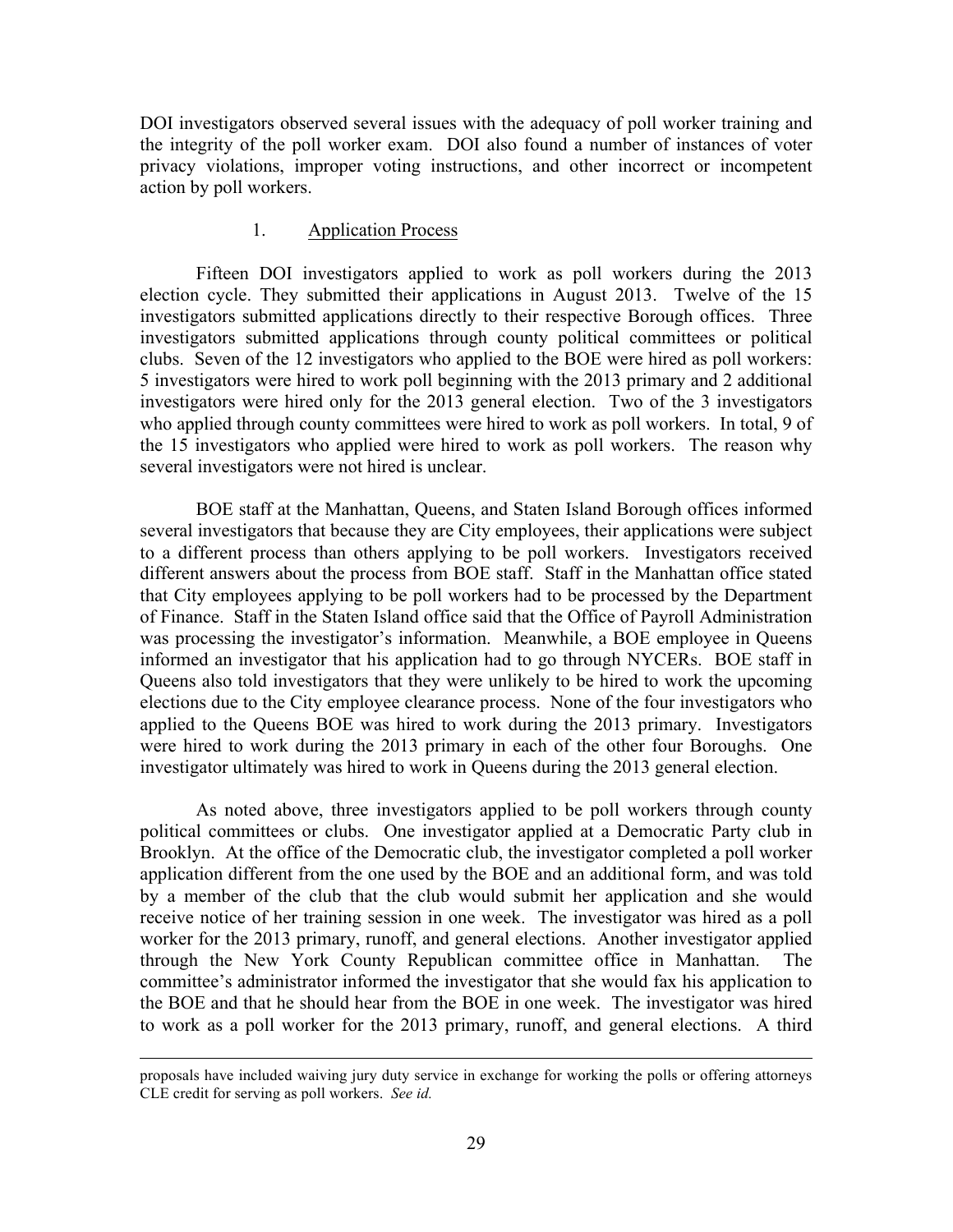DOI investigators observed several issues with the adequacy of poll worker training and the integrity of the poll worker exam. DOI also found a number of instances of voter privacy violations, improper voting instructions, and other incorrect or incompetent action by poll workers.

### 1. Application Process

Fifteen DOI investigators applied to work as poll workers during the 2013 election cycle. They submitted their applications in August 2013. Twelve of the 15 investigators submitted applications directly to their respective Borough offices. Three investigators submitted applications through county political committees or political clubs. Seven of the 12 investigators who applied to the BOE were hired as poll workers: 5 investigators were hired to work poll beginning with the 2013 primary and 2 additional investigators were hired only for the 2013 general election. Two of the 3 investigators who applied through county committees were hired to work as poll workers. In total, 9 of the 15 investigators who applied were hired to work as poll workers. The reason why several investigators were not hired is unclear.

BOE staff at the Manhattan, Queens, and Staten Island Borough offices informed several investigators that because they are City employees, their applications were subject to a different process than others applying to be poll workers. Investigators received different answers about the process from BOE staff. Staff in the Manhattan office stated that City employees applying to be poll workers had to be processed by the Department of Finance. Staff in the Staten Island office said that the Office of Payroll Administration was processing the investigator's information. Meanwhile, a BOE employee in Queens informed an investigator that his application had to go through NYCERs. BOE staff in Queens also told investigators that they were unlikely to be hired to work the upcoming elections due to the City employee clearance process. None of the four investigators who applied to the Queens BOE was hired to work during the 2013 primary. Investigators were hired to work during the 2013 primary in each of the other four Boroughs. One investigator ultimately was hired to work in Queens during the 2013 general election.

As noted above, three investigators applied to be poll workers through county political committees or clubs. One investigator applied at a Democratic Party club in Brooklyn. At the office of the Democratic club, the investigator completed a poll worker application different from the one used by the BOE and an additional form, and was told by a member of the club that the club would submit her application and she would receive notice of her training session in one week. The investigator was hired as a poll worker for the 2013 primary, runoff, and general elections. Another investigator applied through the New York County Republican committee office in Manhattan. The committee's administrator informed the investigator that she would fax his application to the BOE and that he should hear from the BOE in one week. The investigator was hired to work as a poll worker for the 2013 primary, runoff, and general elections. A third

---

proposals have included waiving jury duty service in exchange for working the polls or offering attorneys CLE credit for serving as poll workers. *See id.*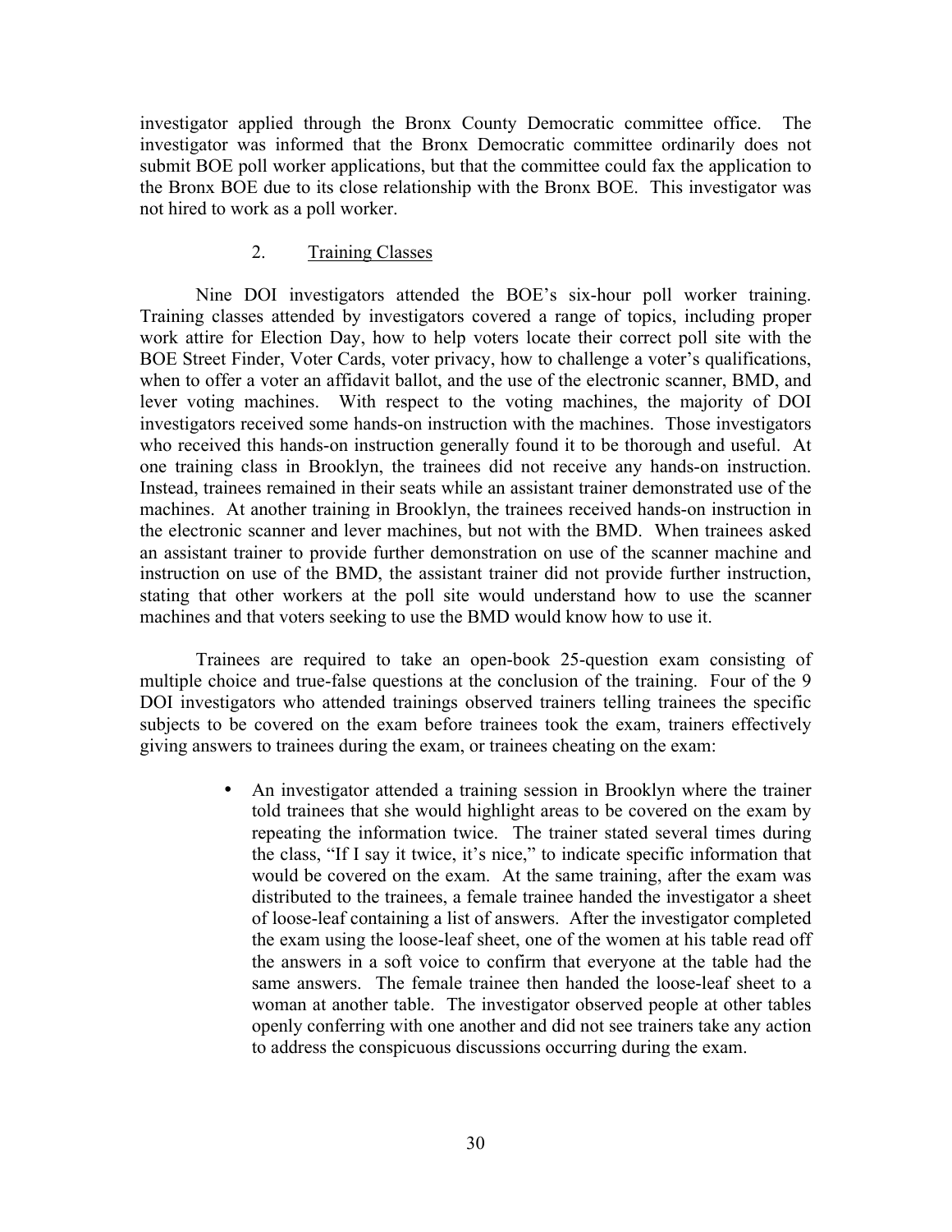investigator applied through the Bronx County Democratic committee office. The investigator was informed that the Bronx Democratic committee ordinarily does not submit BOE poll worker applications, but that the committee could fax the application to the Bronx BOE due to its close relationship with the Bronx BOE. This investigator was not hired to work as a poll worker.

### 2. Training Classes

Nine DOI investigators attended the BOE's six-hour poll worker training. Training classes attended by investigators covered a range of topics, including proper work attire for Election Day, how to help voters locate their correct poll site with the BOE Street Finder, Voter Cards, voter privacy, how to challenge a voter's qualifications, when to offer a voter an affidavit ballot, and the use of the electronic scanner, BMD, and lever voting machines. With respect to the voting machines, the majority of DOI investigators received some hands-on instruction with the machines. Those investigators who received this hands-on instruction generally found it to be thorough and useful. At one training class in Brooklyn, the trainees did not receive any hands-on instruction. Instead, trainees remained in their seats while an assistant trainer demonstrated use of the machines. At another training in Brooklyn, the trainees received hands-on instruction in the electronic scanner and lever machines, but not with the BMD. When trainees asked an assistant trainer to provide further demonstration on use of the scanner machine and instruction on use of the BMD, the assistant trainer did not provide further instruction, stating that other workers at the poll site would understand how to use the scanner machines and that voters seeking to use the BMD would know how to use it.

Trainees are required to take an open-book 25-question exam consisting of multiple choice and true-false questions at the conclusion of the training. Four of the 9 DOI investigators who attended trainings observed trainers telling trainees the specific subjects to be covered on the exam before trainees took the exam, trainers effectively giving answers to trainees during the exam, or trainees cheating on the exam:

- An investigator attended a training session in Brooklyn where the trainer told trainees that she would highlight areas to be covered on the exam by repeating the information twice. The trainer stated several times during the class, "If I say it twice, it's nice," to indicate specific information that would be covered on the exam. At the same training, after the exam was distributed to the trainees, a female trainee handed the investigator a sheet of loose-leaf containing a list of answers. After the investigator completed the exam using the loose-leaf sheet, one of the women at his table read off the answers in a soft voice to confirm that everyone at the table had the same answers. The female trainee then handed the loose-leaf sheet to a woman at another table. The investigator observed people at other tables openly conferring with one another and did not see trainers take any action to address the conspicuous discussions occurring during the exam.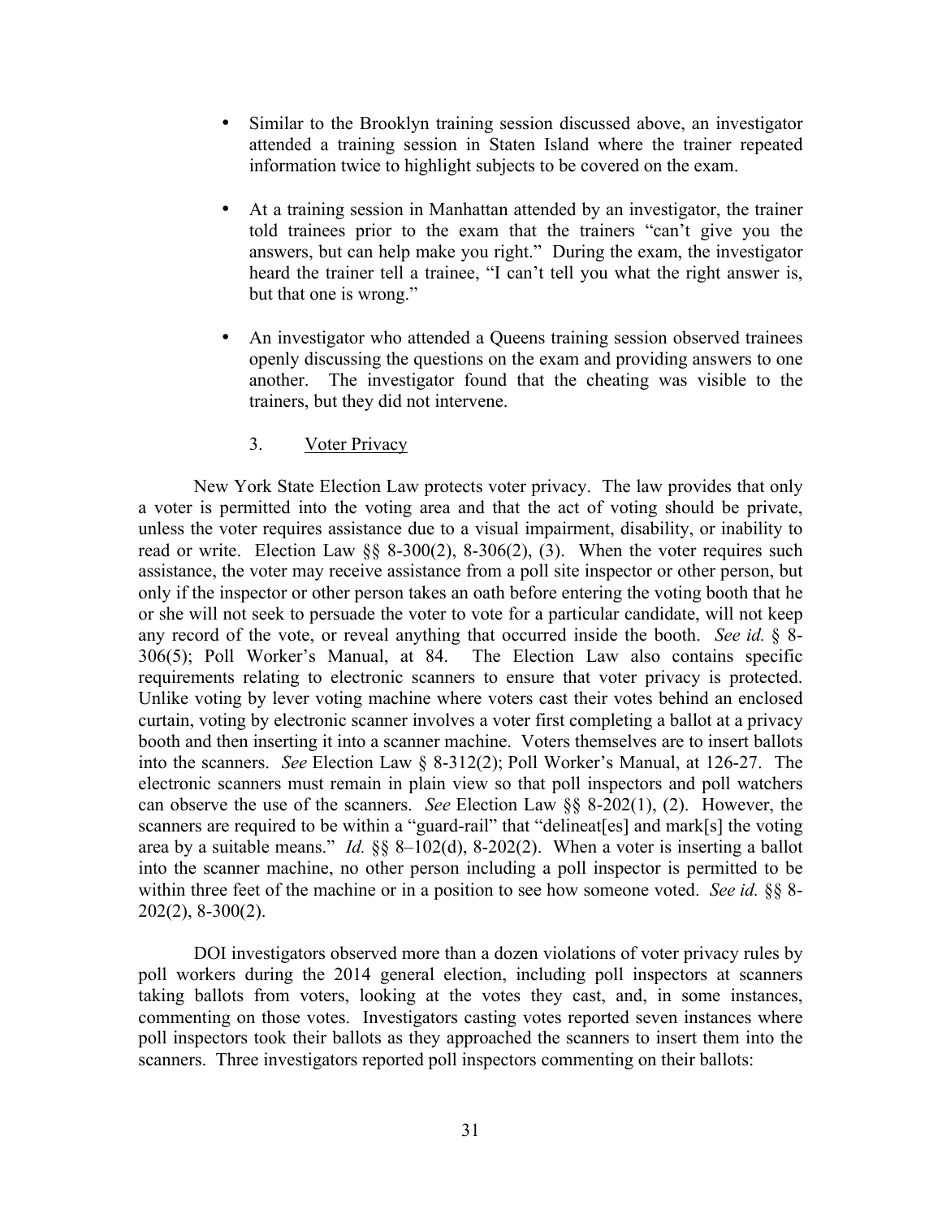- Similar to the Brooklyn training session discussed above, an investigator attended a training session in Staten Island where the trainer repeated information twice to highlight subjects to be covered on the exam.

- At a training session in Manhattan attended by an investigator, the trainer told trainees prior to the exam that the trainers "can't give you the answers, but can help make you right." During the exam, the investigator heard the trainer tell a trainee, "I can't tell you what the right answer is, but that one is wrong."

- An investigator who attended a Queens training session observed trainees openly discussing the questions on the exam and providing answers to one another. The investigator found that the cheating was visible to the trainers, but they did not intervene.

### 3. Voter Privacy

New York State Election Law protects voter privacy. The law provides that only a voter is permitted into the voting area and that the act of voting should be private, unless the voter requires assistance due to a visual impairment, disability, or inability to read or write. Election Law §§ 8-300(2), 8-306(2), (3). When the voter requires such assistance, the voter may receive assistance from a poll site inspector or other person, but only if the inspector or other person takes an oath before entering the voting booth that he or she will not seek to persuade the voter to vote for a particular candidate, will not keep any record of the vote, or reveal anything that occurred inside the booth. *See id.* § 8-306(5); Poll Worker's Manual, at 84. The Election Law also contains specific requirements relating to electronic scanners to ensure that voter privacy is protected. Unlike voting by lever voting machine where voters cast their votes behind an enclosed curtain, voting by electronic scanner involves a voter first completing a ballot at a privacy booth and then inserting it into a scanner machine. Voters themselves are to insert ballots into the scanners. *See* Election Law § 8-312(2); Poll Worker's Manual, at 126-27. The electronic scanners must remain in plain view so that poll inspectors and poll watchers can observe the use of the scanners. *See* Election Law §§ 8-202(1), (2). However, the scanners are required to be within a "guard-rail" that "delineat[es] and mark[s] the voting area by a suitable means." *Id.* §§ 8–102(d), 8-202(2). When a voter is inserting a ballot into the scanner machine, no other person including a poll inspector is permitted to be within three feet of the machine or in a position to see how someone voted. *See id.* §§ 8-202(2), 8-300(2).

DOI investigators observed more than a dozen violations of voter privacy rules by poll workers during the 2014 general election, including poll inspectors at scanners taking ballots from voters, looking at the votes they cast, and, in some instances, commenting on those votes. Investigators casting votes reported seven instances where poll inspectors took their ballots as they approached the scanners to insert them into the scanners. Three investigators reported poll inspectors commenting on their ballots: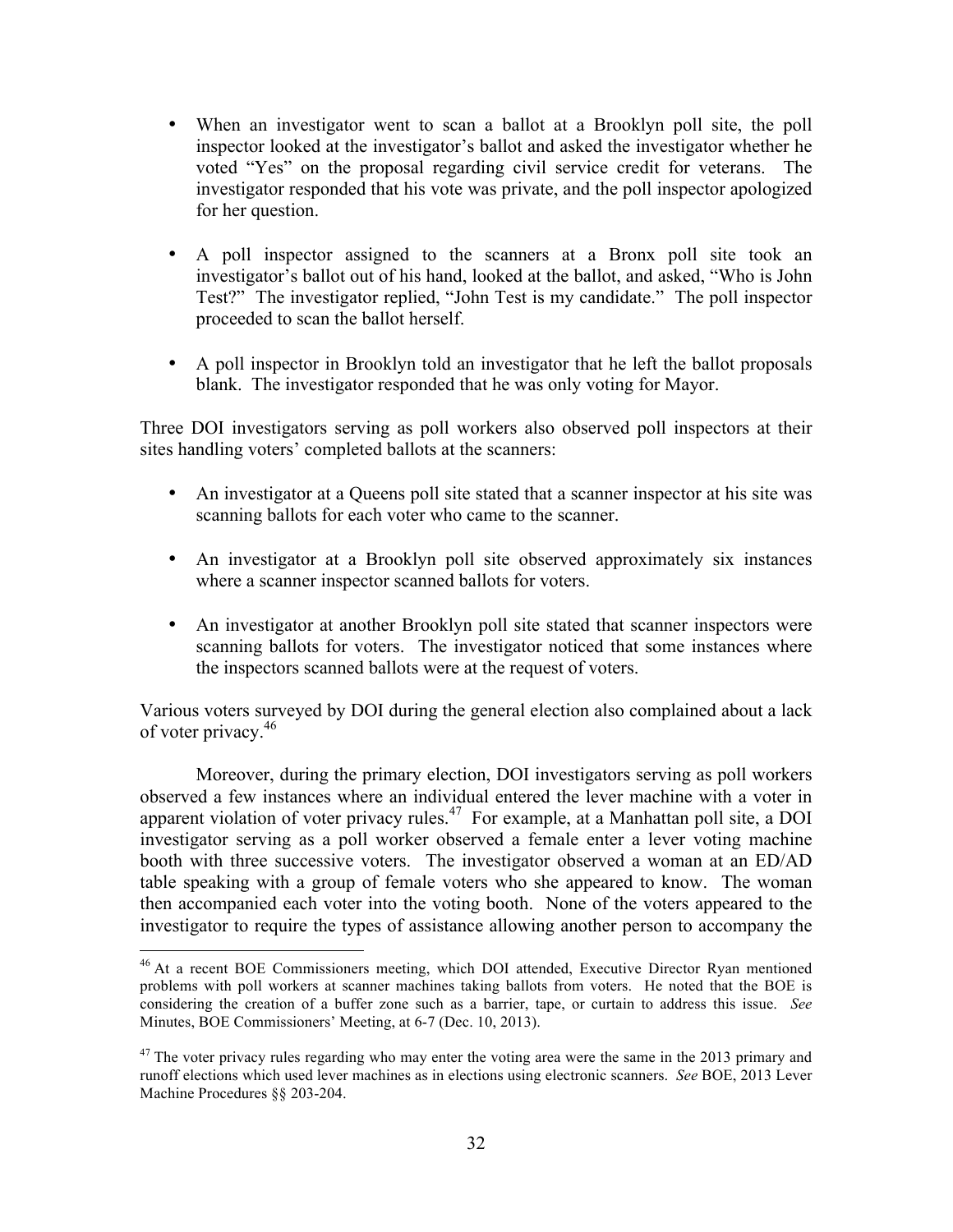- When an investigator went to scan a ballot at a Brooklyn poll site, the poll inspector looked at the investigator's ballot and asked the investigator whether he voted "Yes" on the proposal regarding civil service credit for veterans. The investigator responded that his vote was private, and the poll inspector apologized for her question.

- A poll inspector assigned to the scanners at a Bronx poll site took an investigator's ballot out of his hand, looked at the ballot, and asked, "Who is John Test?" The investigator replied, "John Test is my candidate." The poll inspector proceeded to scan the ballot herself.

- A poll inspector in Brooklyn told an investigator that he left the ballot proposals blank. The investigator responded that he was only voting for Mayor.

Three DOI investigators serving as poll workers also observed poll inspectors at their sites handling voters' completed ballots at the scanners:

- An investigator at a Queens poll site stated that a scanner inspector at his site was scanning ballots for each voter who came to the scanner.

- An investigator at a Brooklyn poll site observed approximately six instances where a scanner inspector scanned ballots for voters.

- An investigator at another Brooklyn poll site stated that scanner inspectors were scanning ballots for voters. The investigator noticed that some instances where the inspectors scanned ballots were at the request of voters.

Various voters surveyed by DOI during the general election also complained about a lack of voter privacy.[46]

Moreover, during the primary election, DOI investigators serving as poll workers observed a few instances where an individual entered the lever machine with a voter in apparent violation of voter privacy rules.[47] For example, at a Manhattan poll site, a DOI investigator serving as a poll worker observed a female enter a lever voting machine booth with three successive voters. The investigator observed a woman at an ED/AD table speaking with a group of female voters who she appeared to know. The woman then accompanied each voter into the voting booth. None of the voters appeared to the investigator to require the types of assistance allowing another person to accompany the

[46] At a recent BOE Commissioners meeting, which DOI attended, Executive Director Ryan mentioned problems with poll workers at scanner machines taking ballots from voters. He noted that the BOE is considering the creation of a buffer zone such as a barrier, tape, or curtain to address this issue. *See* Minutes, BOE Commissioners' Meeting, at 6-7 (Dec. 10, 2013).

[47] The voter privacy rules regarding who may enter the voting area were the same in the 2013 primary and runoff elections which used lever machines as in elections using electronic scanners. *See* BOE, 2013 Lever Machine Procedures §§ 203-204.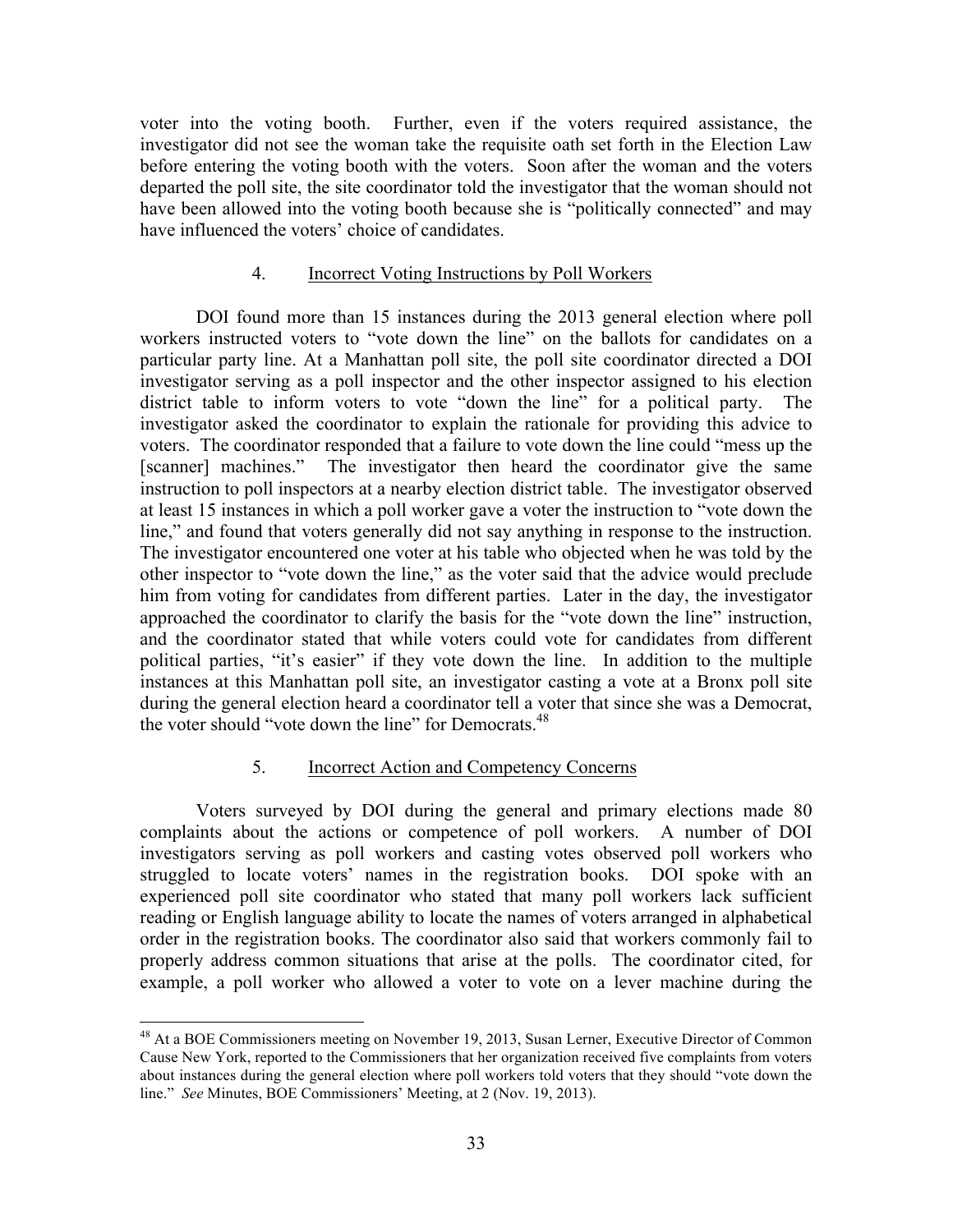voter into the voting booth. Further, even if the voters required assistance, the investigator did not see the woman take the requisite oath set forth in the Election Law before entering the voting booth with the voters. Soon after the woman and the voters departed the poll site, the site coordinator told the investigator that the woman should not have been allowed into the voting booth because she is "politically connected" and may have influenced the voters' choice of candidates.

### 4. Incorrect Voting Instructions by Poll Workers

DOI found more than 15 instances during the 2013 general election where poll workers instructed voters to "vote down the line" on the ballots for candidates on a particular party line. At a Manhattan poll site, the poll site coordinator directed a DOI investigator serving as a poll inspector and the other inspector assigned to his election district table to inform voters to vote "down the line" for a political party. The investigator asked the coordinator to explain the rationale for providing this advice to voters. The coordinator responded that a failure to vote down the line could "mess up the [scanner] machines." The investigator then heard the coordinator give the same instruction to poll inspectors at a nearby election district table. The investigator observed at least 15 instances in which a poll worker gave a voter the instruction to "vote down the line," and found that voters generally did not say anything in response to the instruction. The investigator encountered one voter at his table who objected when he was told by the other inspector to "vote down the line," as the voter said that the advice would preclude him from voting for candidates from different parties. Later in the day, the investigator approached the coordinator to clarify the basis for the "vote down the line" instruction, and the coordinator stated that while voters could vote for candidates from different political parties, "it's easier" if they vote down the line. In addition to the multiple instances at this Manhattan poll site, an investigator casting a vote at a Bronx poll site during the general election heard a coordinator tell a voter that since she was a Democrat, the voter should "vote down the line" for Democrats.[48]

### 5. Incorrect Action and Competency Concerns

Voters surveyed by DOI during the general and primary elections made 80 complaints about the actions or competence of poll workers. A number of DOI investigators serving as poll workers and casting votes observed poll workers who struggled to locate voters' names in the registration books. DOI spoke with an experienced poll site coordinator who stated that many poll workers lack sufficient reading or English language ability to locate the names of voters arranged in alphabetical order in the registration books. The coordinator also said that workers commonly fail to properly address common situations that arise at the polls. The coordinator cited, for example, a poll worker who allowed a voter to vote on a lever machine during the

---

[48] At a BOE Commissioners meeting on November 19, 2013, Susan Lerner, Executive Director of Common Cause New York, reported to the Commissioners that her organization received five complaints from voters about instances during the general election where poll workers told voters that they should "vote down the line." *See* Minutes, BOE Commissioners' Meeting, at 2 (Nov. 19, 2013).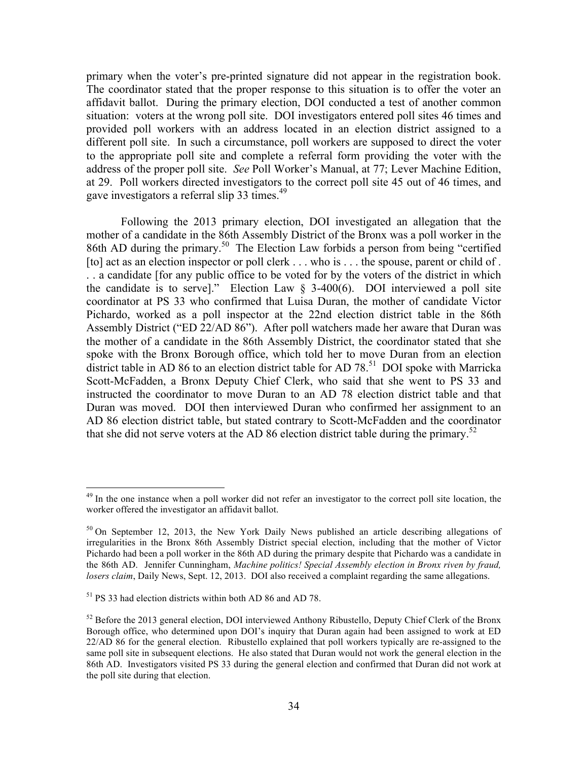primary when the voter's pre-printed signature did not appear in the registration book. The coordinator stated that the proper response to this situation is to offer the voter an affidavit ballot. During the primary election, DOI conducted a test of another common situation: voters at the wrong poll site. DOI investigators entered poll sites 46 times and provided poll workers with an address located in an election district assigned to a different poll site. In such a circumstance, poll workers are supposed to direct the voter to the appropriate poll site and complete a referral form providing the voter with the address of the proper poll site. *See* Poll Worker's Manual, at 77; Lever Machine Edition, at 29. Poll workers directed investigators to the correct poll site 45 out of 46 times, and gave investigators a referral slip 33 times.[49]

Following the 2013 primary election, DOI investigated an allegation that the mother of a candidate in the 86th Assembly District of the Bronx was a poll worker in the 86th AD during the primary.[50] The Election Law forbids a person from being "certified [to] act as an election inspector or poll clerk . . . who is . . . the spouse, parent or child of . . . a candidate [for any public office to be voted for by the voters of the district in which the candidate is to serve]." Election Law § 3-400(6). DOI interviewed a poll site coordinator at PS 33 who confirmed that Luisa Duran, the mother of candidate Victor Pichardo, worked as a poll inspector at the 22nd election district table in the 86th Assembly District ("ED 22/AD 86"). After poll watchers made her aware that Duran was the mother of a candidate in the 86th Assembly District, the coordinator stated that she spoke with the Bronx Borough office, which told her to move Duran from an election district table in AD 86 to an election district table for AD 78.[51] DOI spoke with Marricka Scott-McFadden, a Bronx Deputy Chief Clerk, who said that she went to PS 33 and instructed the coordinator to move Duran to an AD 78 election district table and that Duran was moved. DOI then interviewed Duran who confirmed her assignment to an AD 86 election district table, but stated contrary to Scott-McFadden and the coordinator that she did not serve voters at the AD 86 election district table during the primary.[52]

---

[49] In the one instance when a poll worker did not refer an investigator to the correct poll site location, the worker offered the investigator an affidavit ballot.

[50] On September 12, 2013, the New York Daily News published an article describing allegations of irregularities in the Bronx 86th Assembly District special election, including that the mother of Victor Pichardo had been a poll worker in the 86th AD during the primary despite that Pichardo was a candidate in the 86th AD. Jennifer Cunningham, *Machine politics! Special Assembly election in Bronx riven by fraud, losers claim*, Daily News, Sept. 12, 2013. DOI also received a complaint regarding the same allegations.

[51] PS 33 had election districts within both AD 86 and AD 78.

[52] Before the 2013 general election, DOI interviewed Anthony Ribustello, Deputy Chief Clerk of the Bronx Borough office, who determined upon DOI's inquiry that Duran again had been assigned to work at ED 22/AD 86 for the general election. Ribustello explained that poll workers typically are re-assigned to the same poll site in subsequent elections. He also stated that Duran would not work the general election in the 86th AD. Investigators visited PS 33 during the general election and confirmed that Duran did not work at the poll site during that election.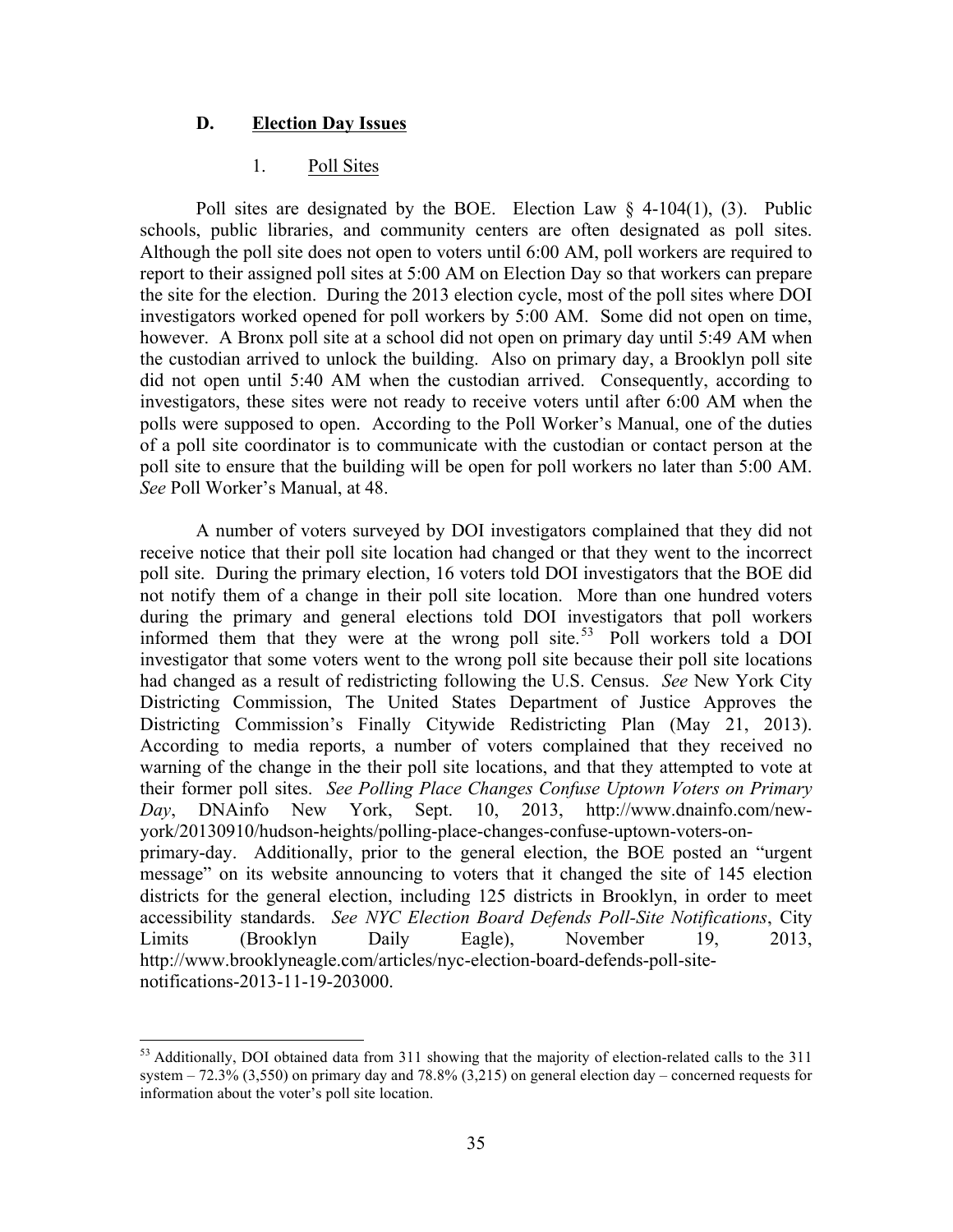### D. <u>Election Day Issues</u>

#### 1. <u>Poll Sites</u>

Poll sites are designated by the BOE. Election Law § 4-104(1), (3). Public schools, public libraries, and community centers are often designated as poll sites. Although the poll site does not open to voters until 6:00 AM, poll workers are required to report to their assigned poll sites at 5:00 AM on Election Day so that workers can prepare the site for the election. During the 2013 election cycle, most of the poll sites where DOI investigators worked opened for poll workers by 5:00 AM. Some did not open on time, however. A Bronx poll site at a school did not open on primary day until 5:49 AM when the custodian arrived to unlock the building. Also on primary day, a Brooklyn poll site did not open until 5:40 AM when the custodian arrived. Consequently, according to investigators, these sites were not ready to receive voters until after 6:00 AM when the polls were supposed to open. According to the Poll Worker's Manual, one of the duties of a poll site coordinator is to communicate with the custodian or contact person at the poll site to ensure that the building will be open for poll workers no later than 5:00 AM. *See* Poll Worker's Manual, at 48.

A number of voters surveyed by DOI investigators complained that they did not receive notice that their poll site location had changed or that they went to the incorrect poll site. During the primary election, 16 voters told DOI investigators that the BOE did not notify them of a change in their poll site location. More than one hundred voters during the primary and general elections told DOI investigators that poll workers informed them that they were at the wrong poll site.[53] Poll workers told a DOI investigator that some voters went to the wrong poll site because their poll site locations had changed as a result of redistricting following the U.S. Census. *See* New York City Districting Commission, The United States Department of Justice Approves the Districting Commission's Finally Citywide Redistricting Plan (May 21, 2013). According to media reports, a number of voters complained that they received no warning of the change in the their poll site locations, and that they attempted to vote at their former poll sites. *See Polling Place Changes Confuse Uptown Voters on Primary Day*, DNAinfo New York, Sept. 10, 2013, http://www.dnainfo.com/new-york/20130910/hudson-heights/polling-place-changes-confuse-uptown-voters-on-primary-day. Additionally, prior to the general election, the BOE posted an "urgent message" on its website announcing to voters that it changed the site of 145 election districts for the general election, including 125 districts in Brooklyn, in order to meet accessibility standards. *See NYC Election Board Defends Poll-Site Notifications*, City Limits (Brooklyn Daily Eagle), November 19, 2013, http://www.brooklyneagle.com/articles/nyc-election-board-defends-poll-site-notifications-2013-11-19-203000.

---

[53] Additionally, DOI obtained data from 311 showing that the majority of election-related calls to the 311 system – 72.3% (3,550) on primary day and 78.8% (3,215) on general election day – concerned requests for information about the voter's poll site location.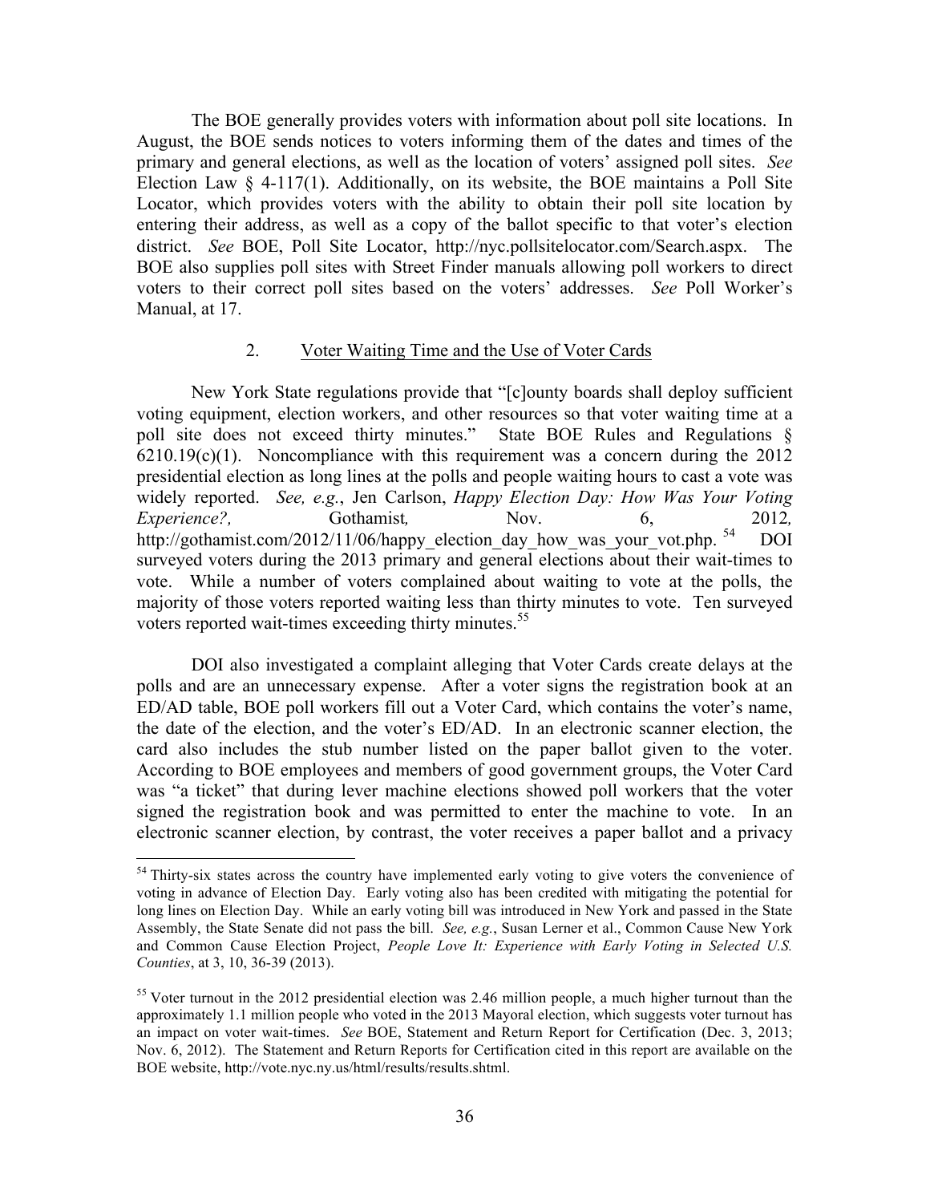The BOE generally provides voters with information about poll site locations. In August, the BOE sends notices to voters informing them of the dates and times of the primary and general elections, as well as the location of voters' assigned poll sites. *See* Election Law § 4-117(1). Additionally, on its website, the BOE maintains a Poll Site Locator, which provides voters with the ability to obtain their poll site location by entering their address, as well as a copy of the ballot specific to that voter's election district. *See* BOE, Poll Site Locator, http://nyc.pollsitelocator.com/Search.aspx. The BOE also supplies poll sites with Street Finder manuals allowing poll workers to direct voters to their correct poll sites based on the voters' addresses. *See* Poll Worker's Manual, at 17.

### 2. Voter Waiting Time and the Use of Voter Cards

New York State regulations provide that "[c]ounty boards shall deploy sufficient voting equipment, election workers, and other resources so that voter waiting time at a poll site does not exceed thirty minutes." State BOE Rules and Regulations § 6210.19(c)(1). Noncompliance with this requirement was a concern during the 2012 presidential election as long lines at the polls and people waiting hours to cast a vote was widely reported. *See, e.g.*, Jen Carlson, *Happy Election Day: How Was Your Voting Experience?,* Gothamist*,* Nov. 6, 2012*,* http://gothamist.com/2012/11/06/happy_election_day_how_was_your_vot.php.[54] DOI surveyed voters during the 2013 primary and general elections about their wait-times to vote. While a number of voters complained about waiting to vote at the polls, the majority of those voters reported waiting less than thirty minutes to vote. Ten surveyed voters reported wait-times exceeding thirty minutes.[55]

DOI also investigated a complaint alleging that Voter Cards create delays at the polls and are an unnecessary expense. After a voter signs the registration book at an ED/AD table, BOE poll workers fill out a Voter Card, which contains the voter's name, the date of the election, and the voter's ED/AD. In an electronic scanner election, the card also includes the stub number listed on the paper ballot given to the voter. According to BOE employees and members of good government groups, the Voter Card was "a ticket" that during lever machine elections showed poll workers that the voter signed the registration book and was permitted to enter the machine to vote. In an electronic scanner election, by contrast, the voter receives a paper ballot and a privacy

---

[54] Thirty-six states across the country have implemented early voting to give voters the convenience of voting in advance of Election Day. Early voting also has been credited with mitigating the potential for long lines on Election Day. While an early voting bill was introduced in New York and passed in the State Assembly, the State Senate did not pass the bill. *See, e.g.*, Susan Lerner et al., Common Cause New York and Common Cause Election Project, *People Love It: Experience with Early Voting in Selected U.S. Counties*, at 3, 10, 36-39 (2013).

[55] Voter turnout in the 2012 presidential election was 2.46 million people, a much higher turnout than the approximately 1.1 million people who voted in the 2013 Mayoral election, which suggests voter turnout has an impact on voter wait-times. *See* BOE, Statement and Return Report for Certification (Dec. 3, 2013; Nov. 6, 2012). The Statement and Return Reports for Certification cited in this report are available on the BOE website, http://vote.nyc.ny.us/html/results/results.shtml.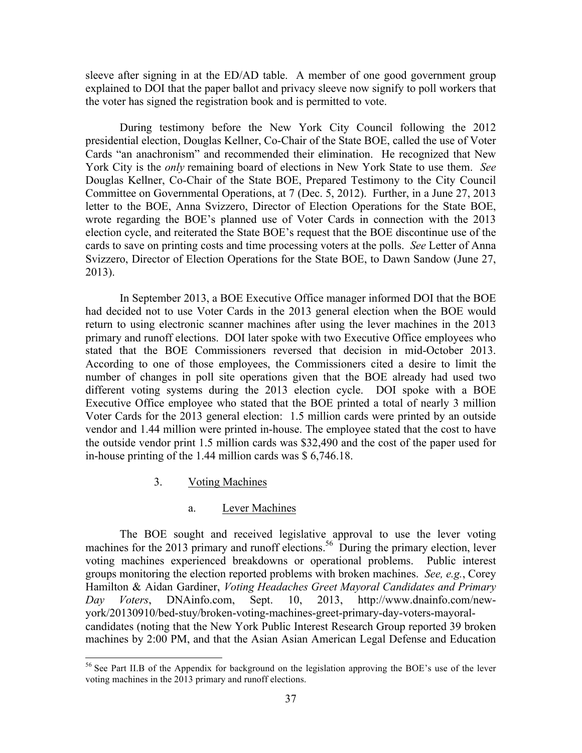sleeve after signing in at the ED/AD table. A member of one good government group explained to DOI that the paper ballot and privacy sleeve now signify to poll workers that the voter has signed the registration book and is permitted to vote.

During testimony before the New York City Council following the 2012 presidential election, Douglas Kellner, Co-Chair of the State BOE, called the use of Voter Cards "an anachronism" and recommended their elimination. He recognized that New York City is the *only* remaining board of elections in New York State to use them. *See* Douglas Kellner, Co-Chair of the State BOE, Prepared Testimony to the City Council Committee on Governmental Operations, at 7 (Dec. 5, 2012). Further, in a June 27, 2013 letter to the BOE, Anna Svizzero, Director of Election Operations for the State BOE, wrote regarding the BOE's planned use of Voter Cards in connection with the 2013 election cycle, and reiterated the State BOE's request that the BOE discontinue use of the cards to save on printing costs and time processing voters at the polls. *See* Letter of Anna Svizzero, Director of Election Operations for the State BOE, to Dawn Sandow (June 27, 2013).

In September 2013, a BOE Executive Office manager informed DOI that the BOE had decided not to use Voter Cards in the 2013 general election when the BOE would return to using electronic scanner machines after using the lever machines in the 2013 primary and runoff elections. DOI later spoke with two Executive Office employees who stated that the BOE Commissioners reversed that decision in mid-October 2013. According to one of those employees, the Commissioners cited a desire to limit the number of changes in poll site operations given that the BOE already had used two different voting systems during the 2013 election cycle. DOI spoke with a BOE Executive Office employee who stated that the BOE printed a total of nearly 3 million Voter Cards for the 2013 general election: 1.5 million cards were printed by an outside vendor and 1.44 million were printed in-house. The employee stated that the cost to have the outside vendor print 1.5 million cards was $32,490 and the cost of the paper used for in-house printing of the 1.44 million cards was $ 6,746.18.

3. Voting Machines

a. Lever Machines

The BOE sought and received legislative approval to use the lever voting machines for the 2013 primary and runoff elections.[56] During the primary election, lever voting machines experienced breakdowns or operational problems. Public interest groups monitoring the election reported problems with broken machines. *See, e.g.*, Corey Hamilton & Aidan Gardiner, *Voting Headaches Greet Mayoral Candidates and Primary Day Voters*, DNAinfo.com, Sept. 10, 2013, http://www.dnainfo.com/new-york/20130910/bed-stuy/broken-voting-machines-greet-primary-day-voters-mayoral-candidates (noting that the New York Public Interest Research Group reported 39 broken machines by 2:00 PM, and that the Asian Asian American Legal Defense and Education

[56] See Part II.B of the Appendix for background on the legislation approving the BOE's use of the lever voting machines in the 2013 primary and runoff elections.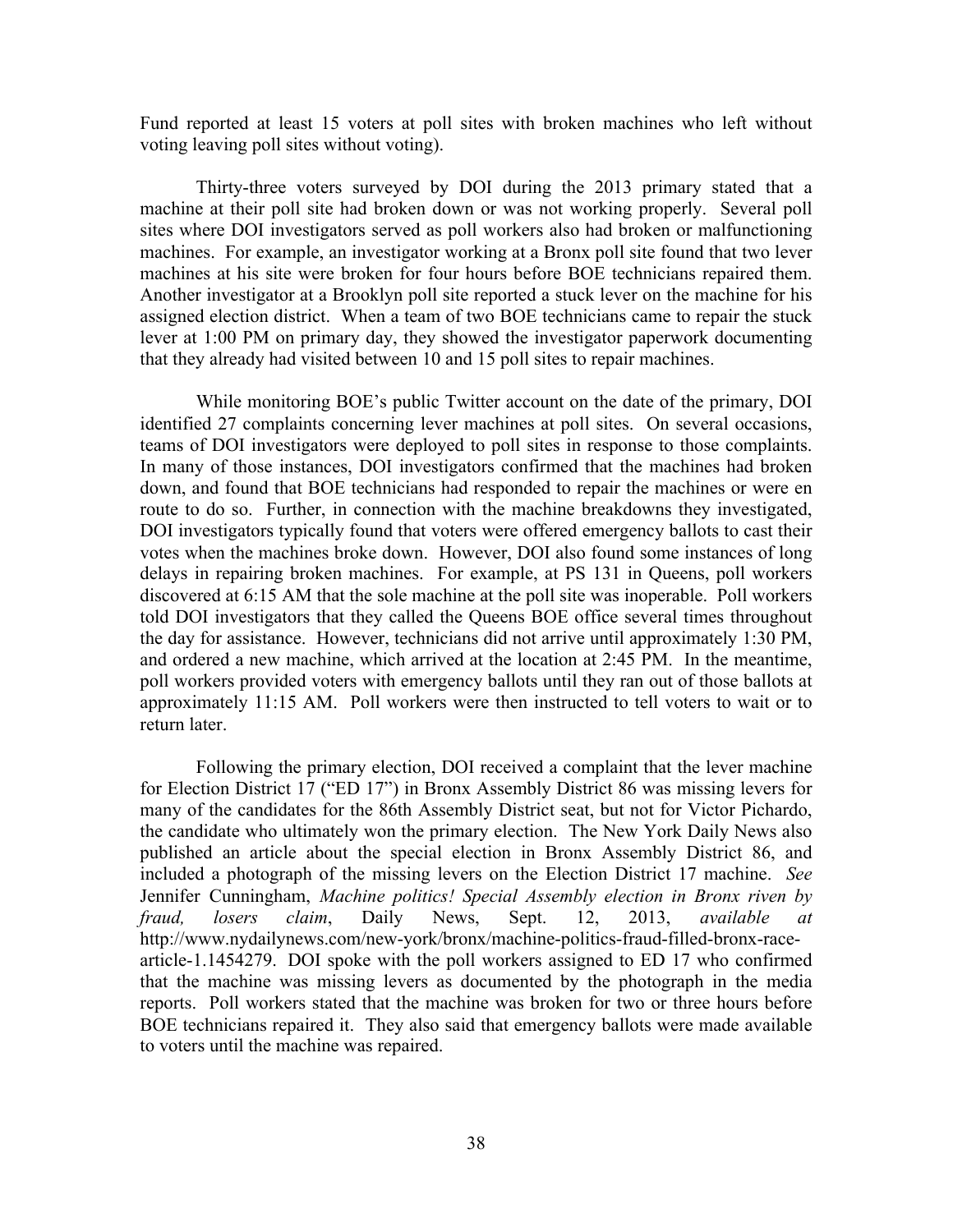Fund reported at least 15 voters at poll sites with broken machines who left without voting leaving poll sites without voting).

Thirty-three voters surveyed by DOI during the 2013 primary stated that a machine at their poll site had broken down or was not working properly. Several poll sites where DOI investigators served as poll workers also had broken or malfunctioning machines. For example, an investigator working at a Bronx poll site found that two lever machines at his site were broken for four hours before BOE technicians repaired them. Another investigator at a Brooklyn poll site reported a stuck lever on the machine for his assigned election district. When a team of two BOE technicians came to repair the stuck lever at 1:00 PM on primary day, they showed the investigator paperwork documenting that they already had visited between 10 and 15 poll sites to repair machines.

While monitoring BOE's public Twitter account on the date of the primary, DOI identified 27 complaints concerning lever machines at poll sites. On several occasions, teams of DOI investigators were deployed to poll sites in response to those complaints. In many of those instances, DOI investigators confirmed that the machines had broken down, and found that BOE technicians had responded to repair the machines or were en route to do so. Further, in connection with the machine breakdowns they investigated, DOI investigators typically found that voters were offered emergency ballots to cast their votes when the machines broke down. However, DOI also found some instances of long delays in repairing broken machines. For example, at PS 131 in Queens, poll workers discovered at 6:15 AM that the sole machine at the poll site was inoperable. Poll workers told DOI investigators that they called the Queens BOE office several times throughout the day for assistance. However, technicians did not arrive until approximately 1:30 PM, and ordered a new machine, which arrived at the location at 2:45 PM. In the meantime, poll workers provided voters with emergency ballots until they ran out of those ballots at approximately 11:15 AM. Poll workers were then instructed to tell voters to wait or to return later.

Following the primary election, DOI received a complaint that the lever machine for Election District 17 ("ED 17") in Bronx Assembly District 86 was missing levers for many of the candidates for the 86th Assembly District seat, but not for Victor Pichardo, the candidate who ultimately won the primary election. The New York Daily News also published an article about the special election in Bronx Assembly District 86, and included a photograph of the missing levers on the Election District 17 machine. *See* Jennifer Cunningham, *Machine politics! Special Assembly election in Bronx riven by fraud, losers claim*, Daily News, Sept. 12, 2013, *available at* http://www.nydailynews.com/new-york/bronx/machine-politics-fraud-filled-bronx-race-article-1.1454279. DOI spoke with the poll workers assigned to ED 17 who confirmed that the machine was missing levers as documented by the photograph in the media reports. Poll workers stated that the machine was broken for two or three hours before BOE technicians repaired it. They also said that emergency ballots were made available to voters until the machine was repaired.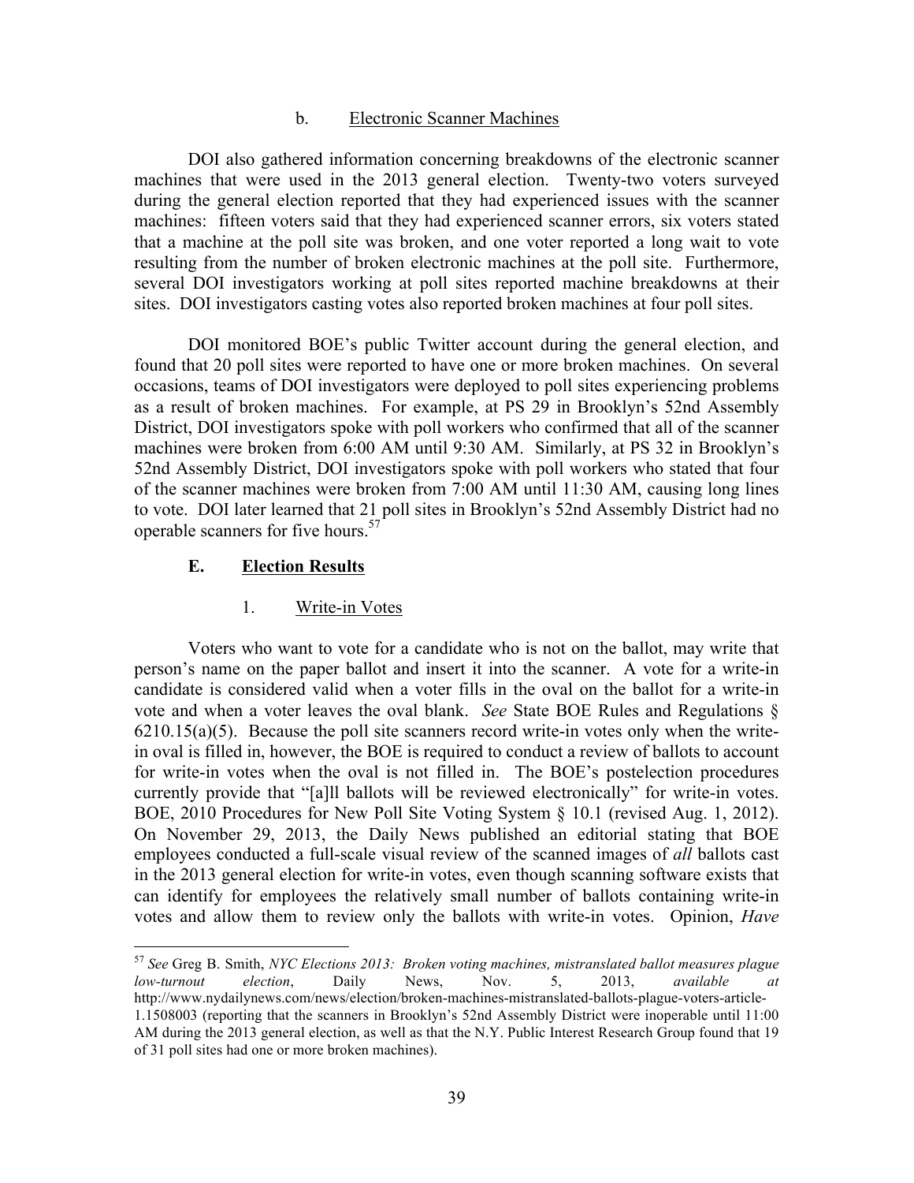b. Electronic Scanner Machines

DOI also gathered information concerning breakdowns of the electronic scanner machines that were used in the 2013 general election. Twenty-two voters surveyed during the general election reported that they had experienced issues with the scanner machines: fifteen voters said that they had experienced scanner errors, six voters stated that a machine at the poll site was broken, and one voter reported a long wait to vote resulting from the number of broken electronic machines at the poll site. Furthermore, several DOI investigators working at poll sites reported machine breakdowns at their sites. DOI investigators casting votes also reported broken machines at four poll sites.

DOI monitored BOE's public Twitter account during the general election, and found that 20 poll sites were reported to have one or more broken machines. On several occasions, teams of DOI investigators were deployed to poll sites experiencing problems as a result of broken machines. For example, at PS 29 in Brooklyn's 52nd Assembly District, DOI investigators spoke with poll workers who confirmed that all of the scanner machines were broken from 6:00 AM until 9:30 AM. Similarly, at PS 32 in Brooklyn's 52nd Assembly District, DOI investigators spoke with poll workers who stated that four of the scanner machines were broken from 7:00 AM until 11:30 AM, causing long lines to vote. DOI later learned that 21 poll sites in Brooklyn's 52nd Assembly District had no operable scanners for five hours.[57]

### E. Election Results

1. Write-in Votes

Voters who want to vote for a candidate who is not on the ballot, may write that person's name on the paper ballot and insert it into the scanner. A vote for a write-in candidate is considered valid when a voter fills in the oval on the ballot for a write-in vote and when a voter leaves the oval blank. *See* State BOE Rules and Regulations § 6210.15(a)(5). Because the poll site scanners record write-in votes only when the write-in oval is filled in, however, the BOE is required to conduct a review of ballots to account for write-in votes when the oval is not filled in. The BOE's postelection procedures currently provide that "[a]ll ballots will be reviewed electronically" for write-in votes. BOE, 2010 Procedures for New Poll Site Voting System § 10.1 (revised Aug. 1, 2012). On November 29, 2013, the Daily News published an editorial stating that BOE employees conducted a full-scale visual review of the scanned images of *all* ballots cast in the 2013 general election for write-in votes, even though scanning software exists that can identify for employees the relatively small number of ballots containing write-in votes and allow them to review only the ballots with write-in votes. Opinion, *Have*

---

[57] *See* Greg B. Smith, *NYC Elections 2013: Broken voting machines, mistranslated ballot measures plague low-turnout election*, Daily News, Nov. 5, 2013, *available at* http://www.nydailynews.com/news/election/broken-machines-mistranslated-ballots-plague-voters-article-1.1508003 (reporting that the scanners in Brooklyn's 52nd Assembly District were inoperable until 11:00 AM during the 2013 general election, as well as that the N.Y. Public Interest Research Group found that 19 of 31 poll sites had one or more broken machines).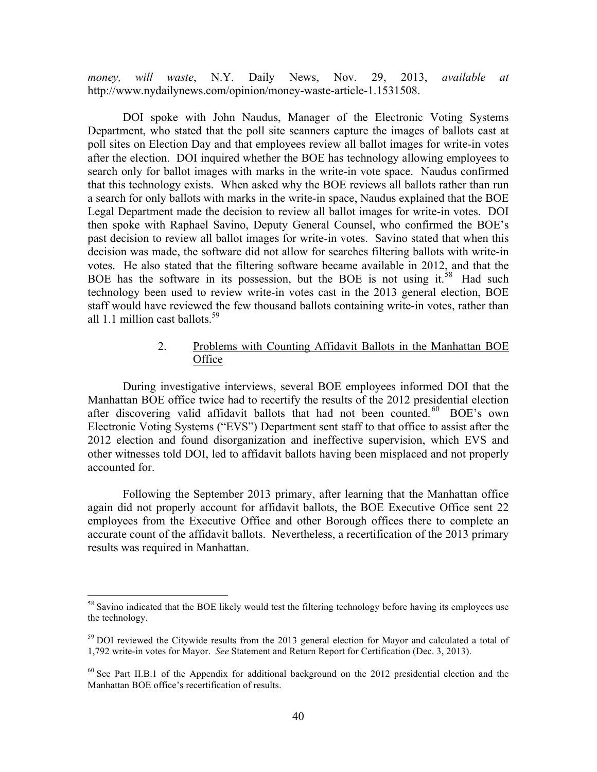*money, will waste*, N.Y. Daily News, Nov. 29, 2013, *available at* http://www.nydailynews.com/opinion/money-waste-article-1.1531508.

DOI spoke with John Naudus, Manager of the Electronic Voting Systems Department, who stated that the poll site scanners capture the images of ballots cast at poll sites on Election Day and that employees review all ballot images for write-in votes after the election. DOI inquired whether the BOE has technology allowing employees to search only for ballot images with marks in the write-in vote space. Naudus confirmed that this technology exists. When asked why the BOE reviews all ballots rather than run a search for only ballots with marks in the write-in space, Naudus explained that the BOE Legal Department made the decision to review all ballot images for write-in votes. DOI then spoke with Raphael Savino, Deputy General Counsel, who confirmed the BOE's past decision to review all ballot images for write-in votes. Savino stated that when this decision was made, the software did not allow for searches filtering ballots with write-in votes. He also stated that the filtering software became available in 2012, and that the BOE has the software in its possession, but the BOE is not using it.[58] Had such technology been used to review write-in votes cast in the 2013 general election, BOE staff would have reviewed the few thousand ballots containing write-in votes, rather than all 1.1 million cast ballots.[59]

### 2. Problems with Counting Affidavit Ballots in the Manhattan BOE Office

During investigative interviews, several BOE employees informed DOI that the Manhattan BOE office twice had to recertify the results of the 2012 presidential election after discovering valid affidavit ballots that had not been counted.[60] BOE's own Electronic Voting Systems ("EVS") Department sent staff to that office to assist after the 2012 election and found disorganization and ineffective supervision, which EVS and other witnesses told DOI, led to affidavit ballots having been misplaced and not properly accounted for.

Following the September 2013 primary, after learning that the Manhattan office again did not properly account for affidavit ballots, the BOE Executive Office sent 22 employees from the Executive Office and other Borough offices there to complete an accurate count of the affidavit ballots. Nevertheless, a recertification of the 2013 primary results was required in Manhattan.

---

[58] Savino indicated that the BOE likely would test the filtering technology before having its employees use the technology.

[59] DOI reviewed the Citywide results from the 2013 general election for Mayor and calculated a total of 1,792 write-in votes for Mayor. *See* Statement and Return Report for Certification (Dec. 3, 2013).

[60] See Part II.B.1 of the Appendix for additional background on the 2012 presidential election and the Manhattan BOE office's recertification of results.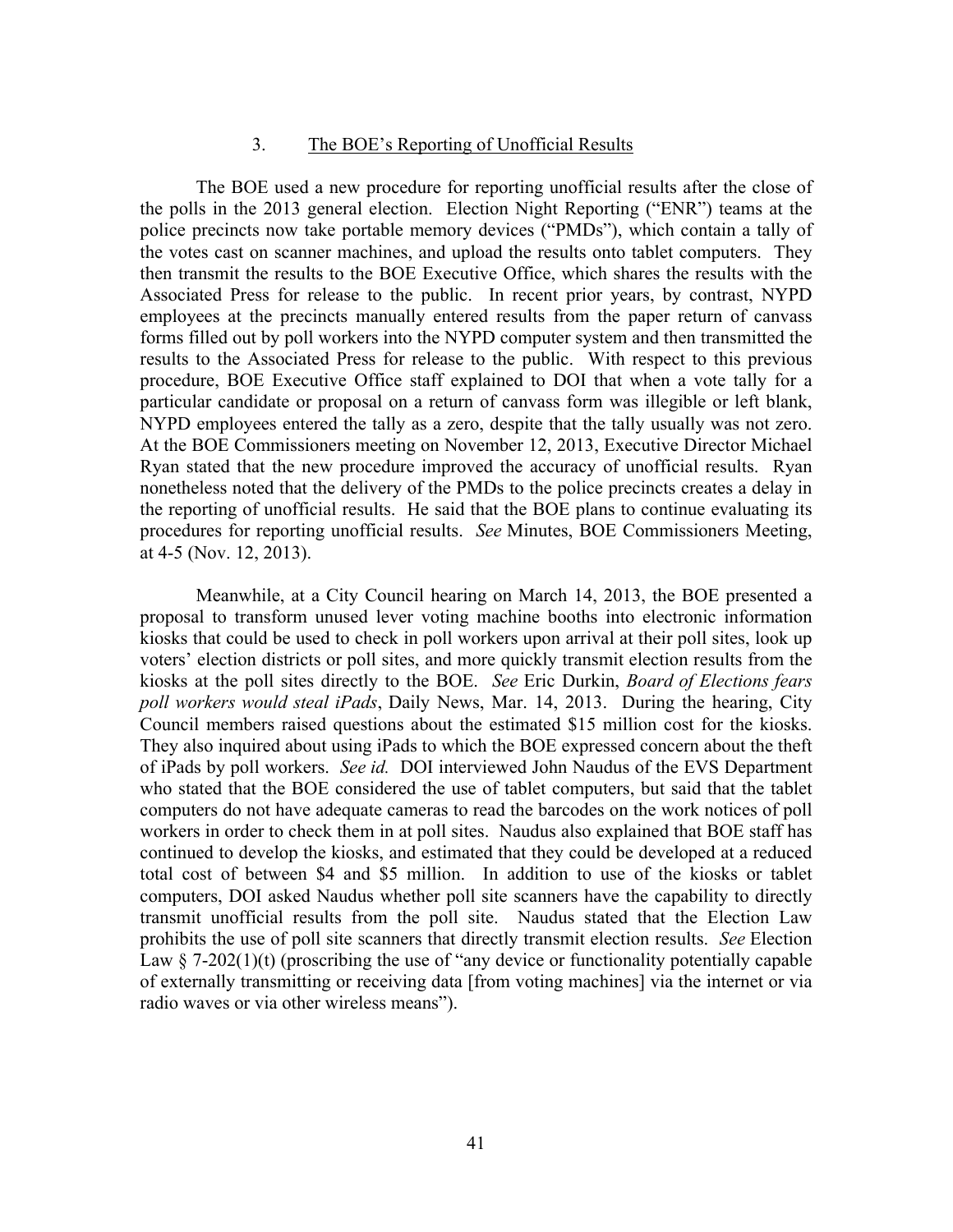### 3. The BOE's Reporting of Unofficial Results

The BOE used a new procedure for reporting unofficial results after the close of the polls in the 2013 general election. Election Night Reporting ("ENR") teams at the police precincts now take portable memory devices ("PMDs"), which contain a tally of the votes cast on scanner machines, and upload the results onto tablet computers. They then transmit the results to the BOE Executive Office, which shares the results with the Associated Press for release to the public. In recent prior years, by contrast, NYPD employees at the precincts manually entered results from the paper return of canvass forms filled out by poll workers into the NYPD computer system and then transmitted the results to the Associated Press for release to the public. With respect to this previous procedure, BOE Executive Office staff explained to DOI that when a vote tally for a particular candidate or proposal on a return of canvass form was illegible or left blank, NYPD employees entered the tally as a zero, despite that the tally usually was not zero. At the BOE Commissioners meeting on November 12, 2013, Executive Director Michael Ryan stated that the new procedure improved the accuracy of unofficial results. Ryan nonetheless noted that the delivery of the PMDs to the police precincts creates a delay in the reporting of unofficial results. He said that the BOE plans to continue evaluating its procedures for reporting unofficial results. *See* Minutes, BOE Commissioners Meeting, at 4-5 (Nov. 12, 2013).

Meanwhile, at a City Council hearing on March 14, 2013, the BOE presented a proposal to transform unused lever voting machine booths into electronic information kiosks that could be used to check in poll workers upon arrival at their poll sites, look up voters' election districts or poll sites, and more quickly transmit election results from the kiosks at the poll sites directly to the BOE. *See* Eric Durkin, *Board of Elections fears poll workers would steal iPads*, Daily News, Mar. 14, 2013. During the hearing, City Council members raised questions about the estimated $15 million cost for the kiosks. They also inquired about using iPads to which the BOE expressed concern about the theft of iPads by poll workers. *See id.* DOI interviewed John Naudus of the EVS Department who stated that the BOE considered the use of tablet computers, but said that the tablet computers do not have adequate cameras to read the barcodes on the work notices of poll workers in order to check them in at poll sites. Naudus also explained that BOE staff has continued to develop the kiosks, and estimated that they could be developed at a reduced total cost of between $4 and $5 million. In addition to use of the kiosks or tablet computers, DOI asked Naudus whether poll site scanners have the capability to directly transmit unofficial results from the poll site. Naudus stated that the Election Law prohibits the use of poll site scanners that directly transmit election results. *See* Election Law § 7-202(1)(t) (proscribing the use of "any device or functionality potentially capable of externally transmitting or receiving data [from voting machines] via the internet or via radio waves or via other wireless means").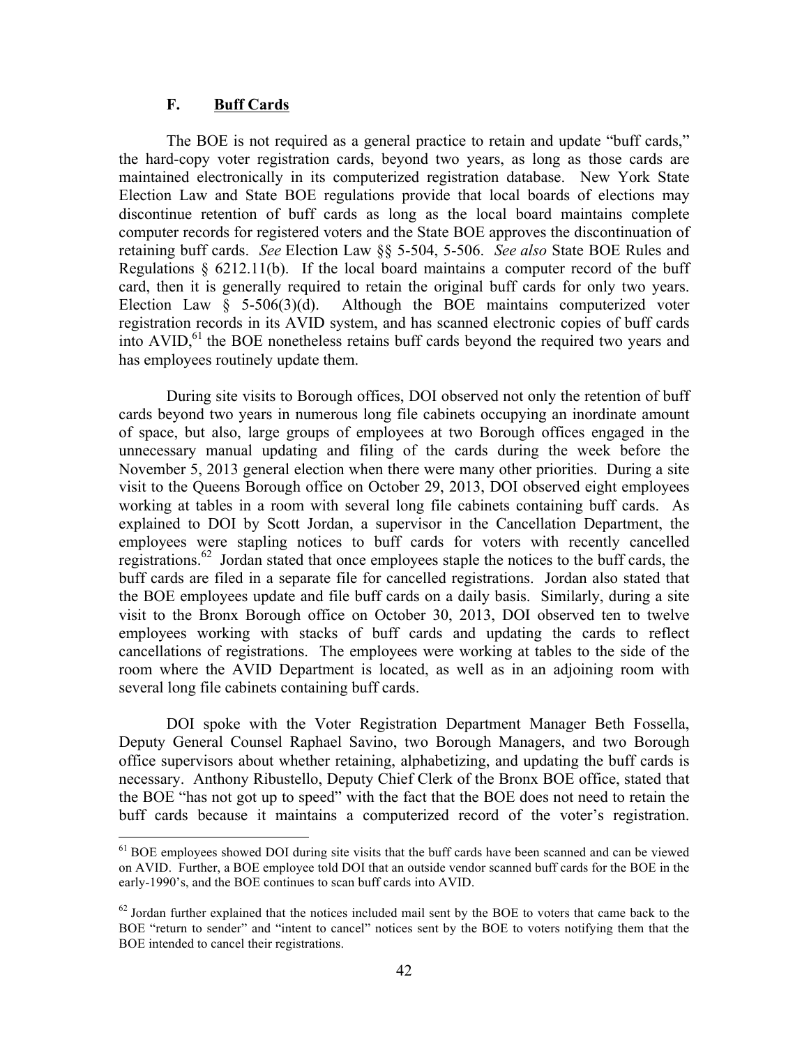### F. **Buff Cards**

The BOE is not required as a general practice to retain and update "buff cards," the hard-copy voter registration cards, beyond two years, as long as those cards are maintained electronically in its computerized registration database. New York State Election Law and State BOE regulations provide that local boards of elections may discontinue retention of buff cards as long as the local board maintains complete computer records for registered voters and the State BOE approves the discontinuation of retaining buff cards. *See* Election Law §§ 5-504, 5-506. *See also* State BOE Rules and Regulations § 6212.11(b). If the local board maintains a computer record of the buff card, then it is generally required to retain the original buff cards for only two years. Election Law § 5-506(3)(d). Although the BOE maintains computerized voter registration records in its AVID system, and has scanned electronic copies of buff cards into AVID,[61] the BOE nonetheless retains buff cards beyond the required two years and has employees routinely update them.

During site visits to Borough offices, DOI observed not only the retention of buff cards beyond two years in numerous long file cabinets occupying an inordinate amount of space, but also, large groups of employees at two Borough offices engaged in the unnecessary manual updating and filing of the cards during the week before the November 5, 2013 general election when there were many other priorities. During a site visit to the Queens Borough office on October 29, 2013, DOI observed eight employees working at tables in a room with several long file cabinets containing buff cards. As explained to DOI by Scott Jordan, a supervisor in the Cancellation Department, the employees were stapling notices to buff cards for voters with recently cancelled registrations.[62] Jordan stated that once employees staple the notices to the buff cards, the buff cards are filed in a separate file for cancelled registrations. Jordan also stated that the BOE employees update and file buff cards on a daily basis. Similarly, during a site visit to the Bronx Borough office on October 30, 2013, DOI observed ten to twelve employees working with stacks of buff cards and updating the cards to reflect cancellations of registrations. The employees were working at tables to the side of the room where the AVID Department is located, as well as in an adjoining room with several long file cabinets containing buff cards.

DOI spoke with the Voter Registration Department Manager Beth Fossella, Deputy General Counsel Raphael Savino, two Borough Managers, and two Borough office supervisors about whether retaining, alphabetizing, and updating the buff cards is necessary. Anthony Ribustello, Deputy Chief Clerk of the Bronx BOE office, stated that the BOE "has not got up to speed" with the fact that the BOE does not need to retain the buff cards because it maintains a computerized record of the voter's registration.

---

[61] BOE employees showed DOI during site visits that the buff cards have been scanned and can be viewed on AVID. Further, a BOE employee told DOI that an outside vendor scanned buff cards for the BOE in the early-1990's, and the BOE continues to scan buff cards into AVID.

[62] Jordan further explained that the notices included mail sent by the BOE to voters that came back to the BOE "return to sender" and "intent to cancel" notices sent by the BOE to voters notifying them that the BOE intended to cancel their registrations.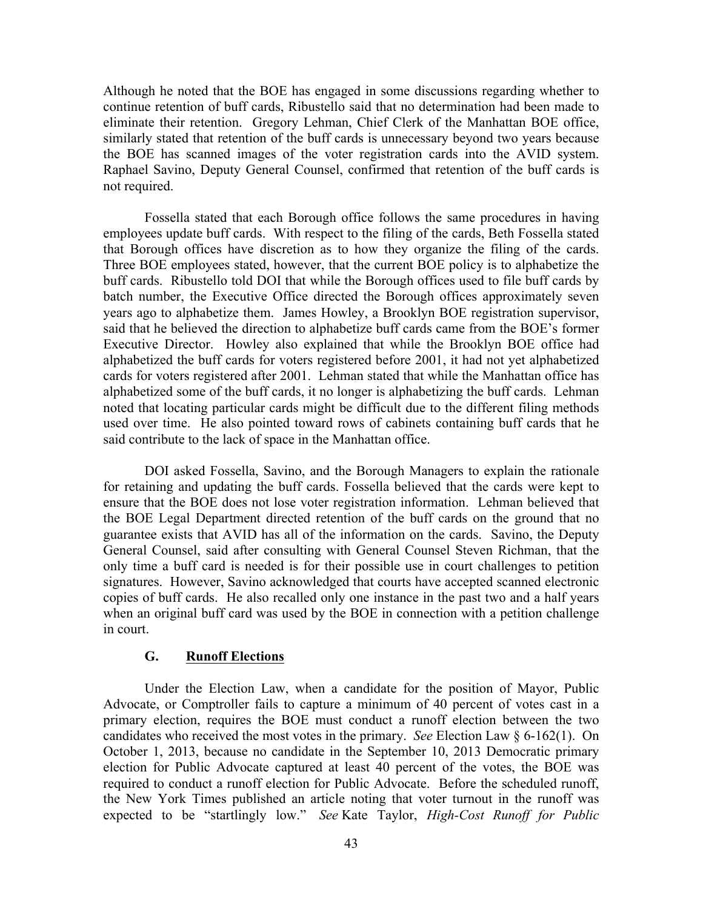Although he noted that the BOE has engaged in some discussions regarding whether to continue retention of buff cards, Ribustello said that no determination had been made to eliminate their retention. Gregory Lehman, Chief Clerk of the Manhattan BOE office, similarly stated that retention of the buff cards is unnecessary beyond two years because the BOE has scanned images of the voter registration cards into the AVID system. Raphael Savino, Deputy General Counsel, confirmed that retention of the buff cards is not required.

Fossella stated that each Borough office follows the same procedures in having employees update buff cards. With respect to the filing of the cards, Beth Fossella stated that Borough offices have discretion as to how they organize the filing of the cards. Three BOE employees stated, however, that the current BOE policy is to alphabetize the buff cards. Ribustello told DOI that while the Borough offices used to file buff cards by batch number, the Executive Office directed the Borough offices approximately seven years ago to alphabetize them. James Howley, a Brooklyn BOE registration supervisor, said that he believed the direction to alphabetize buff cards came from the BOE's former Executive Director. Howley also explained that while the Brooklyn BOE office had alphabetized the buff cards for voters registered before 2001, it had not yet alphabetized cards for voters registered after 2001. Lehman stated that while the Manhattan office has alphabetized some of the buff cards, it no longer is alphabetizing the buff cards. Lehman noted that locating particular cards might be difficult due to the different filing methods used over time. He also pointed toward rows of cabinets containing buff cards that he said contribute to the lack of space in the Manhattan office.

DOI asked Fossella, Savino, and the Borough Managers to explain the rationale for retaining and updating the buff cards. Fossella believed that the cards were kept to ensure that the BOE does not lose voter registration information. Lehman believed that the BOE Legal Department directed retention of the buff cards on the ground that no guarantee exists that AVID has all of the information on the cards. Savino, the Deputy General Counsel, said after consulting with General Counsel Steven Richman, that the only time a buff card is needed is for their possible use in court challenges to petition signatures. However, Savino acknowledged that courts have accepted scanned electronic copies of buff cards. He also recalled only one instance in the past two and a half years when an original buff card was used by the BOE in connection with a petition challenge in court.

### G. Runoff Elections

Under the Election Law, when a candidate for the position of Mayor, Public Advocate, or Comptroller fails to capture a minimum of 40 percent of votes cast in a primary election, requires the BOE must conduct a runoff election between the two candidates who received the most votes in the primary. *See* Election Law § 6-162(1). On October 1, 2013, because no candidate in the September 10, 2013 Democratic primary election for Public Advocate captured at least 40 percent of the votes, the BOE was required to conduct a runoff election for Public Advocate. Before the scheduled runoff, the New York Times published an article noting that voter turnout in the runoff was expected to be "startlingly low." *See* Kate Taylor, *High-Cost Runoff for Public*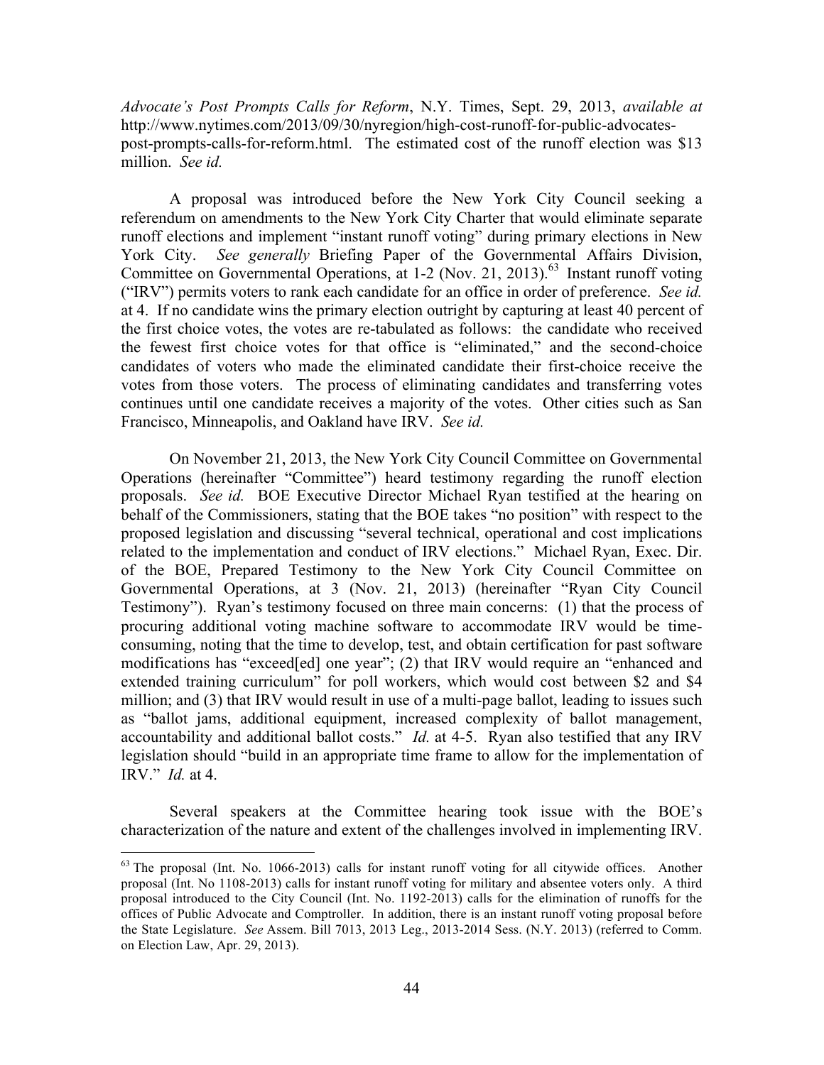*Advocate's Post Prompts Calls for Reform*, N.Y. Times, Sept. 29, 2013, *available at* http://www.nytimes.com/2013/09/30/nyregion/high-cost-runoff-for-public-advocates-post-prompts-calls-for-reform.html. The estimated cost of the runoff election was $13 million. *See id.*

A proposal was introduced before the New York City Council seeking a referendum on amendments to the New York City Charter that would eliminate separate runoff elections and implement "instant runoff voting" during primary elections in New York City. *See generally* Briefing Paper of the Governmental Affairs Division, Committee on Governmental Operations, at 1-2 (Nov. 21, 2013).[63] Instant runoff voting ("IRV") permits voters to rank each candidate for an office in order of preference. *See id.* at 4. If no candidate wins the primary election outright by capturing at least 40 percent of the first choice votes, the votes are re-tabulated as follows: the candidate who received the fewest first choice votes for that office is "eliminated," and the second-choice candidates of voters who made the eliminated candidate their first-choice receive the votes from those voters. The process of eliminating candidates and transferring votes continues until one candidate receives a majority of the votes. Other cities such as San Francisco, Minneapolis, and Oakland have IRV. *See id.*

On November 21, 2013, the New York City Council Committee on Governmental Operations (hereinafter "Committee") heard testimony regarding the runoff election proposals. *See id.* BOE Executive Director Michael Ryan testified at the hearing on behalf of the Commissioners, stating that the BOE takes "no position" with respect to the proposed legislation and discussing "several technical, operational and cost implications related to the implementation and conduct of IRV elections." Michael Ryan, Exec. Dir. of the BOE, Prepared Testimony to the New York City Council Committee on Governmental Operations, at 3 (Nov. 21, 2013) (hereinafter "Ryan City Council Testimony"). Ryan's testimony focused on three main concerns: (1) that the process of procuring additional voting machine software to accommodate IRV would be time-consuming, noting that the time to develop, test, and obtain certification for past software modifications has "exceed[ed] one year"; (2) that IRV would require an "enhanced and extended training curriculum" for poll workers, which would cost between $2 and $4 million; and (3) that IRV would result in use of a multi-page ballot, leading to issues such as "ballot jams, additional equipment, increased complexity of ballot management, accountability and additional ballot costs." *Id.* at 4-5. Ryan also testified that any IRV legislation should "build in an appropriate time frame to allow for the implementation of IRV." *Id.* at 4.

Several speakers at the Committee hearing took issue with the BOE's characterization of the nature and extent of the challenges involved in implementing IRV.

---

[63] The proposal (Int. No. 1066-2013) calls for instant runoff voting for all citywide offices. Another proposal (Int. No 1108-2013) calls for instant runoff voting for military and absentee voters only. A third proposal introduced to the City Council (Int. No. 1192-2013) calls for the elimination of runoffs for the offices of Public Advocate and Comptroller. In addition, there is an instant runoff voting proposal before the State Legislature. *See* Assem. Bill 7013, 2013 Leg., 2013-2014 Sess. (N.Y. 2013) (referred to Comm. on Election Law, Apr. 29, 2013).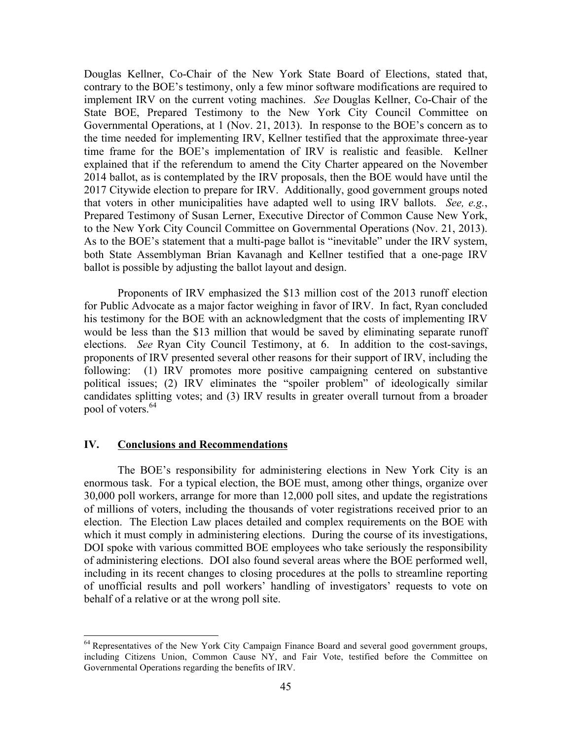Douglas Kellner, Co-Chair of the New York State Board of Elections, stated that, contrary to the BOE's testimony, only a few minor software modifications are required to implement IRV on the current voting machines. *See* Douglas Kellner, Co-Chair of the State BOE, Prepared Testimony to the New York City Council Committee on Governmental Operations, at 1 (Nov. 21, 2013). In response to the BOE's concern as to the time needed for implementing IRV, Kellner testified that the approximate three-year time frame for the BOE's implementation of IRV is realistic and feasible. Kellner explained that if the referendum to amend the City Charter appeared on the November 2014 ballot, as is contemplated by the IRV proposals, then the BOE would have until the 2017 Citywide election to prepare for IRV. Additionally, good government groups noted that voters in other municipalities have adapted well to using IRV ballots. *See, e.g.*, Prepared Testimony of Susan Lerner, Executive Director of Common Cause New York, to the New York City Council Committee on Governmental Operations (Nov. 21, 2013). As to the BOE's statement that a multi-page ballot is "inevitable" under the IRV system, both State Assemblyman Brian Kavanagh and Kellner testified that a one-page IRV ballot is possible by adjusting the ballot layout and design.

Proponents of IRV emphasized the $13 million cost of the 2013 runoff election for Public Advocate as a major factor weighing in favor of IRV. In fact, Ryan concluded his testimony for the BOE with an acknowledgment that the costs of implementing IRV would be less than the $13 million that would be saved by eliminating separate runoff elections. *See* Ryan City Council Testimony, at 6. In addition to the cost-savings, proponents of IRV presented several other reasons for their support of IRV, including the following: (1) IRV promotes more positive campaigning centered on substantive political issues; (2) IRV eliminates the "spoiler problem" of ideologically similar candidates splitting votes; and (3) IRV results in greater overall turnout from a broader pool of voters.[64]

## IV. Conclusions and Recommendations

The BOE's responsibility for administering elections in New York City is an enormous task. For a typical election, the BOE must, among other things, organize over 30,000 poll workers, arrange for more than 12,000 poll sites, and update the registrations of millions of voters, including the thousands of voter registrations received prior to an election. The Election Law places detailed and complex requirements on the BOE with which it must comply in administering elections. During the course of its investigations, DOI spoke with various committed BOE employees who take seriously the responsibility of administering elections. DOI also found several areas where the BOE performed well, including in its recent changes to closing procedures at the polls to streamline reporting of unofficial results and poll workers' handling of investigators' requests to vote on behalf of a relative or at the wrong poll site.

---

[64] Representatives of the New York City Campaign Finance Board and several good government groups, including Citizens Union, Common Cause NY, and Fair Vote, testified before the Committee on Governmental Operations regarding the benefits of IRV.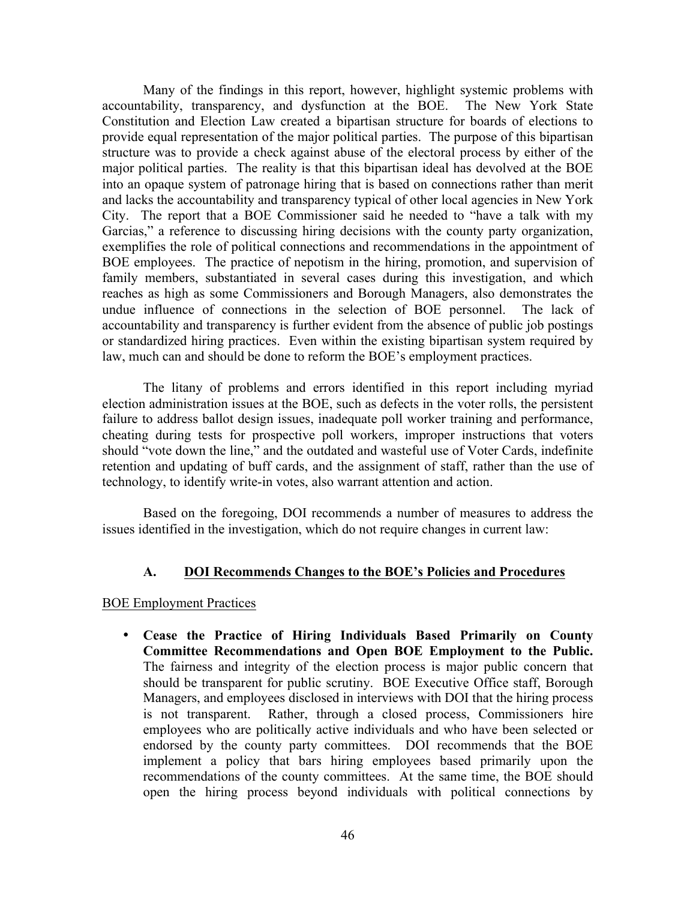Many of the findings in this report, however, highlight systemic problems with accountability, transparency, and dysfunction at the BOE. The New York State Constitution and Election Law created a bipartisan structure for boards of elections to provide equal representation of the major political parties. The purpose of this bipartisan structure was to provide a check against abuse of the electoral process by either of the major political parties. The reality is that this bipartisan ideal has devolved at the BOE into an opaque system of patronage hiring that is based on connections rather than merit and lacks the accountability and transparency typical of other local agencies in New York City. The report that a BOE Commissioner said he needed to "have a talk with my Garcias," a reference to discussing hiring decisions with the county party organization, exemplifies the role of political connections and recommendations in the appointment of BOE employees. The practice of nepotism in the hiring, promotion, and supervision of family members, substantiated in several cases during this investigation, and which reaches as high as some Commissioners and Borough Managers, also demonstrates the undue influence of connections in the selection of BOE personnel. The lack of accountability and transparency is further evident from the absence of public job postings or standardized hiring practices. Even within the existing bipartisan system required by law, much can and should be done to reform the BOE's employment practices.

The litany of problems and errors identified in this report including myriad election administration issues at the BOE, such as defects in the voter rolls, the persistent failure to address ballot design issues, inadequate poll worker training and performance, cheating during tests for prospective poll workers, improper instructions that voters should "vote down the line," and the outdated and wasteful use of Voter Cards, indefinite retention and updating of buff cards, and the assignment of staff, rather than the use of technology, to identify write-in votes, also warrant attention and action.

Based on the foregoing, DOI recommends a number of measures to address the issues identified in the investigation, which do not require changes in current law:

### A. <u>DOI Recommends Changes to the BOE's Policies and Procedures</u>

<u>BOE Employment Practices</u>

- **Cease the Practice of Hiring Individuals Based Primarily on County Committee Recommendations and Open BOE Employment to the Public.** The fairness and integrity of the election process is major public concern that should be transparent for public scrutiny. BOE Executive Office staff, Borough Managers, and employees disclosed in interviews with DOI that the hiring process is not transparent. Rather, through a closed process, Commissioners hire employees who are politically active individuals and who have been selected or endorsed by the county party committees. DOI recommends that the BOE implement a policy that bars hiring employees based primarily upon the recommendations of the county committees. At the same time, the BOE should open the hiring process beyond individuals with political connections by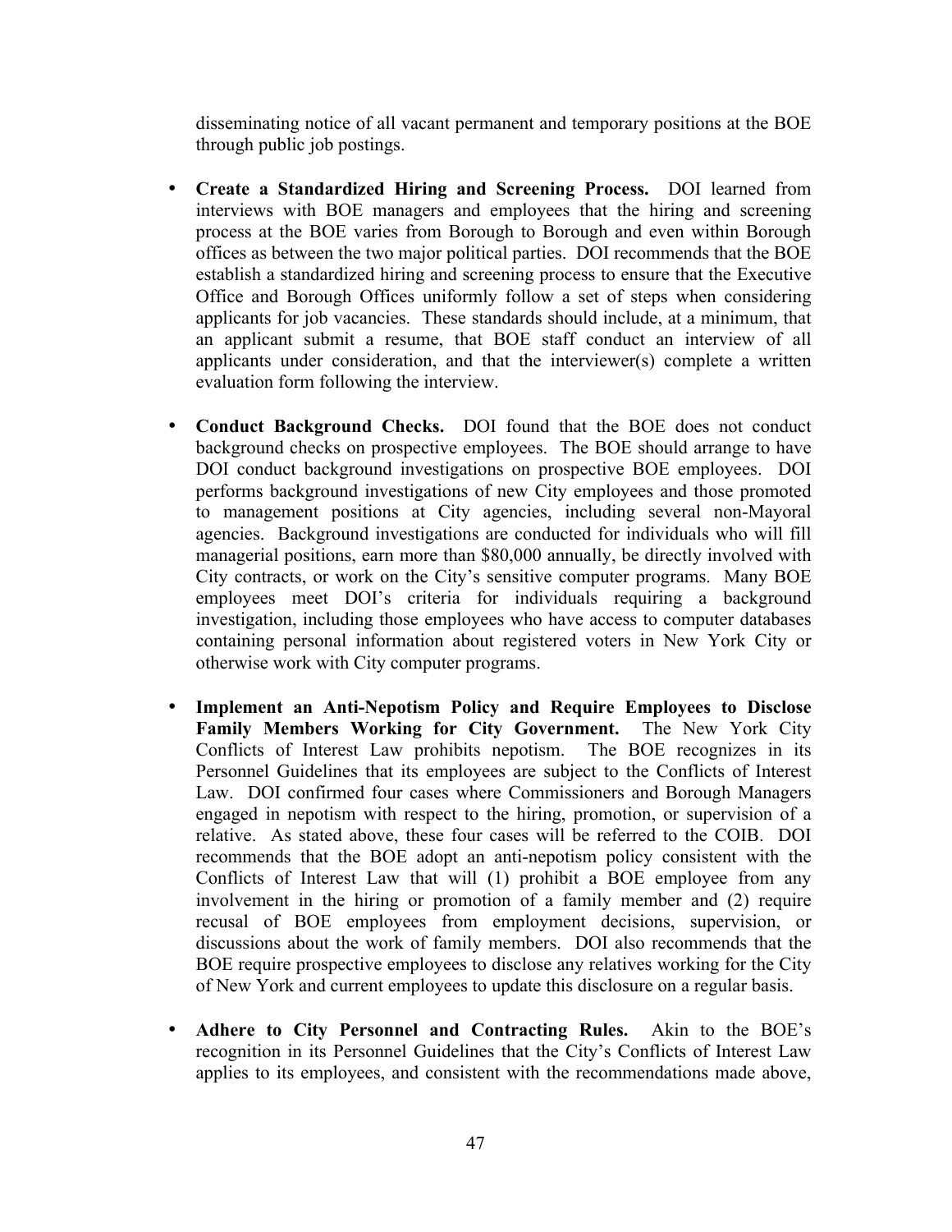disseminating notice of all vacant permanent and temporary positions at the BOE through public job postings.

- **Create a Standardized Hiring and Screening Process.** DOI learned from interviews with BOE managers and employees that the hiring and screening process at the BOE varies from Borough to Borough and even within Borough offices as between the two major political parties. DOI recommends that the BOE establish a standardized hiring and screening process to ensure that the Executive Office and Borough Offices uniformly follow a set of steps when considering applicants for job vacancies. These standards should include, at a minimum, that an applicant submit a resume, that BOE staff conduct an interview of all applicants under consideration, and that the interviewer(s) complete a written evaluation form following the interview.

- **Conduct Background Checks.** DOI found that the BOE does not conduct background checks on prospective employees. The BOE should arrange to have DOI conduct background investigations on prospective BOE employees. DOI performs background investigations of new City employees and those promoted to management positions at City agencies, including several non-Mayoral agencies. Background investigations are conducted for individuals who will fill managerial positions, earn more than $80,000 annually, be directly involved with City contracts, or work on the City's sensitive computer programs. Many BOE employees meet DOI's criteria for individuals requiring a background investigation, including those employees who have access to computer databases containing personal information about registered voters in New York City or otherwise work with City computer programs.

- **Implement an Anti-Nepotism Policy and Require Employees to Disclose Family Members Working for City Government.** The New York City Conflicts of Interest Law prohibits nepotism. The BOE recognizes in its Personnel Guidelines that its employees are subject to the Conflicts of Interest Law. DOI confirmed four cases where Commissioners and Borough Managers engaged in nepotism with respect to the hiring, promotion, or supervision of a relative. As stated above, these four cases will be referred to the COIB. DOI recommends that the BOE adopt an anti-nepotism policy consistent with the Conflicts of Interest Law that will (1) prohibit a BOE employee from any involvement in the hiring or promotion of a family member and (2) require recusal of BOE employees from employment decisions, supervision, or discussions about the work of family members. DOI also recommends that the BOE require prospective employees to disclose any relatives working for the City of New York and current employees to update this disclosure on a regular basis.

- **Adhere to City Personnel and Contracting Rules.** Akin to the BOE's recognition in its Personnel Guidelines that the City's Conflicts of Interest Law applies to its employees, and consistent with the recommendations made above,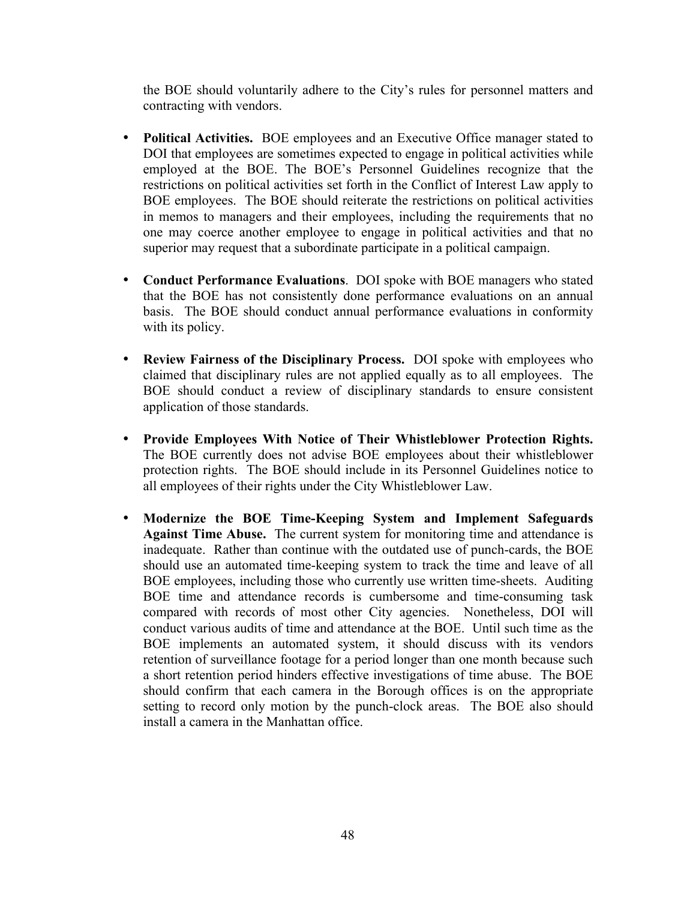the BOE should voluntarily adhere to the City's rules for personnel matters and contracting with vendors.

- **Political Activities.** BOE employees and an Executive Office manager stated to DOI that employees are sometimes expected to engage in political activities while employed at the BOE. The BOE's Personnel Guidelines recognize that the restrictions on political activities set forth in the Conflict of Interest Law apply to BOE employees. The BOE should reiterate the restrictions on political activities in memos to managers and their employees, including the requirements that no one may coerce another employee to engage in political activities and that no superior may request that a subordinate participate in a political campaign.

- **Conduct Performance Evaluations**. DOI spoke with BOE managers who stated that the BOE has not consistently done performance evaluations on an annual basis. The BOE should conduct annual performance evaluations in conformity with its policy.

- **Review Fairness of the Disciplinary Process.** DOI spoke with employees who claimed that disciplinary rules are not applied equally as to all employees. The BOE should conduct a review of disciplinary standards to ensure consistent application of those standards.

- **Provide Employees With Notice of Their Whistleblower Protection Rights.** The BOE currently does not advise BOE employees about their whistleblower protection rights. The BOE should include in its Personnel Guidelines notice to all employees of their rights under the City Whistleblower Law.

- **Modernize the BOE Time-Keeping System and Implement Safeguards Against Time Abuse.** The current system for monitoring time and attendance is inadequate. Rather than continue with the outdated use of punch-cards, the BOE should use an automated time-keeping system to track the time and leave of all BOE employees, including those who currently use written time-sheets. Auditing BOE time and attendance records is cumbersome and time-consuming task compared with records of most other City agencies. Nonetheless, DOI will conduct various audits of time and attendance at the BOE. Until such time as the BOE implements an automated system, it should discuss with its vendors retention of surveillance footage for a period longer than one month because such a short retention period hinders effective investigations of time abuse. The BOE should confirm that each camera in the Borough offices is on the appropriate setting to record only motion by the punch-clock areas. The BOE also should install a camera in the Manhattan office.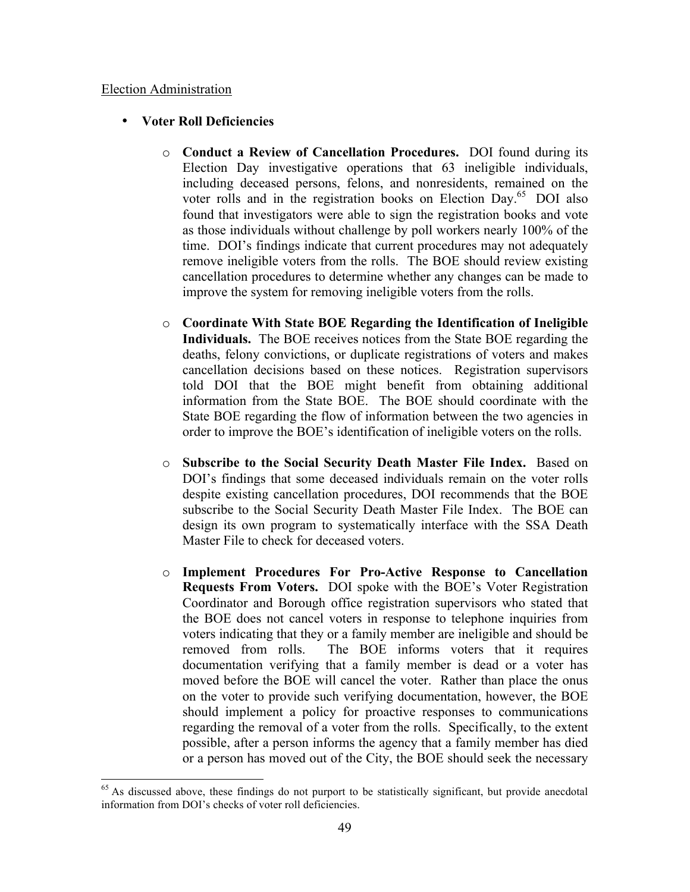Election Administration

- **Voter Roll Deficiencies**

  - **Conduct a Review of Cancellation Procedures.** DOI found during its Election Day investigative operations that 63 ineligible individuals, including deceased persons, felons, and nonresidents, remained on the voter rolls and in the registration books on Election Day.[65] DOI also found that investigators were able to sign the registration books and vote as those individuals without challenge by poll workers nearly 100% of the time. DOI's findings indicate that current procedures may not adequately remove ineligible voters from the rolls. The BOE should review existing cancellation procedures to determine whether any changes can be made to improve the system for removing ineligible voters from the rolls.

  - **Coordinate With State BOE Regarding the Identification of Ineligible Individuals.** The BOE receives notices from the State BOE regarding the deaths, felony convictions, or duplicate registrations of voters and makes cancellation decisions based on these notices. Registration supervisors told DOI that the BOE might benefit from obtaining additional information from the State BOE. The BOE should coordinate with the State BOE regarding the flow of information between the two agencies in order to improve the BOE's identification of ineligible voters on the rolls.

  - **Subscribe to the Social Security Death Master File Index.** Based on DOI's findings that some deceased individuals remain on the voter rolls despite existing cancellation procedures, DOI recommends that the BOE subscribe to the Social Security Death Master File Index. The BOE can design its own program to systematically interface with the SSA Death Master File to check for deceased voters.

  - **Implement Procedures For Pro-Active Response to Cancellation Requests From Voters.** DOI spoke with the BOE's Voter Registration Coordinator and Borough office registration supervisors who stated that the BOE does not cancel voters in response to telephone inquiries from voters indicating that they or a family member are ineligible and should be removed from rolls. The BOE informs voters that it requires documentation verifying that a family member is dead or a voter has moved before the BOE will cancel the voter. Rather than place the onus on the voter to provide such verifying documentation, however, the BOE should implement a policy for proactive responses to communications regarding the removal of a voter from the rolls. Specifically, to the extent possible, after a person informs the agency that a family member has died or a person has moved out of the City, the BOE should seek the necessary

[65] As discussed above, these findings do not purport to be statistically significant, but provide anecdotal information from DOI's checks of voter roll deficiencies.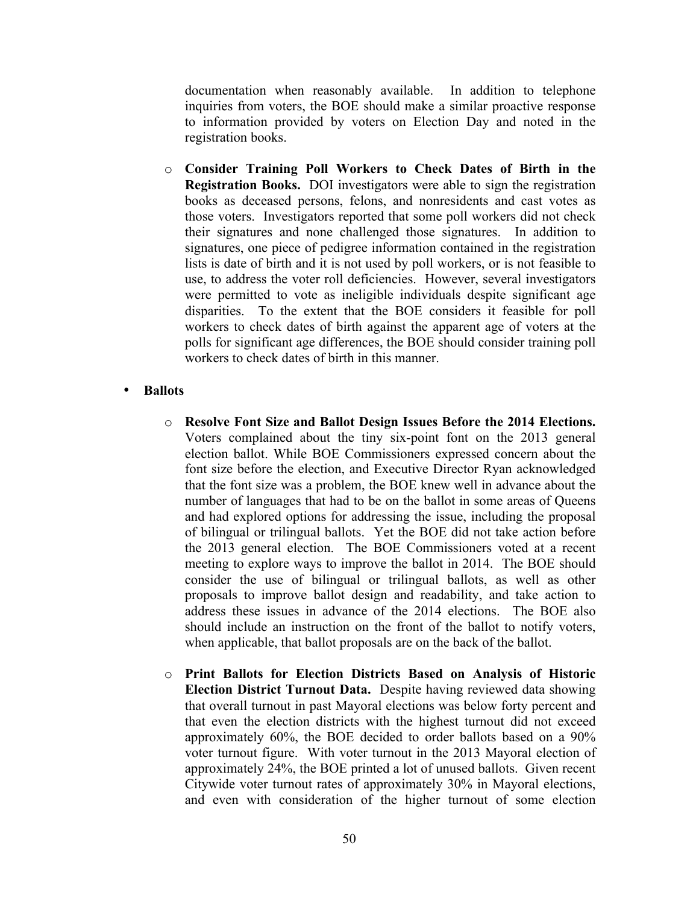documentation when reasonably available. In addition to telephone inquiries from voters, the BOE should make a similar proactive response to information provided by voters on Election Day and noted in the registration books.

- **Consider Training Poll Workers to Check Dates of Birth in the Registration Books.** DOI investigators were able to sign the registration books as deceased persons, felons, and nonresidents and cast votes as those voters. Investigators reported that some poll workers did not check their signatures and none challenged those signatures. In addition to signatures, one piece of pedigree information contained in the registration lists is date of birth and it is not used by poll workers, or is not feasible to use, to address the voter roll deficiencies. However, several investigators were permitted to vote as ineligible individuals despite significant age disparities. To the extent that the BOE considers it feasible for poll workers to check dates of birth against the apparent age of voters at the polls for significant age differences, the BOE should consider training poll workers to check dates of birth in this manner.

- **Ballots**

  - **Resolve Font Size and Ballot Design Issues Before the 2014 Elections.** Voters complained about the tiny six-point font on the 2013 general election ballot. While BOE Commissioners expressed concern about the font size before the election, and Executive Director Ryan acknowledged that the font size was a problem, the BOE knew well in advance about the number of languages that had to be on the ballot in some areas of Queens and had explored options for addressing the issue, including the proposal of bilingual or trilingual ballots. Yet the BOE did not take action before the 2013 general election. The BOE Commissioners voted at a recent meeting to explore ways to improve the ballot in 2014. The BOE should consider the use of bilingual or trilingual ballots, as well as other proposals to improve ballot design and readability, and take action to address these issues in advance of the 2014 elections. The BOE also should include an instruction on the front of the ballot to notify voters, when applicable, that ballot proposals are on the back of the ballot.

  - **Print Ballots for Election Districts Based on Analysis of Historic Election District Turnout Data.** Despite having reviewed data showing that overall turnout in past Mayoral elections was below forty percent and that even the election districts with the highest turnout did not exceed approximately 60%, the BOE decided to order ballots based on a 90% voter turnout figure. With voter turnout in the 2013 Mayoral election of approximately 24%, the BOE printed a lot of unused ballots. Given recent Citywide voter turnout rates of approximately 30% in Mayoral elections, and even with consideration of the higher turnout of some election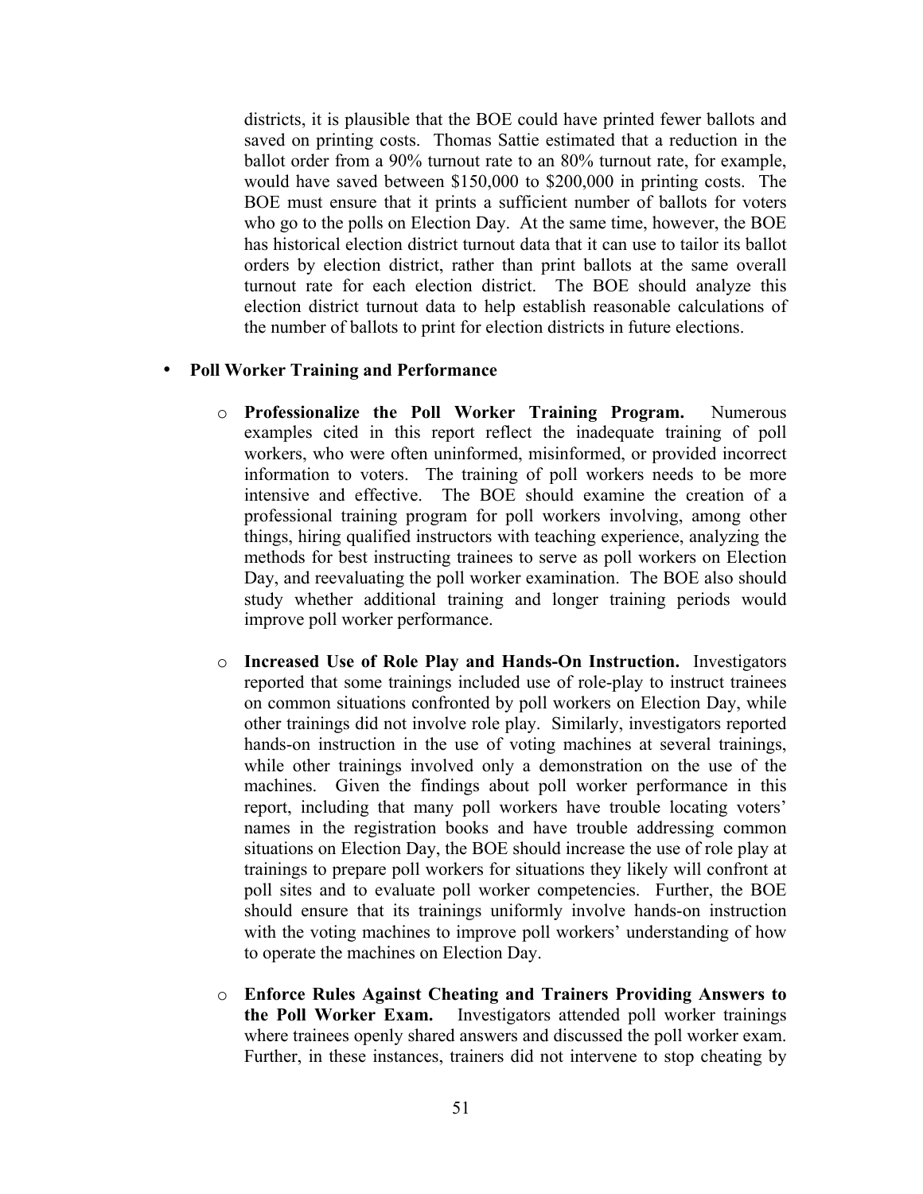districts, it is plausible that the BOE could have printed fewer ballots and saved on printing costs. Thomas Sattie estimated that a reduction in the ballot order from a 90% turnout rate to an 80% turnout rate, for example, would have saved between $150,000 to $200,000 in printing costs. The BOE must ensure that it prints a sufficient number of ballots for voters who go to the polls on Election Day. At the same time, however, the BOE has historical election district turnout data that it can use to tailor its ballot orders by election district, rather than print ballots at the same overall turnout rate for each election district. The BOE should analyze this election district turnout data to help establish reasonable calculations of the number of ballots to print for election districts in future elections.

- **Poll Worker Training and Performance**

  - **Professionalize the Poll Worker Training Program.** Numerous examples cited in this report reflect the inadequate training of poll workers, who were often uninformed, misinformed, or provided incorrect information to voters. The training of poll workers needs to be more intensive and effective. The BOE should examine the creation of a professional training program for poll workers involving, among other things, hiring qualified instructors with teaching experience, analyzing the methods for best instructing trainees to serve as poll workers on Election Day, and reevaluating the poll worker examination. The BOE also should study whether additional training and longer training periods would improve poll worker performance.

  - **Increased Use of Role Play and Hands-On Instruction.** Investigators reported that some trainings included use of role-play to instruct trainees on common situations confronted by poll workers on Election Day, while other trainings did not involve role play. Similarly, investigators reported hands-on instruction in the use of voting machines at several trainings, while other trainings involved only a demonstration on the use of the machines. Given the findings about poll worker performance in this report, including that many poll workers have trouble locating voters' names in the registration books and have trouble addressing common situations on Election Day, the BOE should increase the use of role play at trainings to prepare poll workers for situations they likely will confront at poll sites and to evaluate poll worker competencies. Further, the BOE should ensure that its trainings uniformly involve hands-on instruction with the voting machines to improve poll workers' understanding of how to operate the machines on Election Day.

  - **Enforce Rules Against Cheating and Trainers Providing Answers to the Poll Worker Exam.** Investigators attended poll worker trainings where trainees openly shared answers and discussed the poll worker exam. Further, in these instances, trainers did not intervene to stop cheating by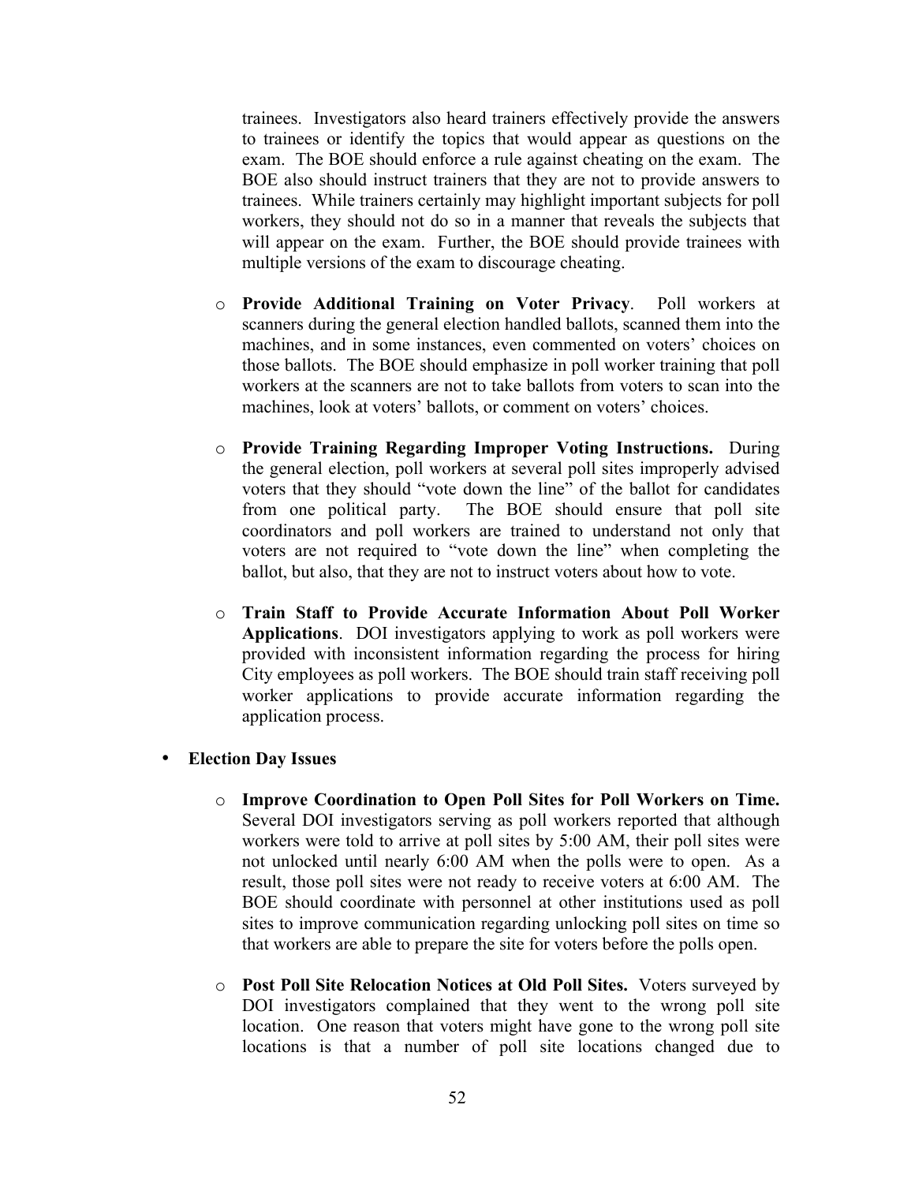trainees. Investigators also heard trainers effectively provide the answers to trainees or identify the topics that would appear as questions on the exam. The BOE should enforce a rule against cheating on the exam. The BOE also should instruct trainers that they are not to provide answers to trainees. While trainers certainly may highlight important subjects for poll workers, they should not do so in a manner that reveals the subjects that will appear on the exam. Further, the BOE should provide trainees with multiple versions of the exam to discourage cheating.

- **Provide Additional Training on Voter Privacy**. Poll workers at scanners during the general election handled ballots, scanned them into the machines, and in some instances, even commented on voters' choices on those ballots. The BOE should emphasize in poll worker training that poll workers at the scanners are not to take ballots from voters to scan into the machines, look at voters' ballots, or comment on voters' choices.

- **Provide Training Regarding Improper Voting Instructions.** During the general election, poll workers at several poll sites improperly advised voters that they should "vote down the line" of the ballot for candidates from one political party. The BOE should ensure that poll site coordinators and poll workers are trained to understand not only that voters are not required to "vote down the line" when completing the ballot, but also, that they are not to instruct voters about how to vote.

- **Train Staff to Provide Accurate Information About Poll Worker Applications**. DOI investigators applying to work as poll workers were provided with inconsistent information regarding the process for hiring City employees as poll workers. The BOE should train staff receiving poll worker applications to provide accurate information regarding the application process.

- **Election Day Issues**

  - **Improve Coordination to Open Poll Sites for Poll Workers on Time.** Several DOI investigators serving as poll workers reported that although workers were told to arrive at poll sites by 5:00 AM, their poll sites were not unlocked until nearly 6:00 AM when the polls were to open. As a result, those poll sites were not ready to receive voters at 6:00 AM. The BOE should coordinate with personnel at other institutions used as poll sites to improve communication regarding unlocking poll sites on time so that workers are able to prepare the site for voters before the polls open.

  - **Post Poll Site Relocation Notices at Old Poll Sites.** Voters surveyed by DOI investigators complained that they went to the wrong poll site location. One reason that voters might have gone to the wrong poll site locations is that a number of poll site locations changed due to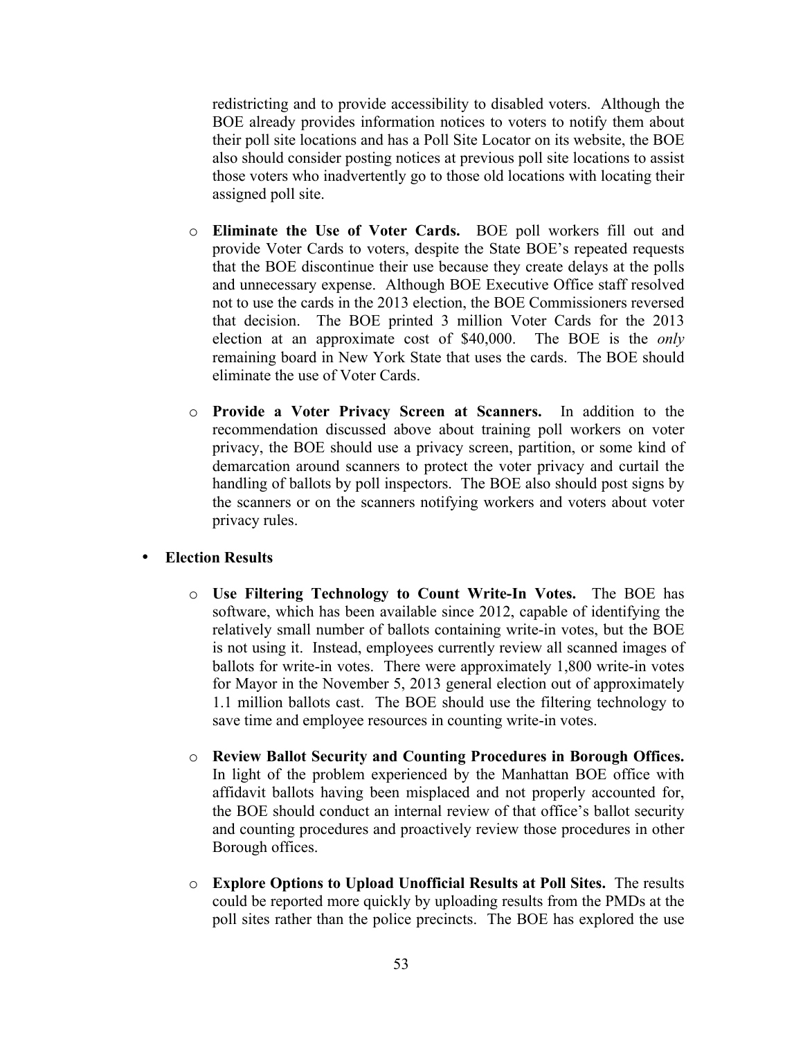redistricting and to provide accessibility to disabled voters. Although the BOE already provides information notices to voters to notify them about their poll site locations and has a Poll Site Locator on its website, the BOE also should consider posting notices at previous poll site locations to assist those voters who inadvertently go to those old locations with locating their assigned poll site.

- **Eliminate the Use of Voter Cards.** BOE poll workers fill out and provide Voter Cards to voters, despite the State BOE's repeated requests that the BOE discontinue their use because they create delays at the polls and unnecessary expense. Although BOE Executive Office staff resolved not to use the cards in the 2013 election, the BOE Commissioners reversed that decision. The BOE printed 3 million Voter Cards for the 2013 election at an approximate cost of $40,000. The BOE is the *only* remaining board in New York State that uses the cards. The BOE should eliminate the use of Voter Cards.

- **Provide a Voter Privacy Screen at Scanners.** In addition to the recommendation discussed above about training poll workers on voter privacy, the BOE should use a privacy screen, partition, or some kind of demarcation around scanners to protect the voter privacy and curtail the handling of ballots by poll inspectors. The BOE also should post signs by the scanners or on the scanners notifying workers and voters about voter privacy rules.

- **Election Results**

  - **Use Filtering Technology to Count Write-In Votes.** The BOE has software, which has been available since 2012, capable of identifying the relatively small number of ballots containing write-in votes, but the BOE is not using it. Instead, employees currently review all scanned images of ballots for write-in votes. There were approximately 1,800 write-in votes for Mayor in the November 5, 2013 general election out of approximately 1.1 million ballots cast. The BOE should use the filtering technology to save time and employee resources in counting write-in votes.

  - **Review Ballot Security and Counting Procedures in Borough Offices.** In light of the problem experienced by the Manhattan BOE office with affidavit ballots having been misplaced and not properly accounted for, the BOE should conduct an internal review of that office's ballot security and counting procedures and proactively review those procedures in other Borough offices.

  - **Explore Options to Upload Unofficial Results at Poll Sites.** The results could be reported more quickly by uploading results from the PMDs at the poll sites rather than the police precincts. The BOE has explored the use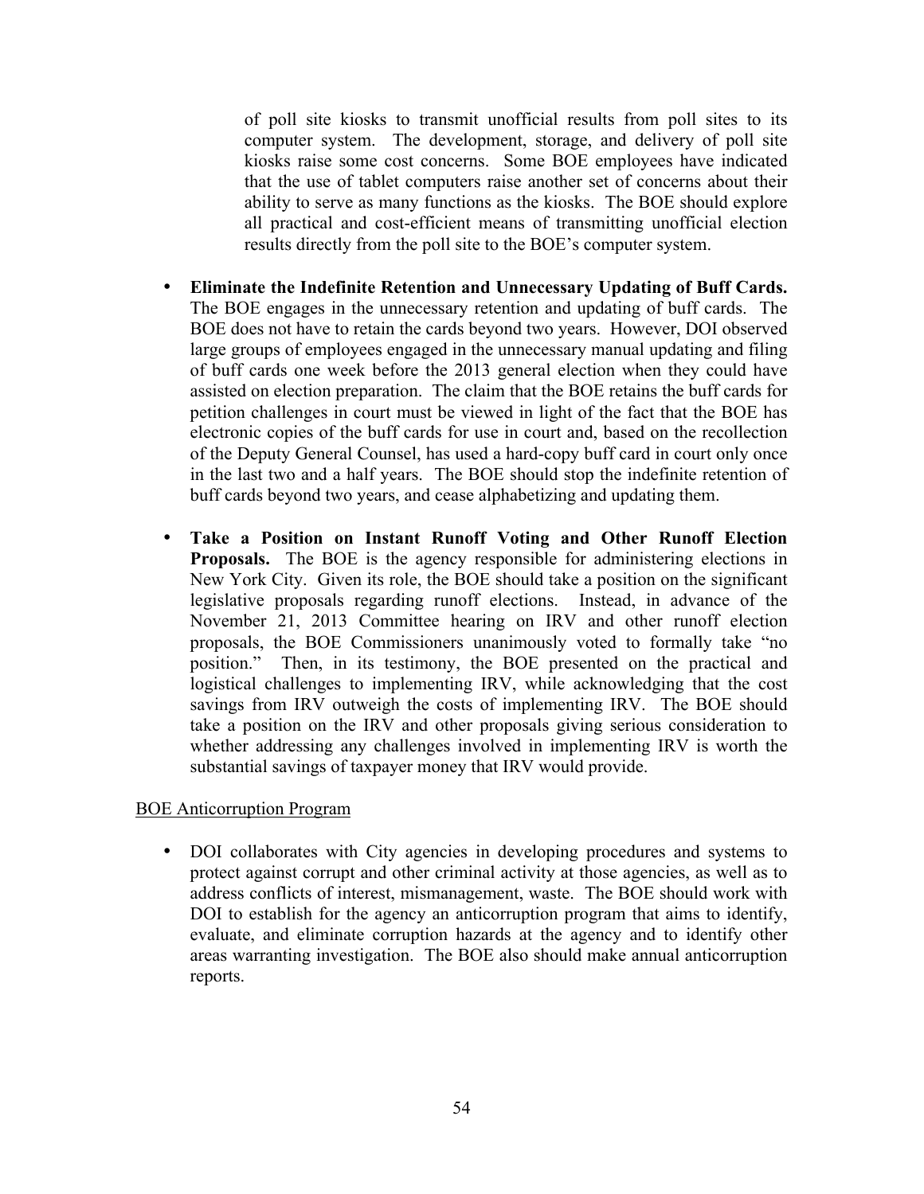of poll site kiosks to transmit unofficial results from poll sites to its computer system. The development, storage, and delivery of poll site kiosks raise some cost concerns. Some BOE employees have indicated that the use of tablet computers raise another set of concerns about their ability to serve as many functions as the kiosks. The BOE should explore all practical and cost-efficient means of transmitting unofficial election results directly from the poll site to the BOE's computer system.

- **Eliminate the Indefinite Retention and Unnecessary Updating of Buff Cards.** The BOE engages in the unnecessary retention and updating of buff cards. The BOE does not have to retain the cards beyond two years. However, DOI observed large groups of employees engaged in the unnecessary manual updating and filing of buff cards one week before the 2013 general election when they could have assisted on election preparation. The claim that the BOE retains the buff cards for petition challenges in court must be viewed in light of the fact that the BOE has electronic copies of the buff cards for use in court and, based on the recollection of the Deputy General Counsel, has used a hard-copy buff card in court only once in the last two and a half years. The BOE should stop the indefinite retention of buff cards beyond two years, and cease alphabetizing and updating them.

- **Take a Position on Instant Runoff Voting and Other Runoff Election Proposals.** The BOE is the agency responsible for administering elections in New York City. Given its role, the BOE should take a position on the significant legislative proposals regarding runoff elections. Instead, in advance of the November 21, 2013 Committee hearing on IRV and other runoff election proposals, the BOE Commissioners unanimously voted to formally take "no position." Then, in its testimony, the BOE presented on the practical and logistical challenges to implementing IRV, while acknowledging that the cost savings from IRV outweigh the costs of implementing IRV. The BOE should take a position on the IRV and other proposals giving serious consideration to whether addressing any challenges involved in implementing IRV is worth the substantial savings of taxpayer money that IRV would provide.

<u>BOE Anticorruption Program</u>

- DOI collaborates with City agencies in developing procedures and systems to protect against corrupt and other criminal activity at those agencies, as well as to address conflicts of interest, mismanagement, waste. The BOE should work with DOI to establish for the agency an anticorruption program that aims to identify, evaluate, and eliminate corruption hazards at the agency and to identify other areas warranting investigation. The BOE also should make annual anticorruption reports.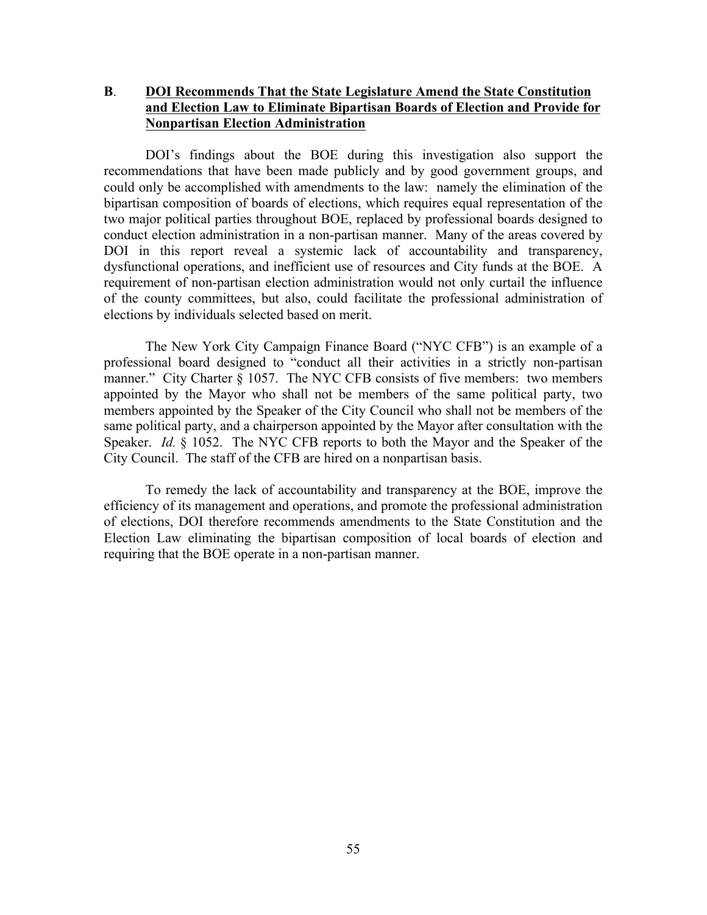### B. <u>DOI Recommends That the State Legislature Amend the State Constitution and Election Law to Eliminate Bipartisan Boards of Election and Provide for Nonpartisan Election Administration</u>

DOI's findings about the BOE during this investigation also support the recommendations that have been made publicly and by good government groups, and could only be accomplished with amendments to the law: namely the elimination of the bipartisan composition of boards of elections, which requires equal representation of the two major political parties throughout BOE, replaced by professional boards designed to conduct election administration in a non-partisan manner. Many of the areas covered by DOI in this report reveal a systemic lack of accountability and transparency, dysfunctional operations, and inefficient use of resources and City funds at the BOE. A requirement of non-partisan election administration would not only curtail the influence of the county committees, but also, could facilitate the professional administration of elections by individuals selected based on merit.

The New York City Campaign Finance Board ("NYC CFB") is an example of a professional board designed to "conduct all their activities in a strictly non-partisan manner." City Charter § 1057. The NYC CFB consists of five members: two members appointed by the Mayor who shall not be members of the same political party, two members appointed by the Speaker of the City Council who shall not be members of the same political party, and a chairperson appointed by the Mayor after consultation with the Speaker. *Id.* § 1052. The NYC CFB reports to both the Mayor and the Speaker of the City Council. The staff of the CFB are hired on a nonpartisan basis.

To remedy the lack of accountability and transparency at the BOE, improve the efficiency of its management and operations, and promote the professional administration of elections, DOI therefore recommends amendments to the State Constitution and the Election Law eliminating the bipartisan composition of local boards of election and requiring that the BOE operate in a non-partisan manner.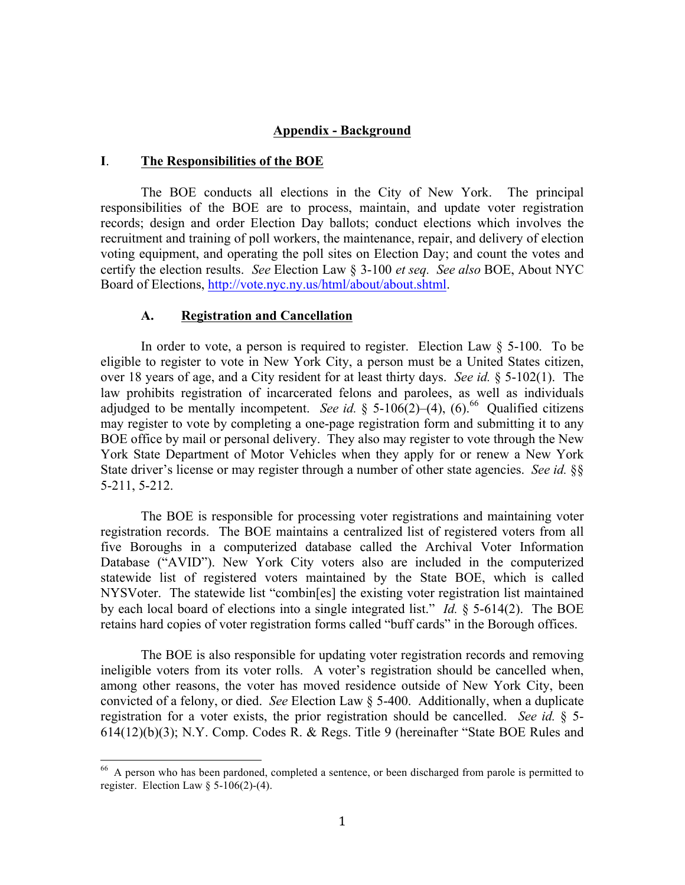## Appendix - Background

### I. The Responsibilities of the BOE

The BOE conducts all elections in the City of New York. The principal responsibilities of the BOE are to process, maintain, and update voter registration records; design and order Election Day ballots; conduct elections which involves the recruitment and training of poll workers, the maintenance, repair, and delivery of election voting equipment, and operating the poll sites on Election Day; and count the votes and certify the election results. *See* Election Law § 3-100 *et seq.* *See also* BOE, About NYC Board of Elections, http://vote.nyc.ny.us/html/about/about.shtml.

#### A. Registration and Cancellation

In order to vote, a person is required to register. Election Law § 5-100. To be eligible to register to vote in New York City, a person must be a United States citizen, over 18 years of age, and a City resident for at least thirty days. *See id.* § 5-102(1). The law prohibits registration of incarcerated felons and parolees, as well as individuals adjudged to be mentally incompetent. *See id.* § 5-106(2)–(4), (6).[66] Qualified citizens may register to vote by completing a one-page registration form and submitting it to any BOE office by mail or personal delivery. They also may register to vote through the New York State Department of Motor Vehicles when they apply for or renew a New York State driver's license or may register through a number of other state agencies. *See id.* §§ 5-211, 5-212.

The BOE is responsible for processing voter registrations and maintaining voter registration records. The BOE maintains a centralized list of registered voters from all five Boroughs in a computerized database called the Archival Voter Information Database ("AVID"). New York City voters also are included in the computerized statewide list of registered voters maintained by the State BOE, which is called NYSVoter. The statewide list "combin[es] the existing voter registration list maintained by each local board of elections into a single integrated list." *Id.* § 5-614(2). The BOE retains hard copies of voter registration forms called "buff cards" in the Borough offices.

The BOE is also responsible for updating voter registration records and removing ineligible voters from its voter rolls. A voter's registration should be cancelled when, among other reasons, the voter has moved residence outside of New York City, been convicted of a felony, or died. *See* Election Law § 5-400. Additionally, when a duplicate registration for a voter exists, the prior registration should be cancelled. *See id.* § 5-614(12)(b)(3); N.Y. Comp. Codes R. & Regs. Title 9 (hereinafter "State BOE Rules and

[66] A person who has been pardoned, completed a sentence, or been discharged from parole is permitted to register. Election Law § 5-106(2)-(4).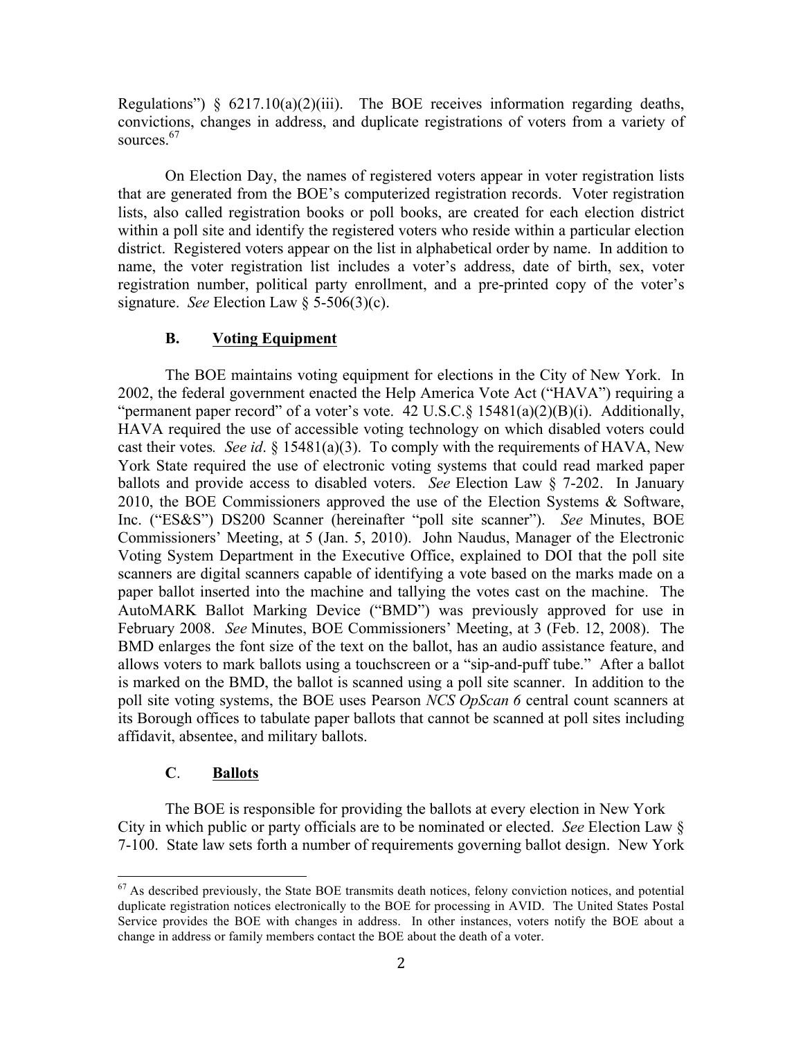Regulations") § 6217.10(a)(2)(iii). The BOE receives information regarding deaths, convictions, changes in address, and duplicate registrations of voters from a variety of sources.[67]

On Election Day, the names of registered voters appear in voter registration lists that are generated from the BOE's computerized registration records. Voter registration lists, also called registration books or poll books, are created for each election district within a poll site and identify the registered voters who reside within a particular election district. Registered voters appear on the list in alphabetical order by name. In addition to name, the voter registration list includes a voter's address, date of birth, sex, voter registration number, political party enrollment, and a pre-printed copy of the voter's signature. *See* Election Law § 5-506(3)(c).

### B. Voting Equipment

The BOE maintains voting equipment for elections in the City of New York. In 2002, the federal government enacted the Help America Vote Act ("HAVA") requiring a "permanent paper record" of a voter's vote. 42 U.S.C.§ 15481(a)(2)(B)(i). Additionally, HAVA required the use of accessible voting technology on which disabled voters could cast their votes. *See id*. § 15481(a)(3). To comply with the requirements of HAVA, New York State required the use of electronic voting systems that could read marked paper ballots and provide access to disabled voters. *See* Election Law § 7-202. In January 2010, the BOE Commissioners approved the use of the Election Systems & Software, Inc. ("ES&S") DS200 Scanner (hereinafter "poll site scanner"). *See* Minutes, BOE Commissioners' Meeting, at 5 (Jan. 5, 2010). John Naudus, Manager of the Electronic Voting System Department in the Executive Office, explained to DOI that the poll site scanners are digital scanners capable of identifying a vote based on the marks made on a paper ballot inserted into the machine and tallying the votes cast on the machine. The AutoMARK Ballot Marking Device ("BMD") was previously approved for use in February 2008. *See* Minutes, BOE Commissioners' Meeting, at 3 (Feb. 12, 2008). The BMD enlarges the font size of the text on the ballot, has an audio assistance feature, and allows voters to mark ballots using a touchscreen or a "sip-and-puff tube." After a ballot is marked on the BMD, the ballot is scanned using a poll site scanner. In addition to the poll site voting systems, the BOE uses Pearson *NCS OpScan 6* central count scanners at its Borough offices to tabulate paper ballots that cannot be scanned at poll sites including affidavit, absentee, and military ballots.

### C. Ballots

The BOE is responsible for providing the ballots at every election in New York City in which public or party officials are to be nominated or elected. *See* Election Law § 7-100. State law sets forth a number of requirements governing ballot design. New York

---

[67] As described previously, the State BOE transmits death notices, felony conviction notices, and potential duplicate registration notices electronically to the BOE for processing in AVID. The United States Postal Service provides the BOE with changes in address. In other instances, voters notify the BOE about a change in address or family members contact the BOE about the death of a voter.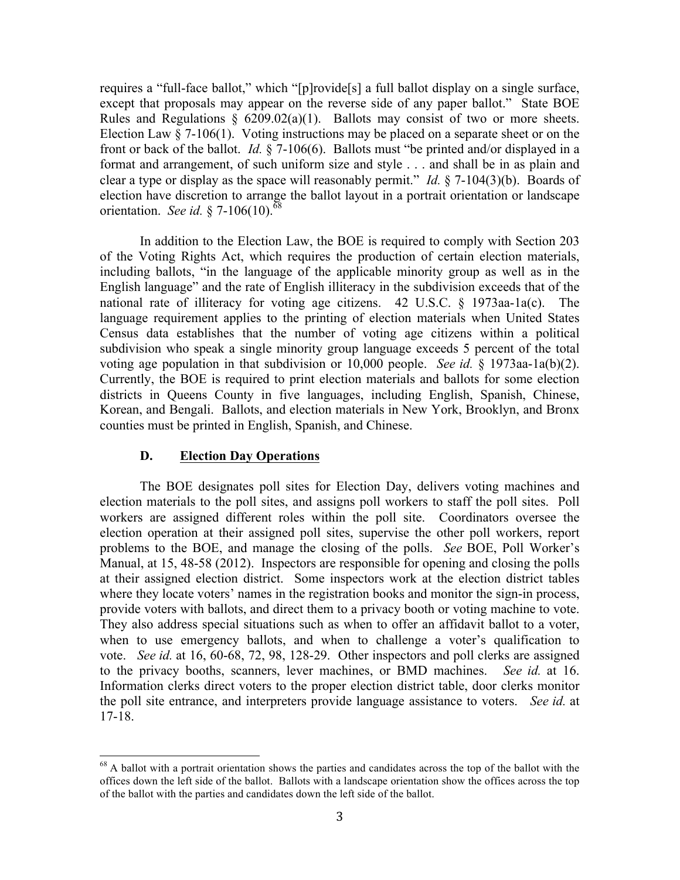requires a "full-face ballot," which "[p]rovide[s] a full ballot display on a single surface, except that proposals may appear on the reverse side of any paper ballot." State BOE Rules and Regulations § 6209.02(a)(1). Ballots may consist of two or more sheets. Election Law § 7-106(1). Voting instructions may be placed on a separate sheet or on the front or back of the ballot. *Id.* § 7-106(6). Ballots must "be printed and/or displayed in a format and arrangement, of such uniform size and style . . . and shall be in as plain and clear a type or display as the space will reasonably permit." *Id.* § 7-104(3)(b). Boards of election have discretion to arrange the ballot layout in a portrait orientation or landscape orientation. *See id.* § 7-106(10).[68]

In addition to the Election Law, the BOE is required to comply with Section 203 of the Voting Rights Act, which requires the production of certain election materials, including ballots, "in the language of the applicable minority group as well as in the English language" and the rate of English illiteracy in the subdivision exceeds that of the national rate of illiteracy for voting age citizens. 42 U.S.C. § 1973aa-1a(c). The language requirement applies to the printing of election materials when United States Census data establishes that the number of voting age citizens within a political subdivision who speak a single minority group language exceeds 5 percent of the total voting age population in that subdivision or 10,000 people. *See id.* § 1973aa-1a(b)(2). Currently, the BOE is required to print election materials and ballots for some election districts in Queens County in five languages, including English, Spanish, Chinese, Korean, and Bengali. Ballots, and election materials in New York, Brooklyn, and Bronx counties must be printed in English, Spanish, and Chinese.

### D. Election Day Operations

The BOE designates poll sites for Election Day, delivers voting machines and election materials to the poll sites, and assigns poll workers to staff the poll sites. Poll workers are assigned different roles within the poll site. Coordinators oversee the election operation at their assigned poll sites, supervise the other poll workers, report problems to the BOE, and manage the closing of the polls. *See* BOE, Poll Worker's Manual, at 15, 48-58 (2012). Inspectors are responsible for opening and closing the polls at their assigned election district. Some inspectors work at the election district tables where they locate voters' names in the registration books and monitor the sign-in process, provide voters with ballots, and direct them to a privacy booth or voting machine to vote. They also address special situations such as when to offer an affidavit ballot to a voter, when to use emergency ballots, and when to challenge a voter's qualification to vote. *See id.* at 16, 60-68, 72, 98, 128-29. Other inspectors and poll clerks are assigned to the privacy booths, scanners, lever machines, or BMD machines. *See id.* at 16. Information clerks direct voters to the proper election district table, door clerks monitor the poll site entrance, and interpreters provide language assistance to voters. *See id.* at 17-18.

---

[68] A ballot with a portrait orientation shows the parties and candidates across the top of the ballot with the offices down the left side of the ballot. Ballots with a landscape orientation show the offices across the top of the ballot with the parties and candidates down the left side of the ballot.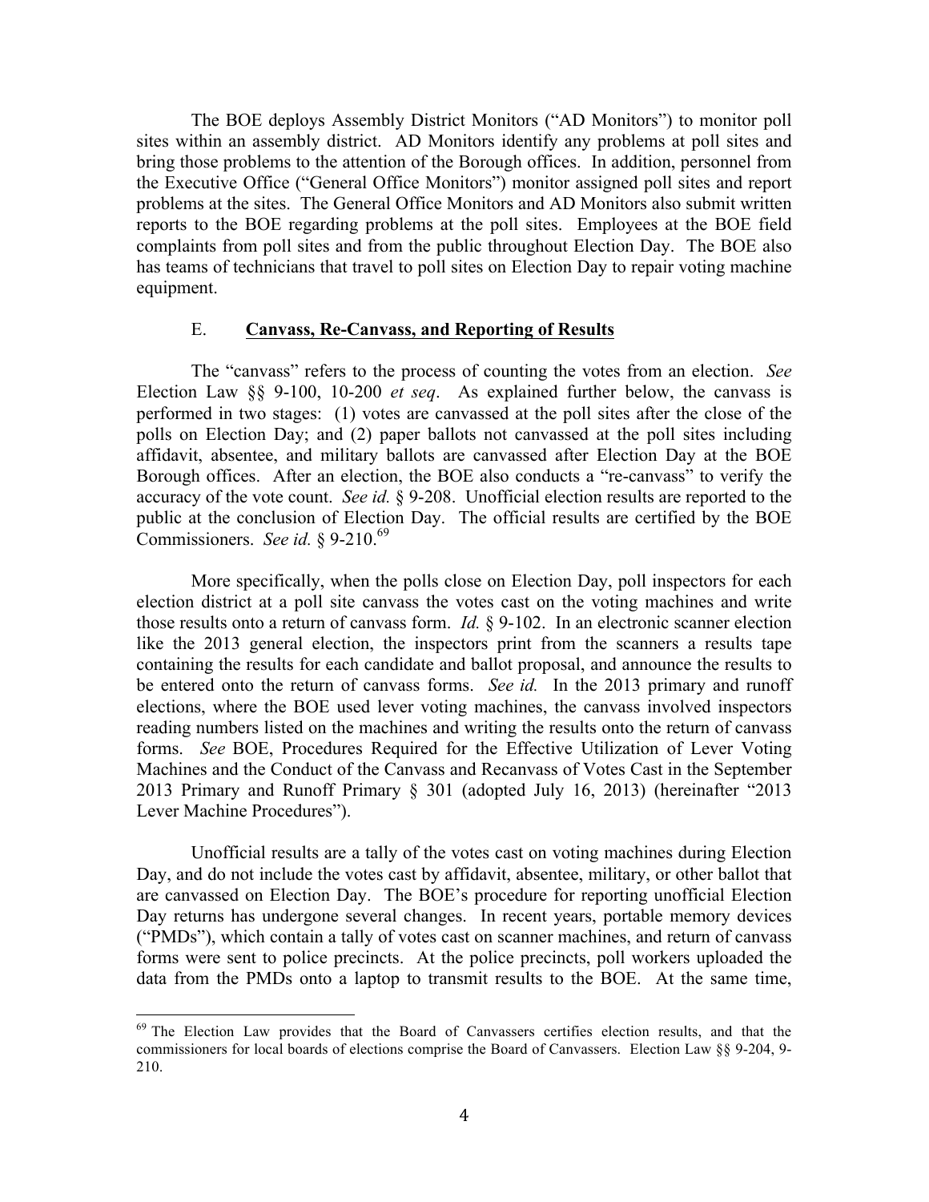The BOE deploys Assembly District Monitors ("AD Monitors") to monitor poll sites within an assembly district. AD Monitors identify any problems at poll sites and bring those problems to the attention of the Borough offices. In addition, personnel from the Executive Office ("General Office Monitors") monitor assigned poll sites and report problems at the sites. The General Office Monitors and AD Monitors also submit written reports to the BOE regarding problems at the poll sites. Employees at the BOE field complaints from poll sites and from the public throughout Election Day. The BOE also has teams of technicians that travel to poll sites on Election Day to repair voting machine equipment.

### E. **Canvass, Re-Canvass, and Reporting of Results**

The "canvass" refers to the process of counting the votes from an election. *See* Election Law §§ 9-100, 10-200 *et seq*. As explained further below, the canvass is performed in two stages: (1) votes are canvassed at the poll sites after the close of the polls on Election Day; and (2) paper ballots not canvassed at the poll sites including affidavit, absentee, and military ballots are canvassed after Election Day at the BOE Borough offices. After an election, the BOE also conducts a "re-canvass" to verify the accuracy of the vote count. *See id.* § 9-208. Unofficial election results are reported to the public at the conclusion of Election Day. The official results are certified by the BOE Commissioners. *See id.* § 9-210.[69]

More specifically, when the polls close on Election Day, poll inspectors for each election district at a poll site canvass the votes cast on the voting machines and write those results onto a return of canvass form. *Id.* § 9-102. In an electronic scanner election like the 2013 general election, the inspectors print from the scanners a results tape containing the results for each candidate and ballot proposal, and announce the results to be entered onto the return of canvass forms. *See id.* In the 2013 primary and runoff elections, where the BOE used lever voting machines, the canvass involved inspectors reading numbers listed on the machines and writing the results onto the return of canvass forms. *See* BOE, Procedures Required for the Effective Utilization of Lever Voting Machines and the Conduct of the Canvass and Recanvass of Votes Cast in the September 2013 Primary and Runoff Primary § 301 (adopted July 16, 2013) (hereinafter "2013 Lever Machine Procedures").

Unofficial results are a tally of the votes cast on voting machines during Election Day, and do not include the votes cast by affidavit, absentee, military, or other ballot that are canvassed on Election Day. The BOE's procedure for reporting unofficial Election Day returns has undergone several changes. In recent years, portable memory devices ("PMDs"), which contain a tally of votes cast on scanner machines, and return of canvass forms were sent to police precincts. At the police precincts, poll workers uploaded the data from the PMDs onto a laptop to transmit results to the BOE. At the same time,

---

[69] The Election Law provides that the Board of Canvassers certifies election results, and that the commissioners for local boards of elections comprise the Board of Canvassers. Election Law §§ 9-204, 9-210.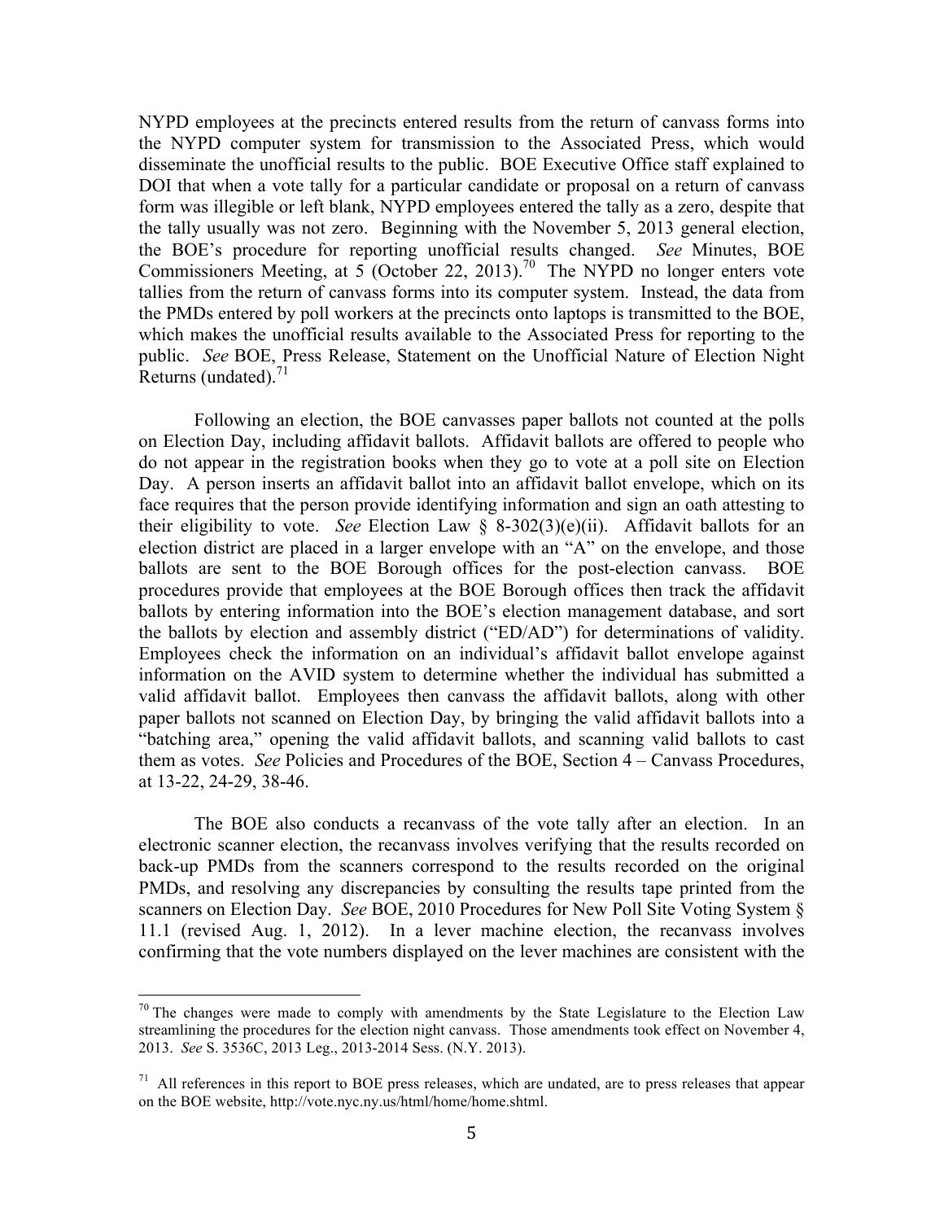NYPD employees at the precincts entered results from the return of canvass forms into the NYPD computer system for transmission to the Associated Press, which would disseminate the unofficial results to the public. BOE Executive Office staff explained to DOI that when a vote tally for a particular candidate or proposal on a return of canvass form was illegible or left blank, NYPD employees entered the tally as a zero, despite that the tally usually was not zero. Beginning with the November 5, 2013 general election, the BOE's procedure for reporting unofficial results changed. *See* Minutes, BOE Commissioners Meeting, at 5 (October 22, 2013).[70] The NYPD no longer enters vote tallies from the return of canvass forms into its computer system. Instead, the data from the PMDs entered by poll workers at the precincts onto laptops is transmitted to the BOE, which makes the unofficial results available to the Associated Press for reporting to the public. *See* BOE, Press Release, Statement on the Unofficial Nature of Election Night Returns (undated).[71]

Following an election, the BOE canvasses paper ballots not counted at the polls on Election Day, including affidavit ballots. Affidavit ballots are offered to people who do not appear in the registration books when they go to vote at a poll site on Election Day. A person inserts an affidavit ballot into an affidavit ballot envelope, which on its face requires that the person provide identifying information and sign an oath attesting to their eligibility to vote. *See* Election Law § 8-302(3)(e)(ii). Affidavit ballots for an election district are placed in a larger envelope with an "A" on the envelope, and those ballots are sent to the BOE Borough offices for the post-election canvass. BOE procedures provide that employees at the BOE Borough offices then track the affidavit ballots by entering information into the BOE's election management database, and sort the ballots by election and assembly district ("ED/AD") for determinations of validity. Employees check the information on an individual's affidavit ballot envelope against information on the AVID system to determine whether the individual has submitted a valid affidavit ballot. Employees then canvass the affidavit ballots, along with other paper ballots not scanned on Election Day, by bringing the valid affidavit ballots into a "batching area," opening the valid affidavit ballots, and scanning valid ballots to cast them as votes. *See* Policies and Procedures of the BOE, Section 4 – Canvass Procedures, at 13-22, 24-29, 38-46.

The BOE also conducts a recanvass of the vote tally after an election. In an electronic scanner election, the recanvass involves verifying that the results recorded on back-up PMDs from the scanners correspond to the results recorded on the original PMDs, and resolving any discrepancies by consulting the results tape printed from the scanners on Election Day. *See* BOE, 2010 Procedures for New Poll Site Voting System § 11.1 (revised Aug. 1, 2012). In a lever machine election, the recanvass involves confirming that the vote numbers displayed on the lever machines are consistent with the

---

[70] The changes were made to comply with amendments by the State Legislature to the Election Law streamlining the procedures for the election night canvass. Those amendments took effect on November 4, 2013. *See* S. 3536C, 2013 Leg., 2013-2014 Sess. (N.Y. 2013).

[71] All references in this report to BOE press releases, which are undated, are to press releases that appear on the BOE website, http://vote.nyc.ny.us/html/home/home.shtml.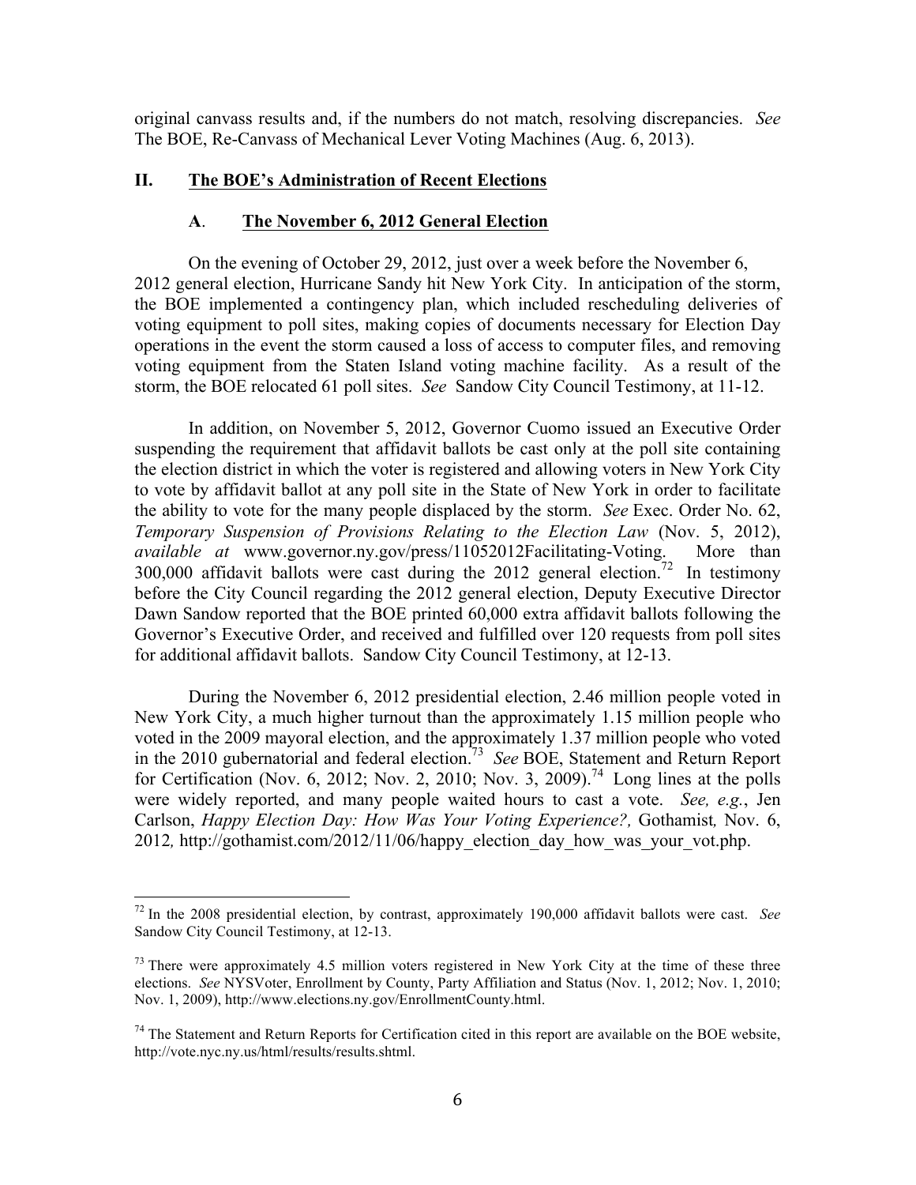original canvass results and, if the numbers do not match, resolving discrepancies. *See* The BOE, Re-Canvass of Mechanical Lever Voting Machines (Aug. 6, 2013).

## II. The BOE's Administration of Recent Elections

### A. The November 6, 2012 General Election

On the evening of October 29, 2012, just over a week before the November 6, 2012 general election, Hurricane Sandy hit New York City. In anticipation of the storm, the BOE implemented a contingency plan, which included rescheduling deliveries of voting equipment to poll sites, making copies of documents necessary for Election Day operations in the event the storm caused a loss of access to computer files, and removing voting equipment from the Staten Island voting machine facility. As a result of the storm, the BOE relocated 61 poll sites. *See* Sandow City Council Testimony, at 11-12.

In addition, on November 5, 2012, Governor Cuomo issued an Executive Order suspending the requirement that affidavit ballots be cast only at the poll site containing the election district in which the voter is registered and allowing voters in New York City to vote by affidavit ballot at any poll site in the State of New York in order to facilitate the ability to vote for the many people displaced by the storm. *See* Exec. Order No. 62, *Temporary Suspension of Provisions Relating to the Election Law* (Nov. 5, 2012), *available at* www.governor.ny.gov/press/11052012Facilitating-Voting. More than 300,000 affidavit ballots were cast during the 2012 general election.[72] In testimony before the City Council regarding the 2012 general election, Deputy Executive Director Dawn Sandow reported that the BOE printed 60,000 extra affidavit ballots following the Governor's Executive Order, and received and fulfilled over 120 requests from poll sites for additional affidavit ballots. Sandow City Council Testimony, at 12-13.

During the November 6, 2012 presidential election, 2.46 million people voted in New York City, a much higher turnout than the approximately 1.15 million people who voted in the 2009 mayoral election, and the approximately 1.37 million people who voted in the 2010 gubernatorial and federal election.[73] *See* BOE, Statement and Return Report for Certification (Nov. 6, 2012; Nov. 2, 2010; Nov. 3, 2009).[74] Long lines at the polls were widely reported, and many people waited hours to cast a vote. *See, e.g.*, Jen Carlson, *Happy Election Day: How Was Your Voting Experience?,* Gothamist*,* Nov. 6, 2012*,* http://gothamist.com/2012/11/06/happy_election_day_how_was_your_vot.php.

---

[72] In the 2008 presidential election, by contrast, approximately 190,000 affidavit ballots were cast. *See* Sandow City Council Testimony, at 12-13.

[73] There were approximately 4.5 million voters registered in New York City at the time of these three elections. *See* NYSVoter, Enrollment by County, Party Affiliation and Status (Nov. 1, 2012; Nov. 1, 2010; Nov. 1, 2009), http://www.elections.ny.gov/EnrollmentCounty.html.

[74] The Statement and Return Reports for Certification cited in this report are available on the BOE website, http://vote.nyc.ny.us/html/results/results.shtml.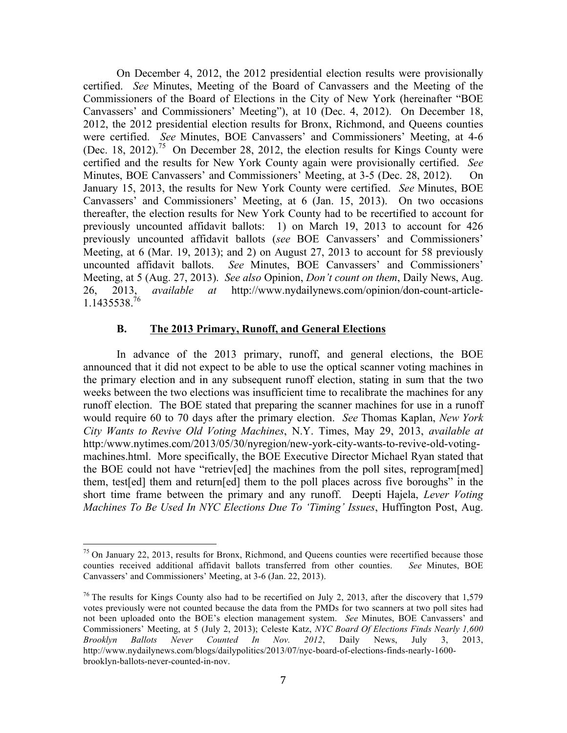On December 4, 2012, the 2012 presidential election results were provisionally certified. *See* Minutes, Meeting of the Board of Canvassers and the Meeting of the Commissioners of the Board of Elections in the City of New York (hereinafter "BOE Canvassers' and Commissioners' Meeting"), at 10 (Dec. 4, 2012). On December 18, 2012, the 2012 presidential election results for Bronx, Richmond, and Queens counties were certified. *See* Minutes, BOE Canvassers' and Commissioners' Meeting, at 4-6 (Dec. 18, 2012).[75] On December 28, 2012, the election results for Kings County were certified and the results for New York County again were provisionally certified. *See* Minutes, BOE Canvassers' and Commissioners' Meeting, at 3-5 (Dec. 28, 2012). On January 15, 2013, the results for New York County were certified. *See* Minutes, BOE Canvassers' and Commissioners' Meeting, at 6 (Jan. 15, 2013). On two occasions thereafter, the election results for New York County had to be recertified to account for previously uncounted affidavit ballots: 1) on March 19, 2013 to account for 426 previously uncounted affidavit ballots (*see* BOE Canvassers' and Commissioners' Meeting, at 6 (Mar. 19, 2013); and 2) on August 27, 2013 to account for 58 previously uncounted affidavit ballots. *See* Minutes, BOE Canvassers' and Commissioners' Meeting, at 5 (Aug. 27, 2013). *See also* Opinion, *Don't count on them*, Daily News, Aug. 26, 2013, *available at* http://www.nydailynews.com/opinion/don-count-article-1.1435538.[76]

### B. The 2013 Primary, Runoff, and General Elections

In advance of the 2013 primary, runoff, and general elections, the BOE announced that it did not expect to be able to use the optical scanner voting machines in the primary election and in any subsequent runoff election, stating in sum that the two weeks between the two elections was insufficient time to recalibrate the machines for any runoff election. The BOE stated that preparing the scanner machines for use in a runoff would require 60 to 70 days after the primary election. *See* Thomas Kaplan, *New York City Wants to Revive Old Voting Machines*, N.Y. Times, May 29, 2013, *available at* http:/www.nytimes.com/2013/05/30/nyregion/new-york-city-wants-to-revive-old-voting-machines.html. More specifically, the BOE Executive Director Michael Ryan stated that the BOE could not have "retriev[ed] the machines from the poll sites, reprogram[med] them, test[ed] them and return[ed] them to the poll places across five boroughs" in the short time frame between the primary and any runoff. Deepti Hajela, *Lever Voting Machines To Be Used In NYC Elections Due To 'Timing' Issues*, Huffington Post, Aug.

---

[75] On January 22, 2013, results for Bronx, Richmond, and Queens counties were recertified because those counties received additional affidavit ballots transferred from other counties. *See* Minutes, BOE Canvassers' and Commissioners' Meeting, at 3-6 (Jan. 22, 2013).

[76] The results for Kings County also had to be recertified on July 2, 2013, after the discovery that 1,579 votes previously were not counted because the data from the PMDs for two scanners at two poll sites had not been uploaded onto the BOE's election management system. *See* Minutes, BOE Canvassers' and Commissioners' Meeting, at 5 (July 2, 2013); Celeste Katz, *NYC Board Of Elections Finds Nearly 1,600 Brooklyn Ballots Never Counted In Nov. 2012*, Daily News, July 3, 2013, http://www.nydailynews.com/blogs/dailypolitics/2013/07/nyc-board-of-elections-finds-nearly-1600-brooklyn-ballots-never-counted-in-nov.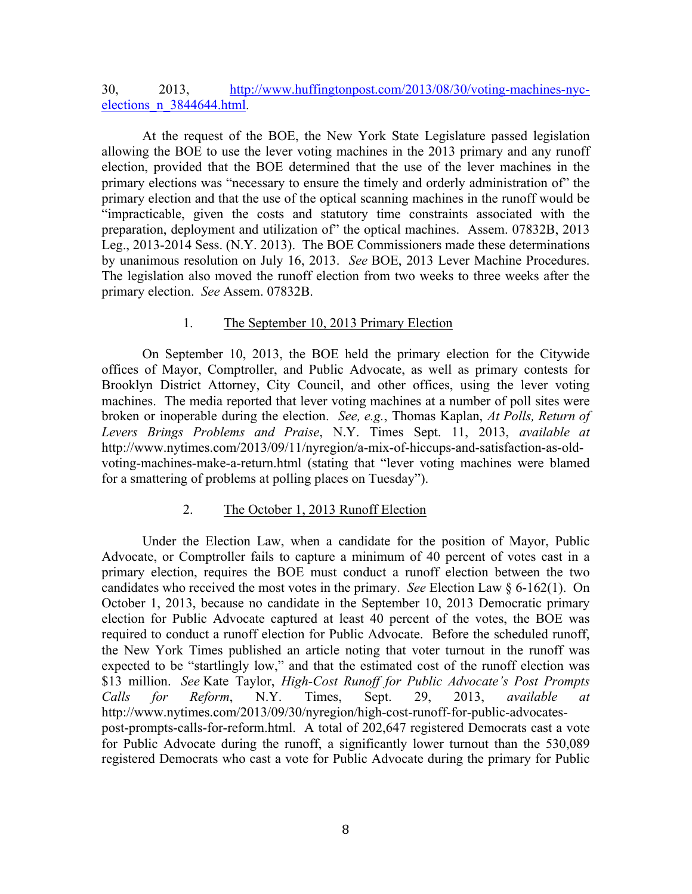30, 2013, http://www.huffingtonpost.com/2013/08/30/voting-machines-nyc-elections_n_3844644.html.

At the request of the BOE, the New York State Legislature passed legislation allowing the BOE to use the lever voting machines in the 2013 primary and any runoff election, provided that the BOE determined that the use of the lever machines in the primary elections was "necessary to ensure the timely and orderly administration of" the primary election and that the use of the optical scanning machines in the runoff would be "impracticable, given the costs and statutory time constraints associated with the preparation, deployment and utilization of" the optical machines. Assem. 07832B, 2013 Leg., 2013-2014 Sess. (N.Y. 2013). The BOE Commissioners made these determinations by unanimous resolution on July 16, 2013. *See* BOE, 2013 Lever Machine Procedures. The legislation also moved the runoff election from two weeks to three weeks after the primary election. *See* Assem. 07832B.

1. The September 10, 2013 Primary Election

On September 10, 2013, the BOE held the primary election for the Citywide offices of Mayor, Comptroller, and Public Advocate, as well as primary contests for Brooklyn District Attorney, City Council, and other offices, using the lever voting machines. The media reported that lever voting machines at a number of poll sites were broken or inoperable during the election. *See, e.g.*, Thomas Kaplan, *At Polls, Return of Levers Brings Problems and Praise*, N.Y. Times Sept. 11, 2013, *available at* http://www.nytimes.com/2013/09/11/nyregion/a-mix-of-hiccups-and-satisfaction-as-old-voting-machines-make-a-return.html (stating that "lever voting machines were blamed for a smattering of problems at polling places on Tuesday").

2. The October 1, 2013 Runoff Election

Under the Election Law, when a candidate for the position of Mayor, Public Advocate, or Comptroller fails to capture a minimum of 40 percent of votes cast in a primary election, requires the BOE must conduct a runoff election between the two candidates who received the most votes in the primary. *See* Election Law § 6-162(1). On October 1, 2013, because no candidate in the September 10, 2013 Democratic primary election for Public Advocate captured at least 40 percent of the votes, the BOE was required to conduct a runoff election for Public Advocate. Before the scheduled runoff, the New York Times published an article noting that voter turnout in the runoff was expected to be "startlingly low," and that the estimated cost of the runoff election was $13 million. *See* Kate Taylor, *High-Cost Runoff for Public Advocate's Post Prompts Calls for Reform*, N.Y. Times, Sept. 29, 2013, *available at* http://www.nytimes.com/2013/09/30/nyregion/high-cost-runoff-for-public-advocates-post-prompts-calls-for-reform.html. A total of 202,647 registered Democrats cast a vote for Public Advocate during the runoff, a significantly lower turnout than the 530,089 registered Democrats who cast a vote for Public Advocate during the primary for Public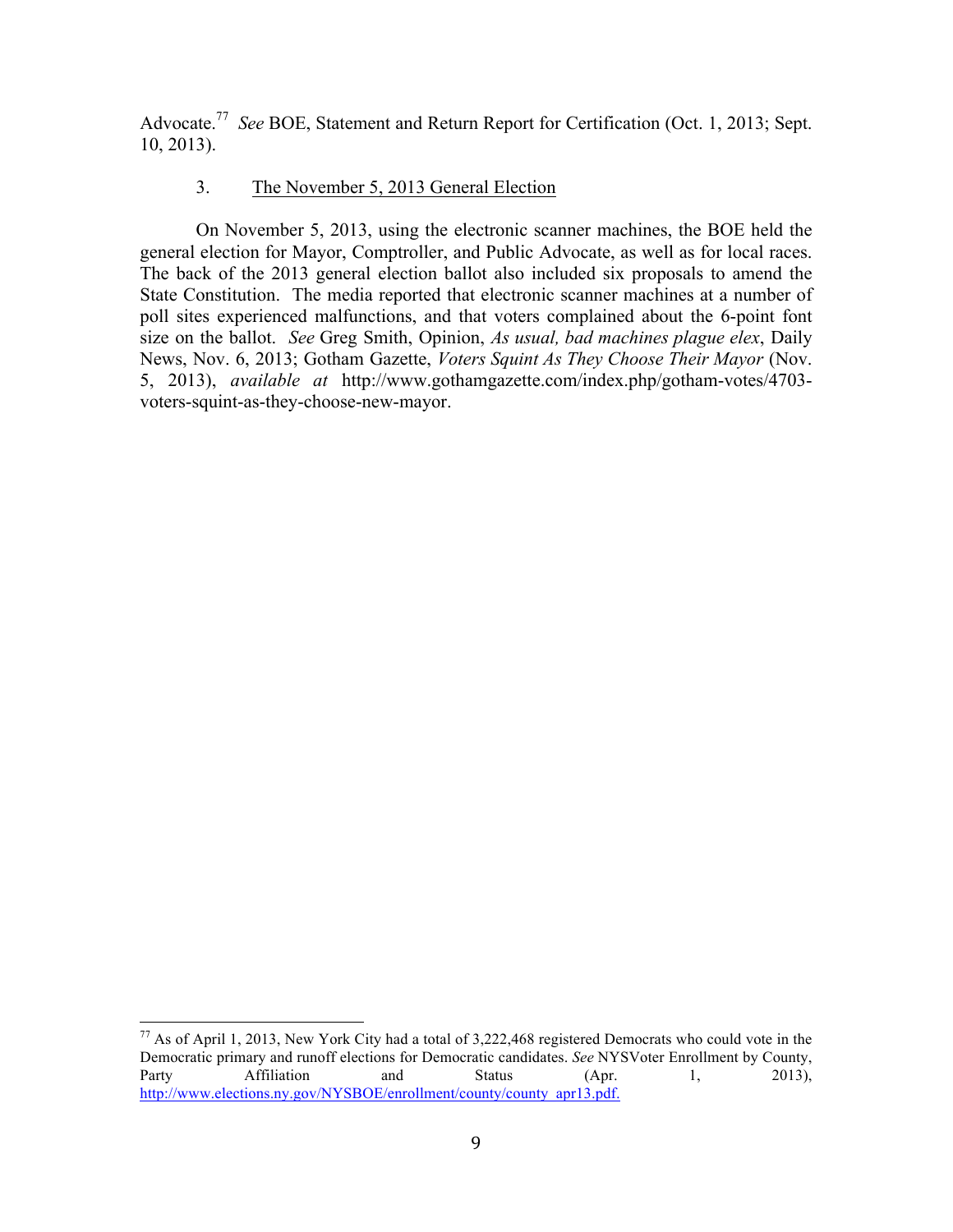Advocate.[77] *See* BOE, Statement and Return Report for Certification (Oct. 1, 2013; Sept. 10, 2013).

### 3. The November 5, 2013 General Election

On November 5, 2013, using the electronic scanner machines, the BOE held the general election for Mayor, Comptroller, and Public Advocate, as well as for local races. The back of the 2013 general election ballot also included six proposals to amend the State Constitution. The media reported that electronic scanner machines at a number of poll sites experienced malfunctions, and that voters complained about the 6-point font size on the ballot. *See* Greg Smith, Opinion, *As usual, bad machines plague elex*, Daily News, Nov. 6, 2013; Gotham Gazette, *Voters Squint As They Choose Their Mayor* (Nov. 5, 2013), *available at* http://www.gothamgazette.com/index.php/gotham-votes/4703-voters-squint-as-they-choose-new-mayor.

---

[77] As of April 1, 2013, New York City had a total of 3,222,468 registered Democrats who could vote in the Democratic primary and runoff elections for Democratic candidates. *See* NYSVoter Enrollment by County, Party Affiliation and Status (Apr. 1, 2013), http://www.elections.ny.gov/NYSBOE/enrollment/county/county_apr13.pdf.